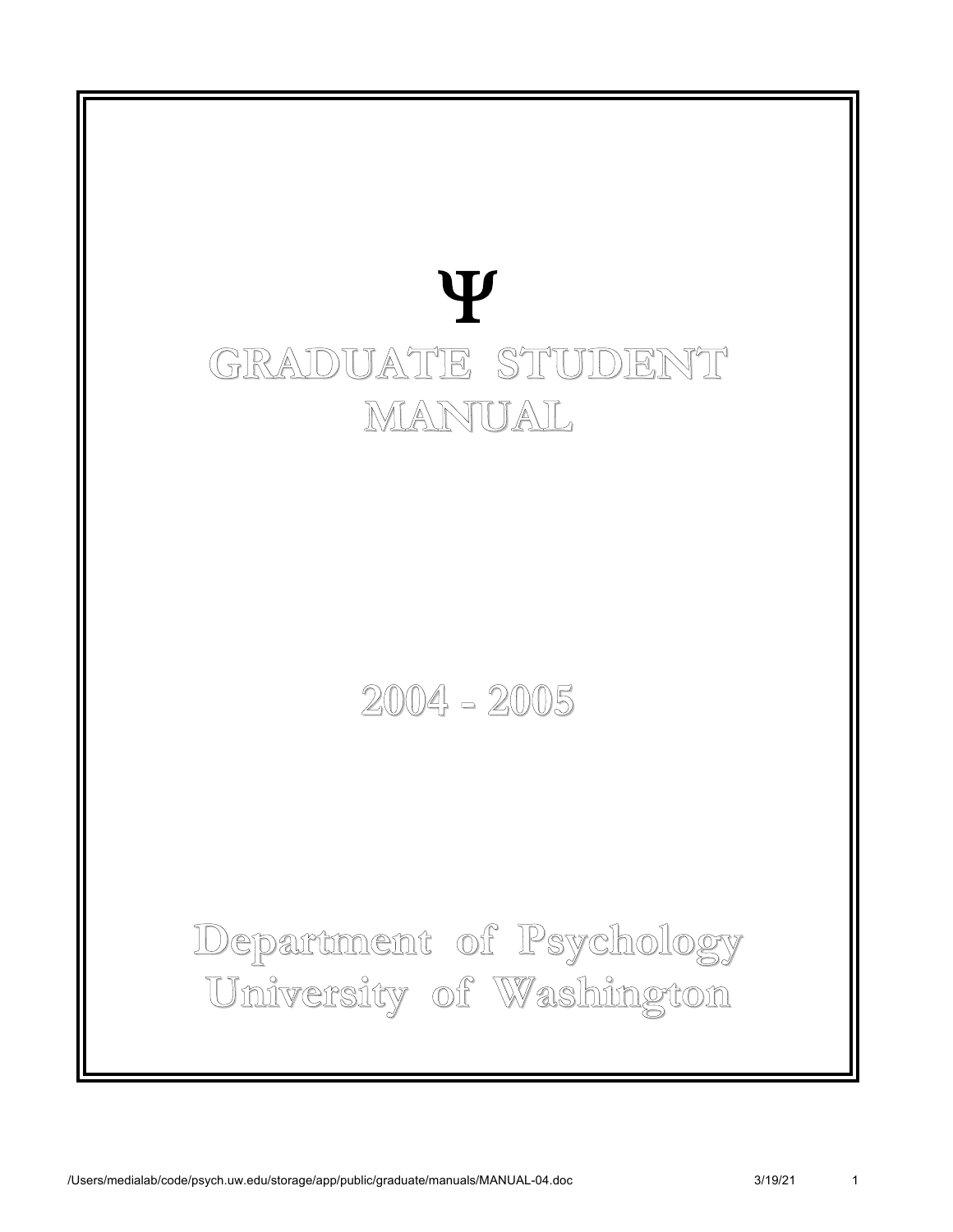Ψ

# GRADUATE STUDENT MANUAL

## 2004 - 2005

## Department of Psychology
## University of Washington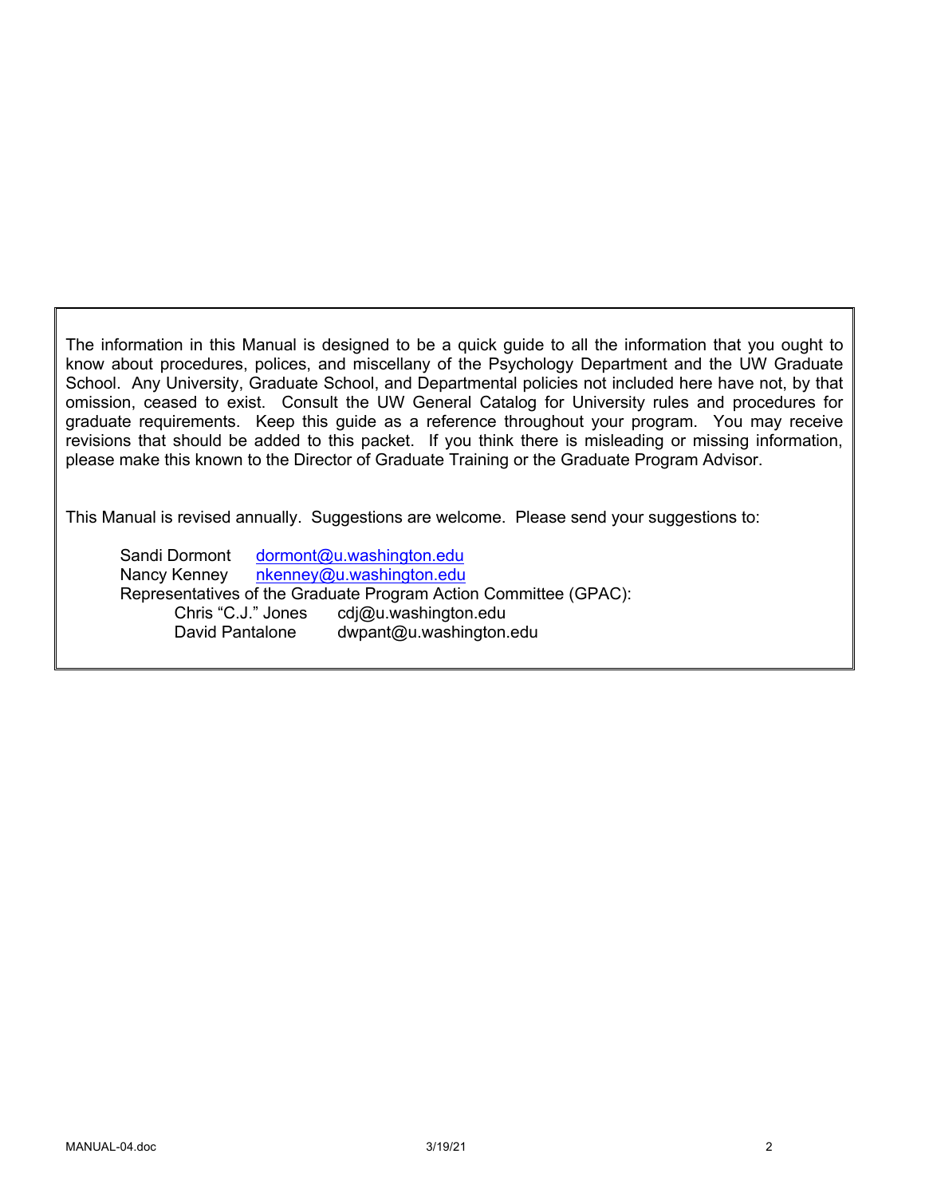The information in this Manual is designed to be a quick guide to all the information that you ought to know about procedures, polices, and miscellany of the Psychology Department and the UW Graduate School. Any University, Graduate School, and Departmental policies not included here have not, by that omission, ceased to exist. Consult the UW General Catalog for University rules and procedures for graduate requirements. Keep this guide as a reference throughout your program. You may receive revisions that should be added to this packet. If you think there is misleading or missing information, please make this known to the Director of Graduate Training or the Graduate Program Advisor.

This Manual is revised annually. Suggestions are welcome. Please send your suggestions to:

Sandi Dormont dormont@u.washington.edu
Nancy Kenney nkenney@u.washington.edu
Representatives of the Graduate Program Action Committee (GPAC):
- Chris "C.J." Jones cdj@u.washington.edu
- David Pantalone dwpant@u.washington.edu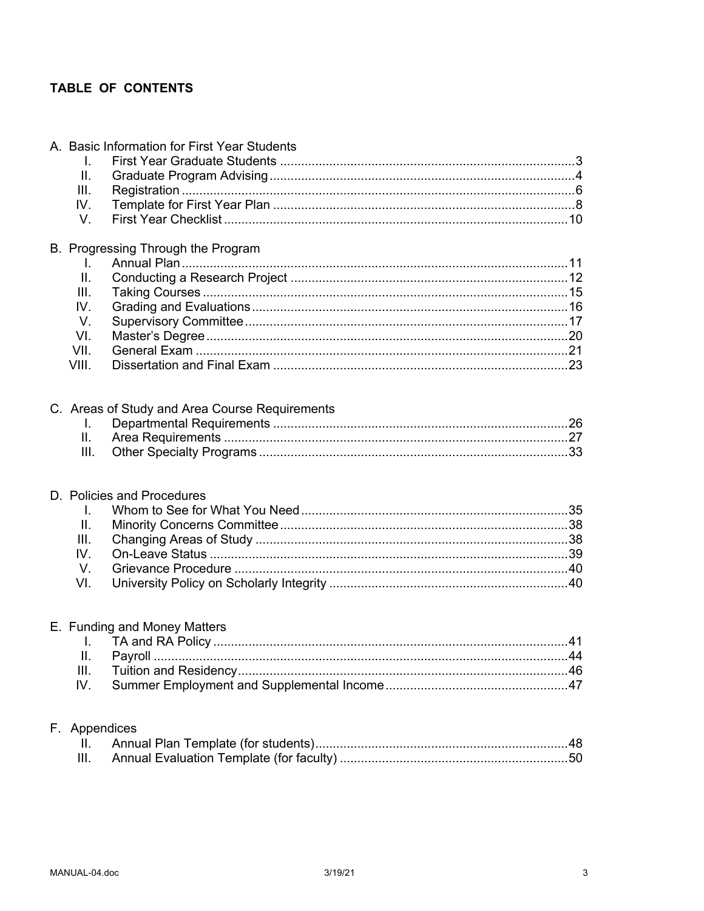# TABLE OF CONTENTS

A. Basic Information for First Year Students

| | | |
|---|---|---|
| I. | First Year Graduate Students | 3 |
| II. | Graduate Program Advising | 4 |
| III. | Registration | 6 |
| IV. | Template for First Year Plan | 8 |
| V. | First Year Checklist | 10 |

B. Progressing Through the Program

| | | |
|---|---|---|
| I. | Annual Plan | 11 |
| II. | Conducting a Research Project | 12 |
| III. | Taking Courses | 15 |
| IV. | Grading and Evaluations | 16 |
| V. | Supervisory Committee | 17 |
| VI. | Master's Degree | 20 |
| VII. | General Exam | 21 |
| VIII. | Dissertation and Final Exam | 23 |

C. Areas of Study and Area Course Requirements

| | | |
|---|---|---|
| I. | Departmental Requirements | 26 |
| II. | Area Requirements | 27 |
| III. | Other Specialty Programs | 33 |

D. Policies and Procedures

| | | |
|---|---|---|
| I. | Whom to See for What You Need | 35 |
| II. | Minority Concerns Committee | 38 |
| III. | Changing Areas of Study | 38 |
| IV. | On-Leave Status | 39 |
| V. | Grievance Procedure | 40 |
| VI. | University Policy on Scholarly Integrity | 40 |

E. Funding and Money Matters

| | | |
|---|---|---|
| I. | TA and RA Policy | 41 |
| II. | Payroll | 44 |
| III. | Tuition and Residency | 46 |
| IV. | Summer Employment and Supplemental Income | 47 |

F. Appendices

| | | |
|---|---|---|
| II. | Annual Plan Template (for students) | 48 |
| III. | Annual Evaluation Template (for faculty) | 50 |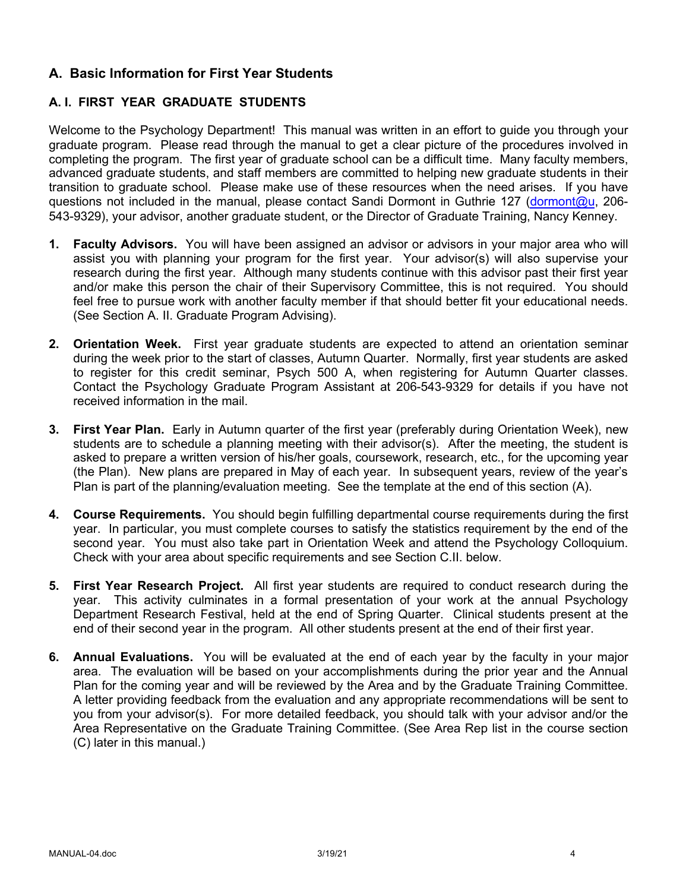## A. Basic Information for First Year Students

### A. I. FIRST YEAR GRADUATE STUDENTS

Welcome to the Psychology Department! This manual was written in an effort to guide you through your graduate program. Please read through the manual to get a clear picture of the procedures involved in completing the program. The first year of graduate school can be a difficult time. Many faculty members, advanced graduate students, and staff members are committed to helping new graduate students in their transition to graduate school. Please make use of these resources when the need arises. If you have questions not included in the manual, please contact Sandi Dormont in Guthrie 127 (dormont@u, 206-543-9329), your advisor, another graduate student, or the Director of Graduate Training, Nancy Kenney.

1. **Faculty Advisors.** You will have been assigned an advisor or advisors in your major area who will assist you with planning your program for the first year. Your advisor(s) will also supervise your research during the first year. Although many students continue with this advisor past their first year and/or make this person the chair of their Supervisory Committee, this is not required. You should feel free to pursue work with another faculty member if that should better fit your educational needs. (See Section A. II. Graduate Program Advising).

2. **Orientation Week.** First year graduate students are expected to attend an orientation seminar during the week prior to the start of classes, Autumn Quarter. Normally, first year students are asked to register for this credit seminar, Psych 500 A, when registering for Autumn Quarter classes. Contact the Psychology Graduate Program Assistant at 206-543-9329 for details if you have not received information in the mail.

3. **First Year Plan.** Early in Autumn quarter of the first year (preferably during Orientation Week), new students are to schedule a planning meeting with their advisor(s). After the meeting, the student is asked to prepare a written version of his/her goals, coursework, research, etc., for the upcoming year (the Plan). New plans are prepared in May of each year. In subsequent years, review of the year's Plan is part of the planning/evaluation meeting. See the template at the end of this section (A).

4. **Course Requirements.** You should begin fulfilling departmental course requirements during the first year. In particular, you must complete courses to satisfy the statistics requirement by the end of the second year. You must also take part in Orientation Week and attend the Psychology Colloquium. Check with your area about specific requirements and see Section C.II. below.

5. **First Year Research Project.** All first year students are required to conduct research during the year. This activity culminates in a formal presentation of your work at the annual Psychology Department Research Festival, held at the end of Spring Quarter. Clinical students present at the end of their second year in the program. All other students present at the end of their first year.

6. **Annual Evaluations.** You will be evaluated at the end of each year by the faculty in your major area. The evaluation will be based on your accomplishments during the prior year and the Annual Plan for the coming year and will be reviewed by the Area and by the Graduate Training Committee. A letter providing feedback from the evaluation and any appropriate recommendations will be sent to you from your advisor(s). For more detailed feedback, you should talk with your advisor and/or the Area Representative on the Graduate Training Committee. (See Area Rep list in the course section (C) later in this manual.)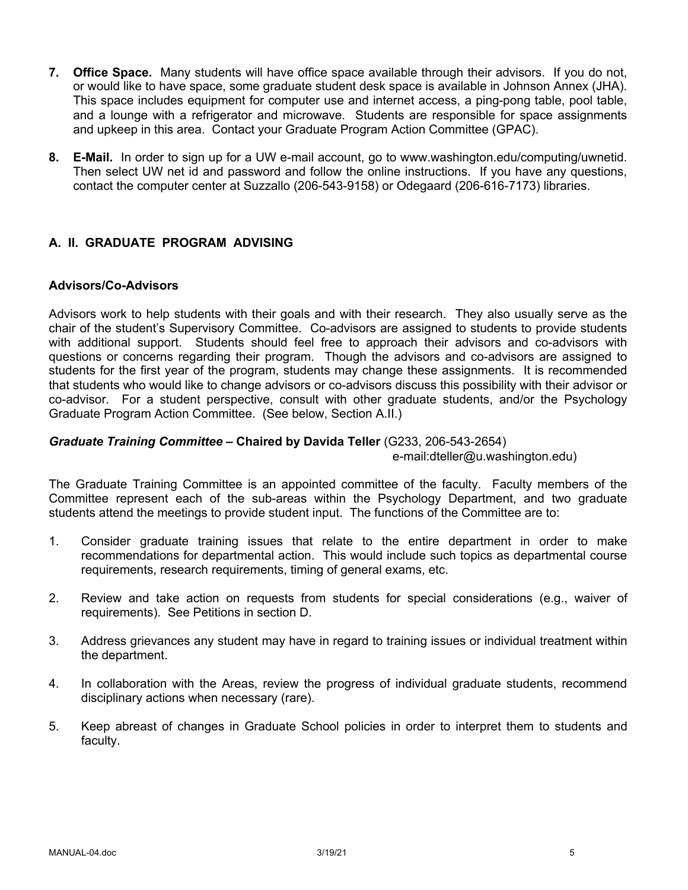7. **Office Space.** Many students will have office space available through their advisors. If you do not, or would like to have space, some graduate student desk space is available in Johnson Annex (JHA). This space includes equipment for computer use and internet access, a ping-pong table, pool table, and a lounge with a refrigerator and microwave. Students are responsible for space assignments and upkeep in this area. Contact your Graduate Program Action Committee (GPAC).

8. **E-Mail.** In order to sign up for a UW e-mail account, go to www.washington.edu/computing/uwnetid. Then select UW net id and password and follow the online instructions. If you have any questions, contact the computer center at Suzzallo (206-543-9158) or Odegaard (206-616-7173) libraries.

## A. II. GRADUATE PROGRAM ADVISING

### Advisors/Co-Advisors

Advisors work to help students with their goals and with their research. They also usually serve as the chair of the student's Supervisory Committee. Co-advisors are assigned to students to provide students with additional support. Students should feel free to approach their advisors and co-advisors with questions or concerns regarding their program. Though the advisors and co-advisors are assigned to students for the first year of the program, students may change these assignments. It is recommended that students who would like to change advisors or co-advisors discuss this possibility with their advisor or co-advisor. For a student perspective, consult with other graduate students, and/or the Psychology Graduate Program Action Committee. (See below, Section A.II.)

***Graduate Training Committee* – Chaired by Davida Teller** (G233, 206-543-2654)
e-mail:dteller@u.washington.edu)

The Graduate Training Committee is an appointed committee of the faculty. Faculty members of the Committee represent each of the sub-areas within the Psychology Department, and two graduate students attend the meetings to provide student input. The functions of the Committee are to:

1. Consider graduate training issues that relate to the entire department in order to make recommendations for departmental action. This would include such topics as departmental course requirements, research requirements, timing of general exams, etc.

2. Review and take action on requests from students for special considerations (e.g., waiver of requirements). See Petitions in section D.

3. Address grievances any student may have in regard to training issues or individual treatment within the department.

4. In collaboration with the Areas, review the progress of individual graduate students, recommend disciplinary actions when necessary (rare).

5. Keep abreast of changes in Graduate School policies in order to interpret them to students and faculty.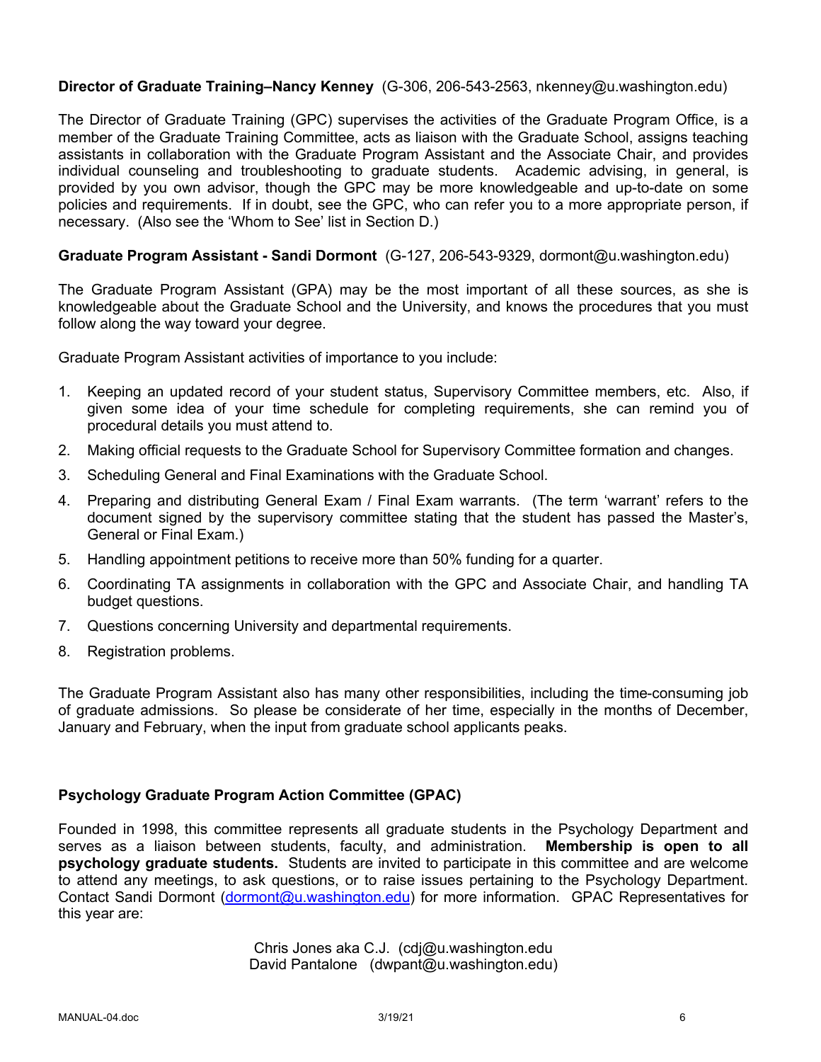**Director of Graduate Training–Nancy Kenney** (G-306, 206-543-2563, nkenney@u.washington.edu)

The Director of Graduate Training (GPC) supervises the activities of the Graduate Program Office, is a member of the Graduate Training Committee, acts as liaison with the Graduate School, assigns teaching assistants in collaboration with the Graduate Program Assistant and the Associate Chair, and provides individual counseling and troubleshooting to graduate students. Academic advising, in general, is provided by you own advisor, though the GPC may be more knowledgeable and up-to-date on some policies and requirements. If in doubt, see the GPC, who can refer you to a more appropriate person, if necessary. (Also see the 'Whom to See' list in Section D.)

**Graduate Program Assistant - Sandi Dormont** (G-127, 206-543-9329, dormont@u.washington.edu)

The Graduate Program Assistant (GPA) may be the most important of all these sources, as she is knowledgeable about the Graduate School and the University, and knows the procedures that you must follow along the way toward your degree.

Graduate Program Assistant activities of importance to you include:

1. Keeping an updated record of your student status, Supervisory Committee members, etc. Also, if given some idea of your time schedule for completing requirements, she can remind you of procedural details you must attend to.
2. Making official requests to the Graduate School for Supervisory Committee formation and changes.
3. Scheduling General and Final Examinations with the Graduate School.
4. Preparing and distributing General Exam / Final Exam warrants. (The term 'warrant' refers to the document signed by the supervisory committee stating that the student has passed the Master's, General or Final Exam.)
5. Handling appointment petitions to receive more than 50% funding for a quarter.
6. Coordinating TA assignments in collaboration with the GPC and Associate Chair, and handling TA budget questions.
7. Questions concerning University and departmental requirements.
8. Registration problems.

The Graduate Program Assistant also has many other responsibilities, including the time-consuming job of graduate admissions. So please be considerate of her time, especially in the months of December, January and February, when the input from graduate school applicants peaks.

**Psychology Graduate Program Action Committee (GPAC)**

Founded in 1998, this committee represents all graduate students in the Psychology Department and serves as a liaison between students, faculty, and administration. **Membership is open to all psychology graduate students.** Students are invited to participate in this committee and are welcome to attend any meetings, to ask questions, or to raise issues pertaining to the Psychology Department. Contact Sandi Dormont (dormont@u.washington.edu) for more information. GPAC Representatives for this year are:

Chris Jones aka C.J. (cdj@u.washington.edu
David Pantalone (dwpant@u.washington.edu)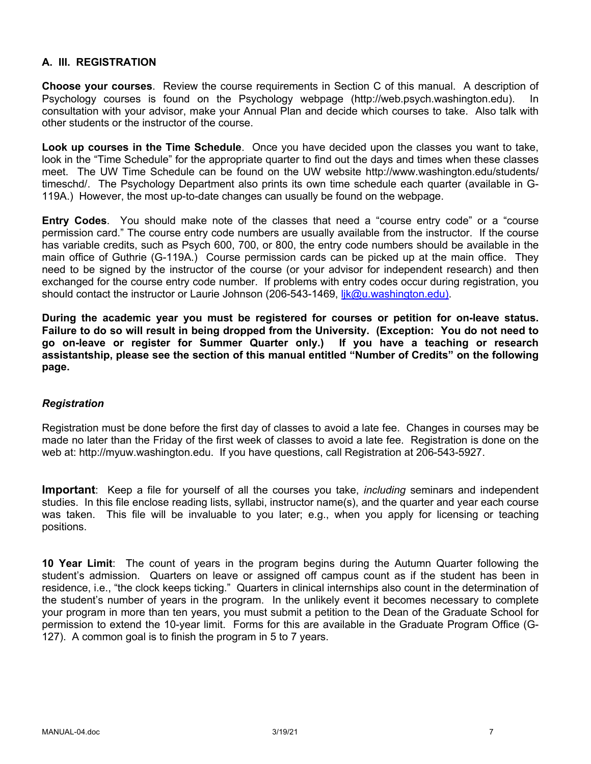### A. III. REGISTRATION

**Choose your courses**. Review the course requirements in Section C of this manual. A description of Psychology courses is found on the Psychology webpage (http://web.psych.washington.edu). In consultation with your advisor, make your Annual Plan and decide which courses to take. Also talk with other students or the instructor of the course.

**Look up courses in the Time Schedule**. Once you have decided upon the classes you want to take, look in the "Time Schedule" for the appropriate quarter to find out the days and times when these classes meet. The UW Time Schedule can be found on the UW website http://www.washington.edu/students/timeschd/. The Psychology Department also prints its own time schedule each quarter (available in G-119A.) However, the most up-to-date changes can usually be found on the webpage.

**Entry Codes**. You should make note of the classes that need a "course entry code" or a "course permission card." The course entry code numbers are usually available from the instructor. If the course has variable credits, such as Psych 600, 700, or 800, the entry code numbers should be available in the main office of Guthrie (G-119A.) Course permission cards can be picked up at the main office. They need to be signed by the instructor of the course (or your advisor for independent research) and then exchanged for the course entry code number. If problems with entry codes occur during registration, you should contact the instructor or Laurie Johnson (206-543-1469, ljk@u.washington.edu).

**During the academic year you must be registered for courses or petition for on-leave status. Failure to do so will result in being dropped from the University. (Exception: You do not need to go on-leave or register for Summer Quarter only.) If you have a teaching or research assistantship, please see the section of this manual entitled "Number of Credits" on the following page.**

#### *Registration*

Registration must be done before the first day of classes to avoid a late fee. Changes in courses may be made no later than the Friday of the first week of classes to avoid a late fee. Registration is done on the web at: http://myuw.washington.edu. If you have questions, call Registration at 206-543-5927.

**Important**: Keep a file for yourself of all the courses you take, *including* seminars and independent studies. In this file enclose reading lists, syllabi, instructor name(s), and the quarter and year each course was taken. This file will be invaluable to you later; e.g., when you apply for licensing or teaching positions.

**10 Year Limit**: The count of years in the program begins during the Autumn Quarter following the student's admission. Quarters on leave or assigned off campus count as if the student has been in residence, i.e., "the clock keeps ticking." Quarters in clinical internships also count in the determination of the student's number of years in the program. In the unlikely event it becomes necessary to complete your program in more than ten years, you must submit a petition to the Dean of the Graduate School for permission to extend the 10-year limit. Forms for this are available in the Graduate Program Office (G-127). A common goal is to finish the program in 5 to 7 years.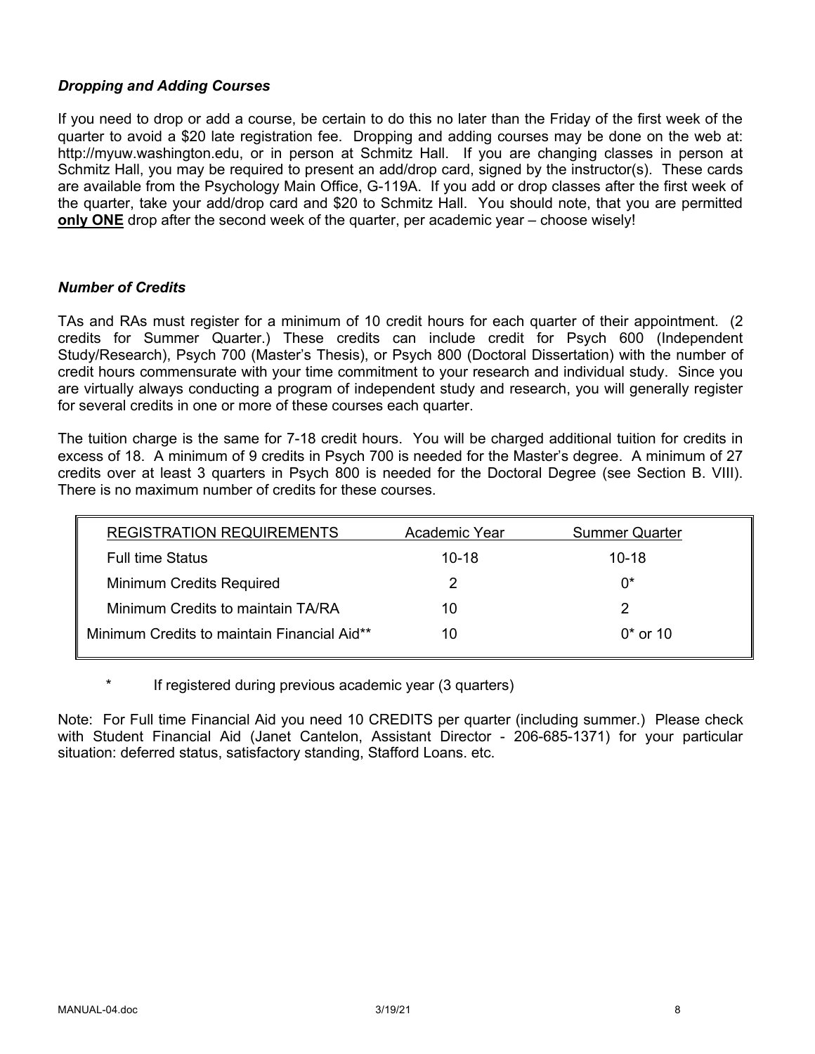### *Dropping and Adding Courses*

If you need to drop or add a course, be certain to do this no later than the Friday of the first week of the quarter to avoid a $20 late registration fee. Dropping and adding courses may be done on the web at: http://myuw.washington.edu, or in person at Schmitz Hall. If you are changing classes in person at Schmitz Hall, you may be required to present an add/drop card, signed by the instructor(s). These cards are available from the Psychology Main Office, G-119A. If you add or drop classes after the first week of the quarter, take your add/drop card and $20 to Schmitz Hall. You should note, that you are permitted **only ONE** drop after the second week of the quarter, per academic year – choose wisely!

### *Number of Credits*

TAs and RAs must register for a minimum of 10 credit hours for each quarter of their appointment. (2 credits for Summer Quarter.) These credits can include credit for Psych 600 (Independent Study/Research), Psych 700 (Master's Thesis), or Psych 800 (Doctoral Dissertation) with the number of credit hours commensurate with your time commitment to your research and individual study. Since you are virtually always conducting a program of independent study and research, you will generally register for several credits in one or more of these courses each quarter.

The tuition charge is the same for 7-18 credit hours. You will be charged additional tuition for credits in excess of 18. A minimum of 9 credits in Psych 700 is needed for the Master's degree. A minimum of 27 credits over at least 3 quarters in Psych 800 is needed for the Doctoral Degree (see Section B. VIII). There is no maximum number of credits for these courses.

| REGISTRATION REQUIREMENTS | Academic Year | Summer Quarter |
|---|---|---|
| Full time Status | 10-18 | 10-18 |
| Minimum Credits Required | 2 | 0* |
| Minimum Credits to maintain TA/RA | 10 | 2 |
| Minimum Credits to maintain Financial Aid** | 10 | 0* or 10 |

\* If registered during previous academic year (3 quarters)

Note: For Full time Financial Aid you need 10 CREDITS per quarter (including summer.) Please check with Student Financial Aid (Janet Cantelon, Assistant Director - 206-685-1371) for your particular situation: deferred status, satisfactory standing, Stafford Loans. etc.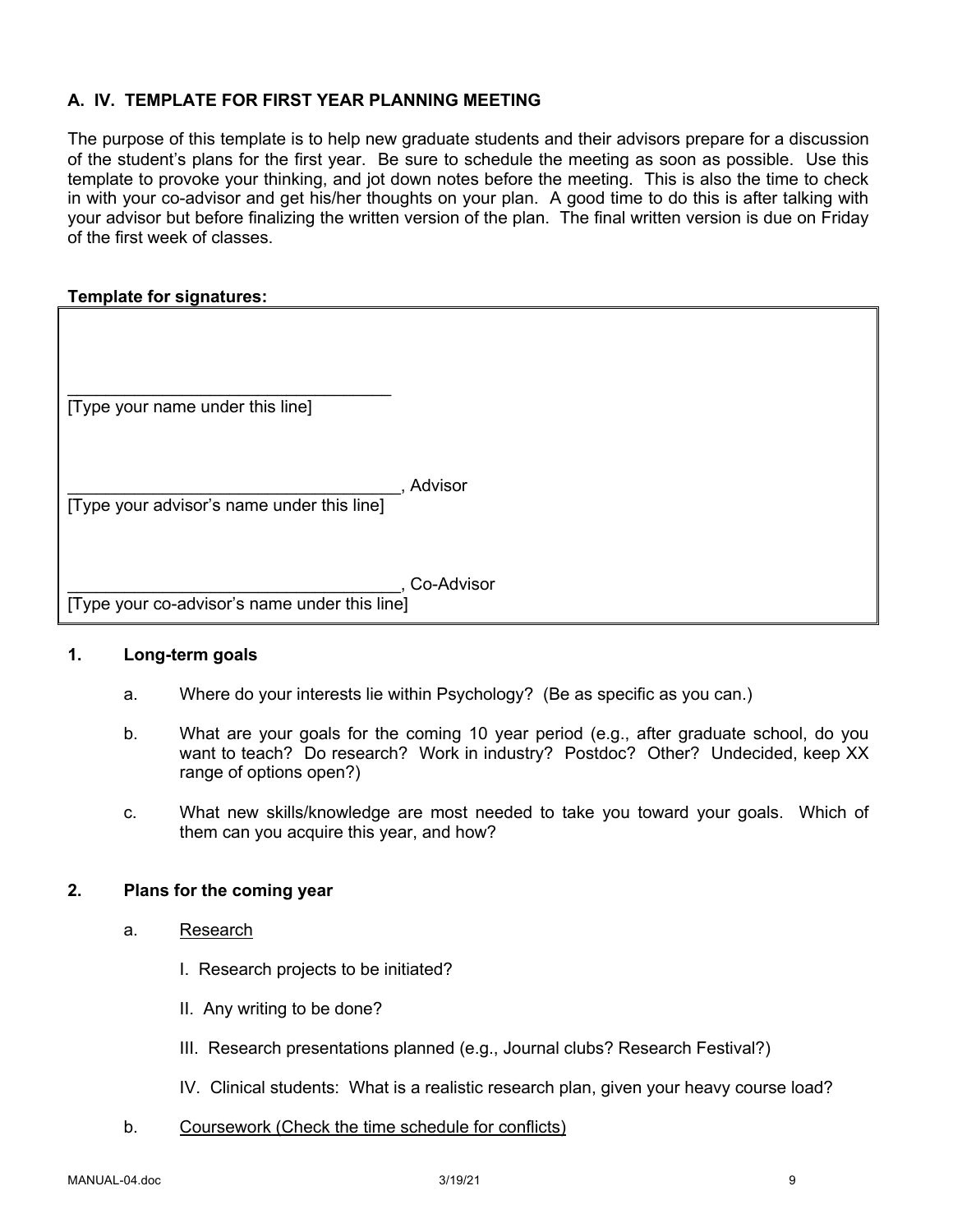## A. IV. TEMPLATE FOR FIRST YEAR PLANNING MEETING

The purpose of this template is to help new graduate students and their advisors prepare for a discussion of the student's plans for the first year. Be sure to schedule the meeting as soon as possible. Use this template to provoke your thinking, and jot down notes before the meeting. This is also the time to check in with your co-advisor and get his/her thoughts on your plan. A good time to do this is after talking with your advisor but before finalizing the written version of the plan. The final written version is due on Friday of the first week of classes.

**Template for signatures:**

___________________________________
[Type your name under this line]

___________________________________, Advisor
[Type your advisor's name under this line]

___________________________________, Co-Advisor
[Type your co-advisor's name under this line]

**1. Long-term goals**

a. Where do your interests lie within Psychology? (Be as specific as you can.)

b. What are your goals for the coming 10 year period (e.g., after graduate school, do you want to teach? Do research? Work in industry? Postdoc? Other? Undecided, keep XX range of options open?)

c. What new skills/knowledge are most needed to take you toward your goals. Which of them can you acquire this year, and how?

**2. Plans for the coming year**

a. Research

I. Research projects to be initiated?

II. Any writing to be done?

III. Research presentations planned (e.g., Journal clubs? Research Festival?)

IV. Clinical students: What is a realistic research plan, given your heavy course load?

b. Coursework (Check the time schedule for conflicts)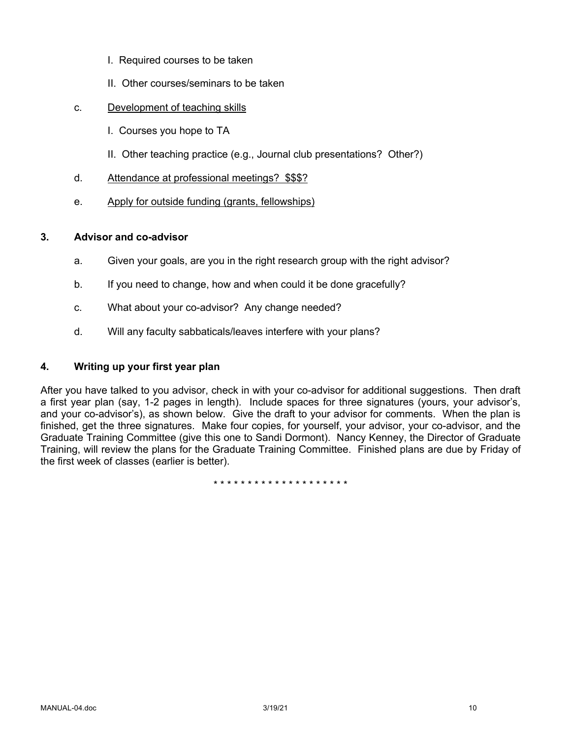I. Required courses to be taken

II. Other courses/seminars to be taken

c. <u>Development of teaching skills</u>

I. Courses you hope to TA

II. Other teaching practice (e.g., Journal club presentations? Other?)

d. <u>Attendance at professional meetings? $$$?</u>

e. <u>Apply for outside funding (grants, fellowships)</u>

### 3. Advisor and co-advisor

a. Given your goals, are you in the right research group with the right advisor?

b. If you need to change, how and when could it be done gracefully?

c. What about your co-advisor? Any change needed?

d. Will any faculty sabbaticals/leaves interfere with your plans?

### 4. Writing up your first year plan

After you have talked to you advisor, check in with your co-advisor for additional suggestions. Then draft a first year plan (say, 1-2 pages in length). Include spaces for three signatures (yours, your advisor's, and your co-advisor's), as shown below. Give the draft to your advisor for comments. When the plan is finished, get the three signatures. Make four copies, for yourself, your advisor, your co-advisor, and the Graduate Training Committee (give this one to Sandi Dormont). Nancy Kenney, the Director of Graduate Training, will review the plans for the Graduate Training Committee. Finished plans are due by Friday of the first week of classes (earlier is better).

* * * * * * * * * * * * * * * * * * * *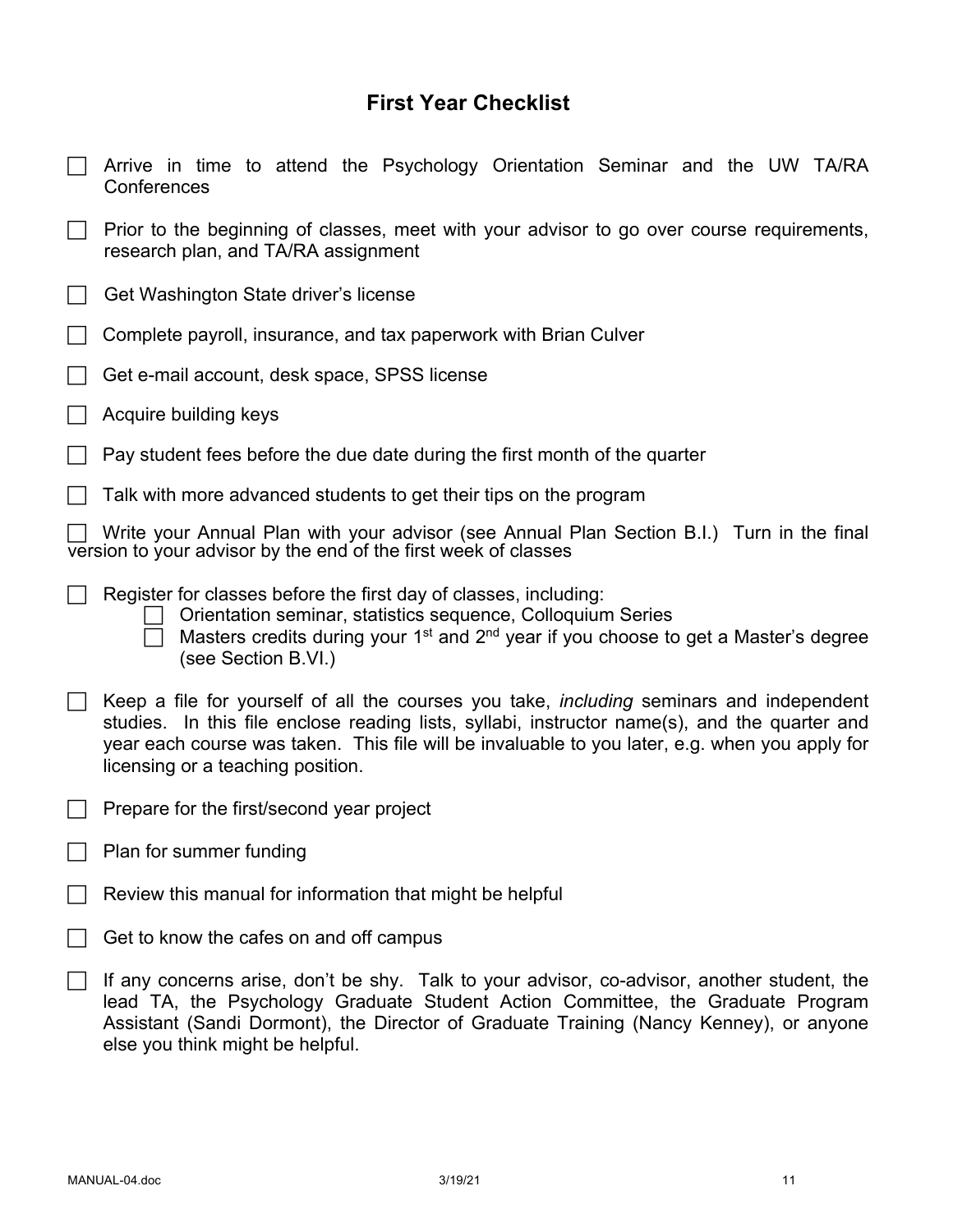# First Year Checklist

- [ ] Arrive in time to attend the Psychology Orientation Seminar and the UW TA/RA Conferences
- [ ] Prior to the beginning of classes, meet with your advisor to go over course requirements, research plan, and TA/RA assignment
- [ ] Get Washington State driver's license
- [ ] Complete payroll, insurance, and tax paperwork with Brian Culver
- [ ] Get e-mail account, desk space, SPSS license
- [ ] Acquire building keys
- [ ] Pay student fees before the due date during the first month of the quarter
- [ ] Talk with more advanced students to get their tips on the program
- [ ] Write your Annual Plan with your advisor (see Annual Plan Section B.I.) Turn in the final version to your advisor by the end of the first week of classes
- [ ] Register for classes before the first day of classes, including:
  - [ ] Orientation seminar, statistics sequence, Colloquium Series
  - [ ] Masters credits during your 1st and 2nd year if you choose to get a Master's degree (see Section B.VI.)
- [ ] Keep a file for yourself of all the courses you take, *including* seminars and independent studies. In this file enclose reading lists, syllabi, instructor name(s), and the quarter and year each course was taken. This file will be invaluable to you later, e.g. when you apply for licensing or a teaching position.
- [ ] Prepare for the first/second year project
- [ ] Plan for summer funding
- [ ] Review this manual for information that might be helpful
- [ ] Get to know the cafes on and off campus
- [ ] If any concerns arise, don't be shy. Talk to your advisor, co-advisor, another student, the lead TA, the Psychology Graduate Student Action Committee, the Graduate Program Assistant (Sandi Dormont), the Director of Graduate Training (Nancy Kenney), or anyone else you think might be helpful.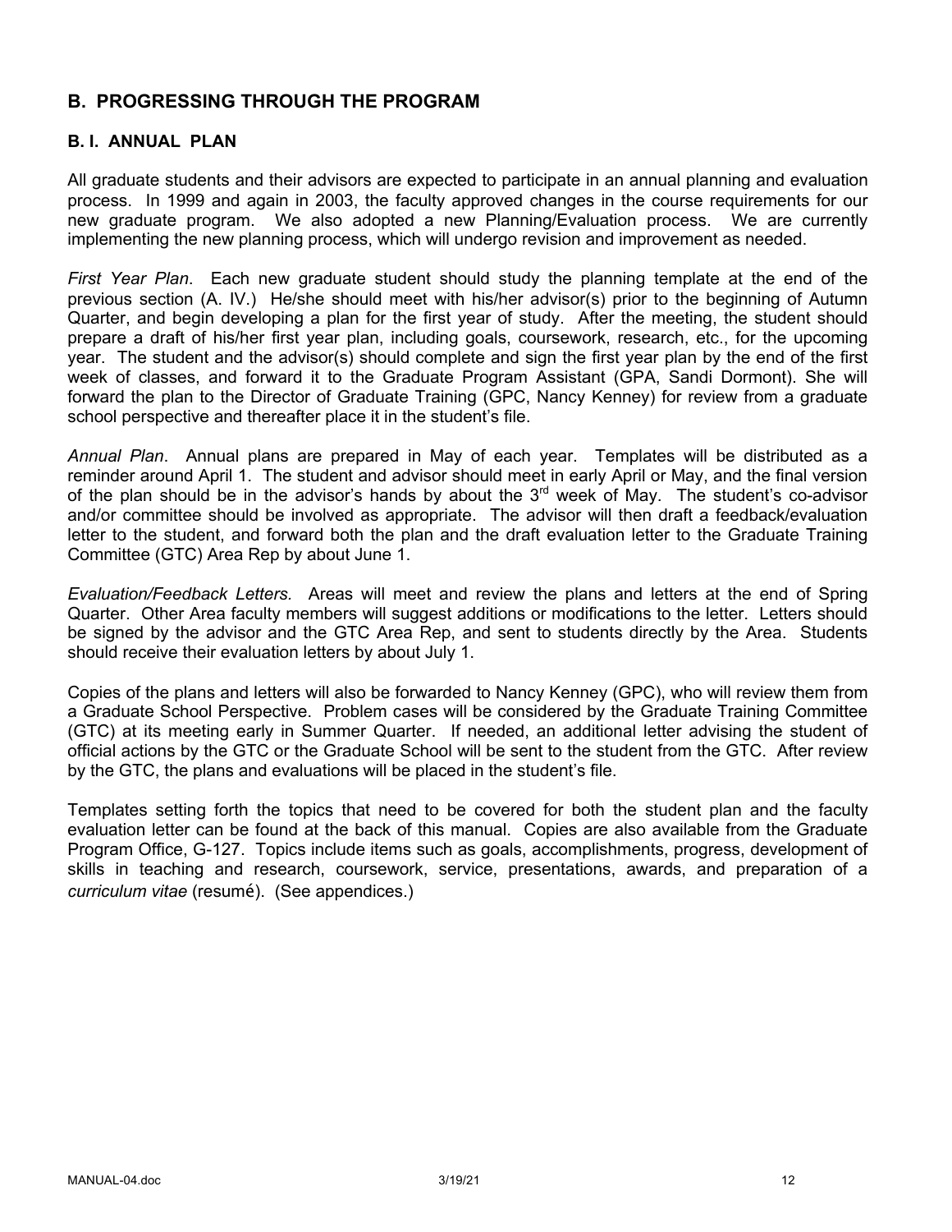## B. PROGRESSING THROUGH THE PROGRAM

### B. I. ANNUAL PLAN

All graduate students and their advisors are expected to participate in an annual planning and evaluation process. In 1999 and again in 2003, the faculty approved changes in the course requirements for our new graduate program. We also adopted a new Planning/Evaluation process. We are currently implementing the new planning process, which will undergo revision and improvement as needed.

*First Year Plan*. Each new graduate student should study the planning template at the end of the previous section (A. IV.) He/she should meet with his/her advisor(s) prior to the beginning of Autumn Quarter, and begin developing a plan for the first year of study. After the meeting, the student should prepare a draft of his/her first year plan, including goals, coursework, research, etc., for the upcoming year. The student and the advisor(s) should complete and sign the first year plan by the end of the first week of classes, and forward it to the Graduate Program Assistant (GPA, Sandi Dormont). She will forward the plan to the Director of Graduate Training (GPC, Nancy Kenney) for review from a graduate school perspective and thereafter place it in the student's file.

*Annual Plan*. Annual plans are prepared in May of each year. Templates will be distributed as a reminder around April 1. The student and advisor should meet in early April or May, and the final version of the plan should be in the advisor's hands by about the 3rd week of May. The student's co-advisor and/or committee should be involved as appropriate. The advisor will then draft a feedback/evaluation letter to the student, and forward both the plan and the draft evaluation letter to the Graduate Training Committee (GTC) Area Rep by about June 1.

*Evaluation/Feedback Letters.* Areas will meet and review the plans and letters at the end of Spring Quarter. Other Area faculty members will suggest additions or modifications to the letter. Letters should be signed by the advisor and the GTC Area Rep, and sent to students directly by the Area. Students should receive their evaluation letters by about July 1.

Copies of the plans and letters will also be forwarded to Nancy Kenney (GPC), who will review them from a Graduate School Perspective. Problem cases will be considered by the Graduate Training Committee (GTC) at its meeting early in Summer Quarter. If needed, an additional letter advising the student of official actions by the GTC or the Graduate School will be sent to the student from the GTC. After review by the GTC, the plans and evaluations will be placed in the student's file.

Templates setting forth the topics that need to be covered for both the student plan and the faculty evaluation letter can be found at the back of this manual. Copies are also available from the Graduate Program Office, G-127. Topics include items such as goals, accomplishments, progress, development of skills in teaching and research, coursework, service, presentations, awards, and preparation of a *curriculum vitae* (resumé). (See appendices.)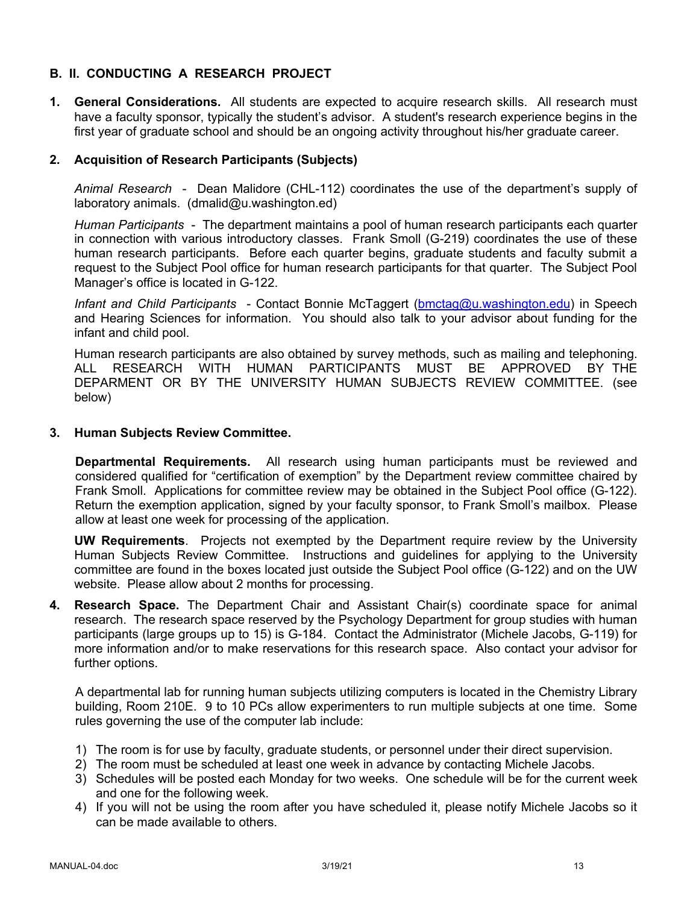## B. II. CONDUCTING A RESEARCH PROJECT

1. **General Considerations.** All students are expected to acquire research skills. All research must have a faculty sponsor, typically the student's advisor. A student's research experience begins in the first year of graduate school and should be an ongoing activity throughout his/her graduate career.

2. **Acquisition of Research Participants (Subjects)**

   *Animal Research* - Dean Malidore (CHL-112) coordinates the use of the department's supply of laboratory animals. (dmalid@u.washington.ed)

   *Human Participants* - The department maintains a pool of human research participants each quarter in connection with various introductory classes. Frank Smoll (G-219) coordinates the use of these human research participants. Before each quarter begins, graduate students and faculty submit a request to the Subject Pool office for human research participants for that quarter. The Subject Pool Manager's office is located in G-122.

   *Infant and Child Participants* - Contact Bonnie McTaggert (bmctag@u.washington.edu) in Speech and Hearing Sciences for information. You should also talk to your advisor about funding for the infant and child pool.

   Human research participants are also obtained by survey methods, such as mailing and telephoning. ALL RESEARCH WITH HUMAN PARTICIPANTS MUST BE APPROVED BY THE DEPARMENT OR BY THE UNIVERSITY HUMAN SUBJECTS REVIEW COMMITTEE. (see below)

3. **Human Subjects Review Committee.**

   **Departmental Requirements.** All research using human participants must be reviewed and considered qualified for "certification of exemption" by the Department review committee chaired by Frank Smoll. Applications for committee review may be obtained in the Subject Pool office (G-122). Return the exemption application, signed by your faculty sponsor, to Frank Smoll's mailbox. Please allow at least one week for processing of the application.

   **UW Requirements**. Projects not exempted by the Department require review by the University Human Subjects Review Committee. Instructions and guidelines for applying to the University committee are found in the boxes located just outside the Subject Pool office (G-122) and on the UW website. Please allow about 2 months for processing.

4. **Research Space.** The Department Chair and Assistant Chair(s) coordinate space for animal research. The research space reserved by the Psychology Department for group studies with human participants (large groups up to 15) is G-184. Contact the Administrator (Michele Jacobs, G-119) for more information and/or to make reservations for this research space. Also contact your advisor for further options.

   A departmental lab for running human subjects utilizing computers is located in the Chemistry Library building, Room 210E. 9 to 10 PCs allow experimenters to run multiple subjects at one time. Some rules governing the use of the computer lab include:

   1) The room is for use by faculty, graduate students, or personnel under their direct supervision.
   2) The room must be scheduled at least one week in advance by contacting Michele Jacobs.
   3) Schedules will be posted each Monday for two weeks. One schedule will be for the current week and one for the following week.
   4) If you will not be using the room after you have scheduled it, please notify Michele Jacobs so it can be made available to others.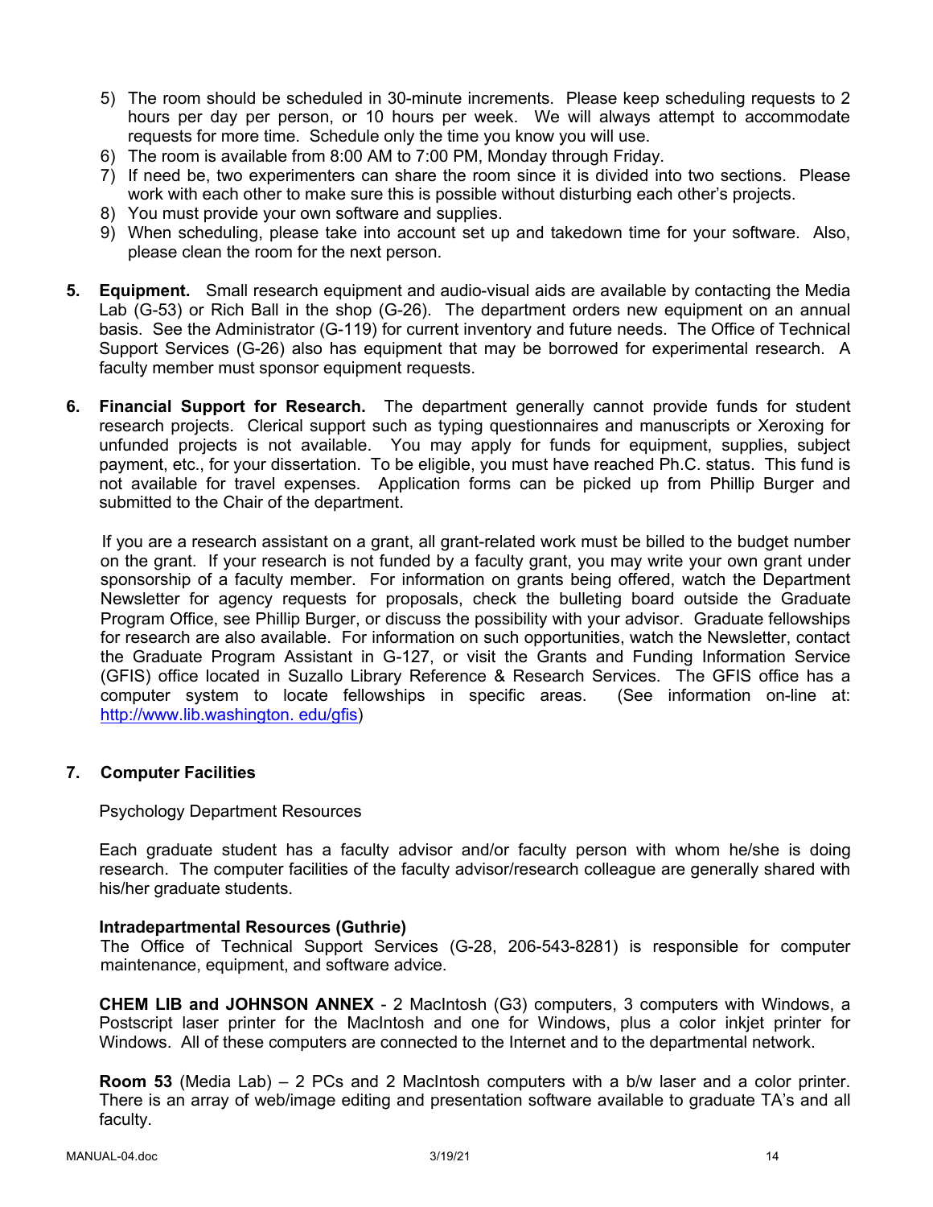5) The room should be scheduled in 30-minute increments. Please keep scheduling requests to 2 hours per day per person, or 10 hours per week. We will always attempt to accommodate requests for more time. Schedule only the time you know you will use.
6) The room is available from 8:00 AM to 7:00 PM, Monday through Friday.
7) If need be, two experimenters can share the room since it is divided into two sections. Please work with each other to make sure this is possible without disturbing each other's projects.
8) You must provide your own software and supplies.
9) When scheduling, please take into account set up and takedown time for your software. Also, please clean the room for the next person.

**5. Equipment.** Small research equipment and audio-visual aids are available by contacting the Media Lab (G-53) or Rich Ball in the shop (G-26). The department orders new equipment on an annual basis. See the Administrator (G-119) for current inventory and future needs. The Office of Technical Support Services (G-26) also has equipment that may be borrowed for experimental research. A faculty member must sponsor equipment requests.

**6. Financial Support for Research.** The department generally cannot provide funds for student research projects. Clerical support such as typing questionnaires and manuscripts or Xeroxing for unfunded projects is not available. You may apply for funds for equipment, supplies, subject payment, etc., for your dissertation. To be eligible, you must have reached Ph.C. status. This fund is not available for travel expenses. Application forms can be picked up from Phillip Burger and submitted to the Chair of the department.

If you are a research assistant on a grant, all grant-related work must be billed to the budget number on the grant. If your research is not funded by a faculty grant, you may write your own grant under sponsorship of a faculty member. For information on grants being offered, watch the Department Newsletter for agency requests for proposals, check the bulleting board outside the Graduate Program Office, see Phillip Burger, or discuss the possibility with your advisor. Graduate fellowships for research are also available. For information on such opportunities, watch the Newsletter, contact the Graduate Program Assistant in G-127, or visit the Grants and Funding Information Service (GFIS) office located in Suzallo Library Reference & Research Services. The GFIS office has a computer system to locate fellowships in specific areas. (See information on-line at: http://www.lib.washington. edu/gfis)

## 7. Computer Facilities

Psychology Department Resources

Each graduate student has a faculty advisor and/or faculty person with whom he/she is doing research. The computer facilities of the faculty advisor/research colleague are generally shared with his/her graduate students.

**Intradepartmental Resources (Guthrie)**

The Office of Technical Support Services (G-28, 206-543-8281) is responsible for computer maintenance, equipment, and software advice.

**CHEM LIB and JOHNSON ANNEX** - 2 MacIntosh (G3) computers, 3 computers with Windows, a Postscript laser printer for the MacIntosh and one for Windows, plus a color inkjet printer for Windows. All of these computers are connected to the Internet and to the departmental network.

**Room 53** (Media Lab) – 2 PCs and 2 MacIntosh computers with a b/w laser and a color printer. There is an array of web/image editing and presentation software available to graduate TA's and all faculty.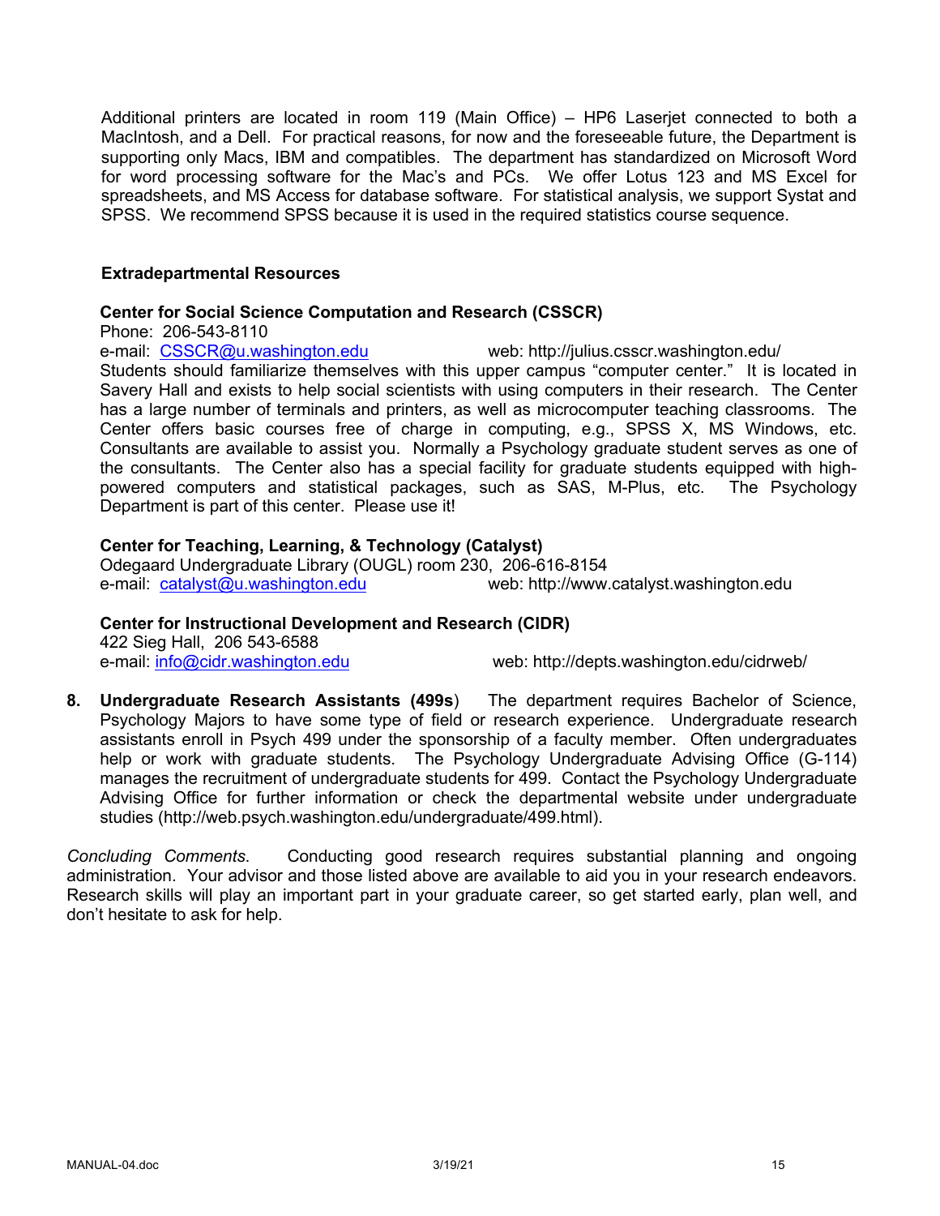Additional printers are located in room 119 (Main Office) – HP6 Laserjet connected to both a MacIntosh, and a Dell. For practical reasons, for now and the foreseeable future, the Department is supporting only Macs, IBM and compatibles. The department has standardized on Microsoft Word for word processing software for the Mac's and PCs. We offer Lotus 123 and MS Excel for spreadsheets, and MS Access for database software. For statistical analysis, we support Systat and SPSS. We recommend SPSS because it is used in the required statistics course sequence.

**Extradepartmental Resources**

**Center for Social Science Computation and Research (CSSCR)**
Phone: 206-543-8110
e-mail: CSSCR@u.washington.edu web: http://julius.csscr.washington.edu/
Students should familiarize themselves with this upper campus "computer center." It is located in Savery Hall and exists to help social scientists with using computers in their research. The Center has a large number of terminals and printers, as well as microcomputer teaching classrooms. The Center offers basic courses free of charge in computing, e.g., SPSS X, MS Windows, etc. Consultants are available to assist you. Normally a Psychology graduate student serves as one of the consultants. The Center also has a special facility for graduate students equipped with high-powered computers and statistical packages, such as SAS, M-Plus, etc. The Psychology Department is part of this center. Please use it!

**Center for Teaching, Learning, & Technology (Catalyst)**
Odegaard Undergraduate Library (OUGL) room 230, 206-616-8154
e-mail: catalyst@u.washington.edu web: http://www.catalyst.washington.edu

**Center for Instructional Development and Research (CIDR)**
422 Sieg Hall, 206 543-6588
e-mail: info@cidr.washington.edu web: http://depts.washington.edu/cidrweb/

8. **Undergraduate Research Assistants (499s**) The department requires Bachelor of Science, Psychology Majors to have some type of field or research experience. Undergraduate research assistants enroll in Psych 499 under the sponsorship of a faculty member. Often undergraduates help or work with graduate students. The Psychology Undergraduate Advising Office (G-114) manages the recruitment of undergraduate students for 499. Contact the Psychology Undergraduate Advising Office for further information or check the departmental website under undergraduate studies (http://web.psych.washington.edu/undergraduate/499.html).

*Concluding Comments.* Conducting good research requires substantial planning and ongoing administration. Your advisor and those listed above are available to aid you in your research endeavors. Research skills will play an important part in your graduate career, so get started early, plan well, and don't hesitate to ask for help.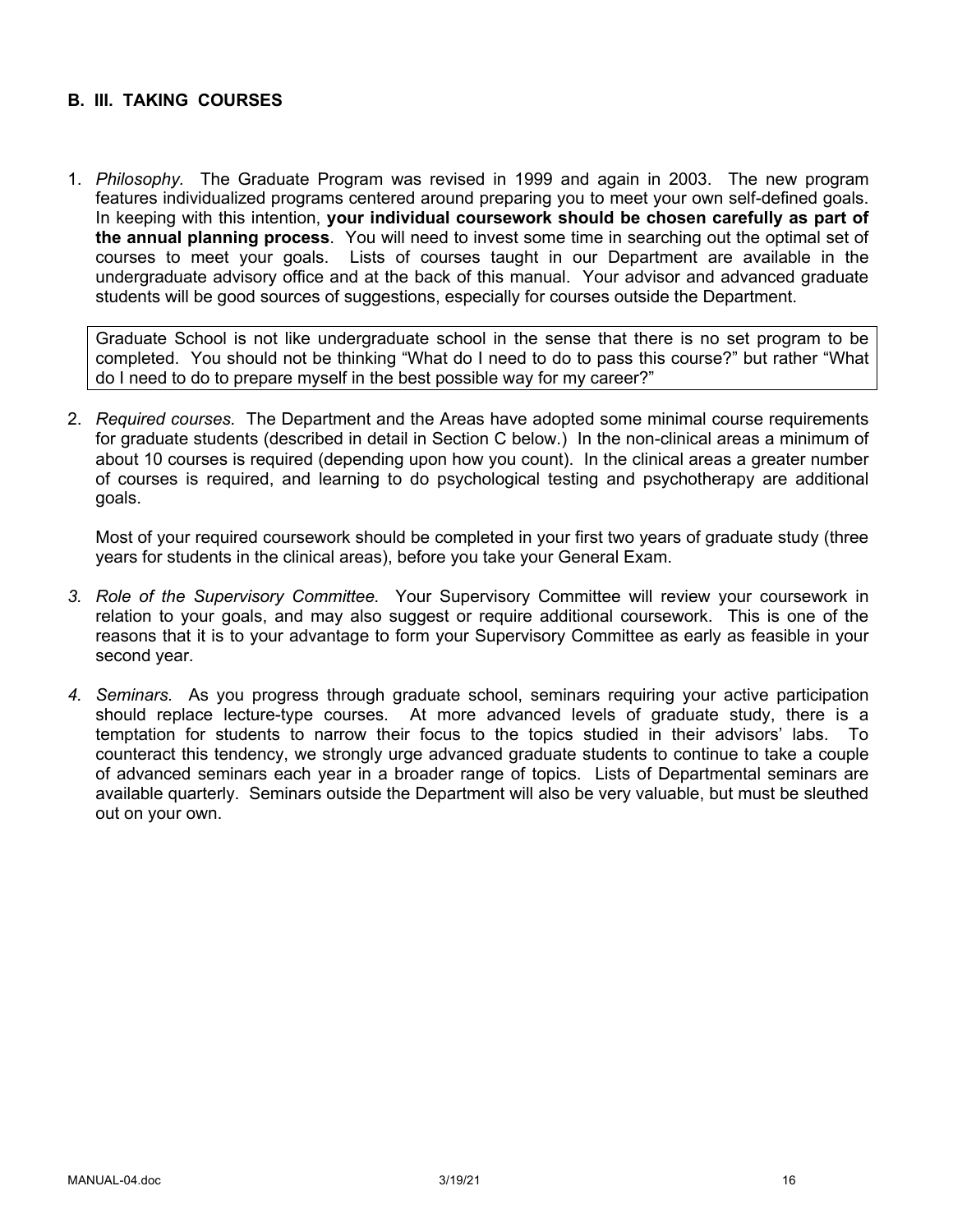## B. III. TAKING COURSES

1. *Philosophy.* The Graduate Program was revised in 1999 and again in 2003. The new program features individualized programs centered around preparing you to meet your own self-defined goals. In keeping with this intention, **your individual coursework should be chosen carefully as part of the annual planning process**. You will need to invest some time in searching out the optimal set of courses to meet your goals. Lists of courses taught in our Department are available in the undergraduate advisory office and at the back of this manual. Your advisor and advanced graduate students will be good sources of suggestions, especially for courses outside the Department.

   > Graduate School is not like undergraduate school in the sense that there is no set program to be completed. You should not be thinking "What do I need to do to pass this course?" but rather "What do I need to do to prepare myself in the best possible way for my career?"

2. *Required courses.* The Department and the Areas have adopted some minimal course requirements for graduate students (described in detail in Section C below.) In the non-clinical areas a minimum of about 10 courses is required (depending upon how you count). In the clinical areas a greater number of courses is required, and learning to do psychological testing and psychotherapy are additional goals.

   Most of your required coursework should be completed in your first two years of graduate study (three years for students in the clinical areas), before you take your General Exam.

3. *Role of the Supervisory Committee.* Your Supervisory Committee will review your coursework in relation to your goals, and may also suggest or require additional coursework. This is one of the reasons that it is to your advantage to form your Supervisory Committee as early as feasible in your second year.

4. *Seminars.* As you progress through graduate school, seminars requiring your active participation should replace lecture-type courses. At more advanced levels of graduate study, there is a temptation for students to narrow their focus to the topics studied in their advisors' labs. To counteract this tendency, we strongly urge advanced graduate students to continue to take a couple of advanced seminars each year in a broader range of topics. Lists of Departmental seminars are available quarterly. Seminars outside the Department will also be very valuable, but must be sleuthed out on your own.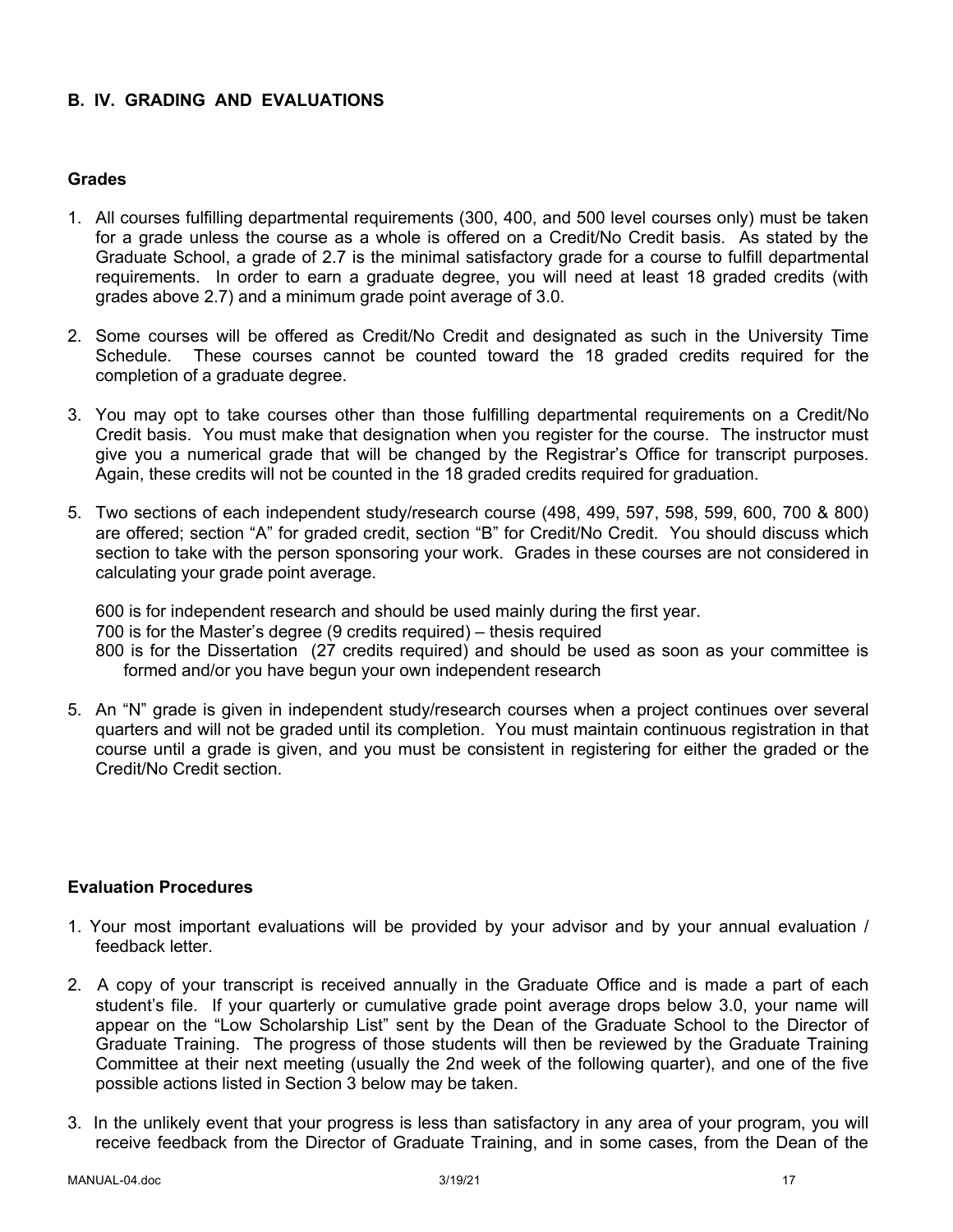## B. IV. GRADING AND EVALUATIONS

### Grades

1. All courses fulfilling departmental requirements (300, 400, and 500 level courses only) must be taken for a grade unless the course as a whole is offered on a Credit/No Credit basis. As stated by the Graduate School, a grade of 2.7 is the minimal satisfactory grade for a course to fulfill departmental requirements. In order to earn a graduate degree, you will need at least 18 graded credits (with grades above 2.7) and a minimum grade point average of 3.0.

2. Some courses will be offered as Credit/No Credit and designated as such in the University Time Schedule. These courses cannot be counted toward the 18 graded credits required for the completion of a graduate degree.

3. You may opt to take courses other than those fulfilling departmental requirements on a Credit/No Credit basis. You must make that designation when you register for the course. The instructor must give you a numerical grade that will be changed by the Registrar's Office for transcript purposes. Again, these credits will not be counted in the 18 graded credits required for graduation.

5. Two sections of each independent study/research course (498, 499, 597, 598, 599, 600, 700 & 800) are offered; section "A" for graded credit, section "B" for Credit/No Credit. You should discuss which section to take with the person sponsoring your work. Grades in these courses are not considered in calculating your grade point average.

   600 is for independent research and should be used mainly during the first year.
   700 is for the Master's degree (9 credits required) – thesis required
   800 is for the Dissertation (27 credits required) and should be used as soon as your committee is formed and/or you have begun your own independent research

5. An "N" grade is given in independent study/research courses when a project continues over several quarters and will not be graded until its completion. You must maintain continuous registration in that course until a grade is given, and you must be consistent in registering for either the graded or the Credit/No Credit section.

### Evaluation Procedures

1. Your most important evaluations will be provided by your advisor and by your annual evaluation / feedback letter.

2. A copy of your transcript is received annually in the Graduate Office and is made a part of each student's file. If your quarterly or cumulative grade point average drops below 3.0, your name will appear on the "Low Scholarship List" sent by the Dean of the Graduate School to the Director of Graduate Training. The progress of those students will then be reviewed by the Graduate Training Committee at their next meeting (usually the 2nd week of the following quarter), and one of the five possible actions listed in Section 3 below may be taken.

3. In the unlikely event that your progress is less than satisfactory in any area of your program, you will receive feedback from the Director of Graduate Training, and in some cases, from the Dean of the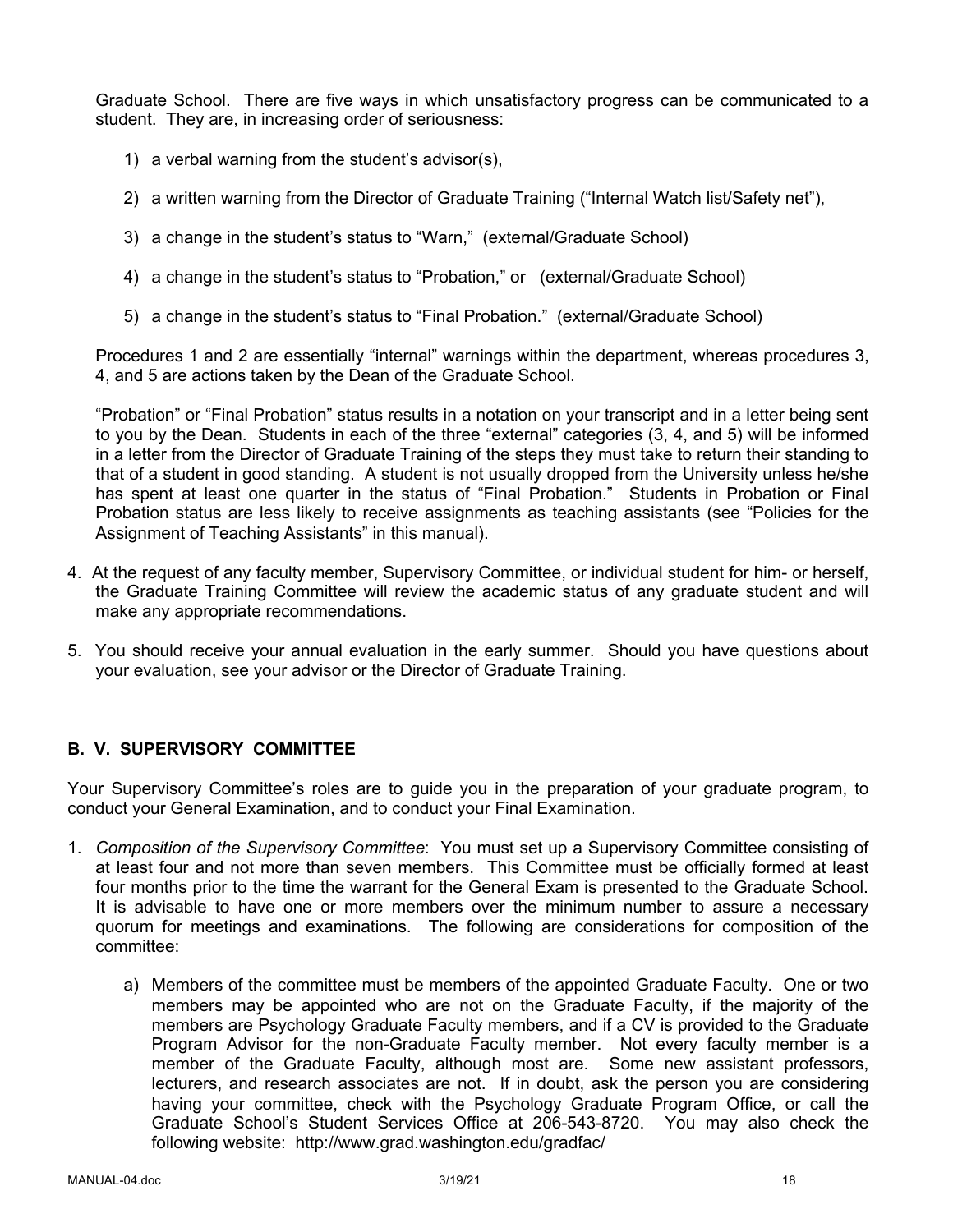Graduate School. There are five ways in which unsatisfactory progress can be communicated to a student. They are, in increasing order of seriousness:

1) a verbal warning from the student's advisor(s),

2) a written warning from the Director of Graduate Training ("Internal Watch list/Safety net"),

3) a change in the student's status to "Warn," (external/Graduate School)

4) a change in the student's status to "Probation," or (external/Graduate School)

5) a change in the student's status to "Final Probation." (external/Graduate School)

Procedures 1 and 2 are essentially "internal" warnings within the department, whereas procedures 3, 4, and 5 are actions taken by the Dean of the Graduate School.

"Probation" or "Final Probation" status results in a notation on your transcript and in a letter being sent to you by the Dean. Students in each of the three "external" categories (3, 4, and 5) will be informed in a letter from the Director of Graduate Training of the steps they must take to return their standing to that of a student in good standing. A student is not usually dropped from the University unless he/she has spent at least one quarter in the status of "Final Probation." Students in Probation or Final Probation status are less likely to receive assignments as teaching assistants (see "Policies for the Assignment of Teaching Assistants" in this manual).

4. At the request of any faculty member, Supervisory Committee, or individual student for him- or herself, the Graduate Training Committee will review the academic status of any graduate student and will make any appropriate recommendations.

5. You should receive your annual evaluation in the early summer. Should you have questions about your evaluation, see your advisor or the Director of Graduate Training.

## B. V. SUPERVISORY COMMITTEE

Your Supervisory Committee's roles are to guide you in the preparation of your graduate program, to conduct your General Examination, and to conduct your Final Examination.

1. *Composition of the Supervisory Committee*: You must set up a Supervisory Committee consisting of <u>at least four and not more than seven</u> members. This Committee must be officially formed at least four months prior to the time the warrant for the General Exam is presented to the Graduate School. It is advisable to have one or more members over the minimum number to assure a necessary quorum for meetings and examinations. The following are considerations for composition of the committee:

   a) Members of the committee must be members of the appointed Graduate Faculty. One or two members may be appointed who are not on the Graduate Faculty, if the majority of the members are Psychology Graduate Faculty members, and if a CV is provided to the Graduate Program Advisor for the non-Graduate Faculty member. Not every faculty member is a member of the Graduate Faculty, although most are. Some new assistant professors, lecturers, and research associates are not. If in doubt, ask the person you are considering having your committee, check with the Psychology Graduate Program Office, or call the Graduate School's Student Services Office at 206-543-8720. You may also check the following website: http://www.grad.washington.edu/gradfac/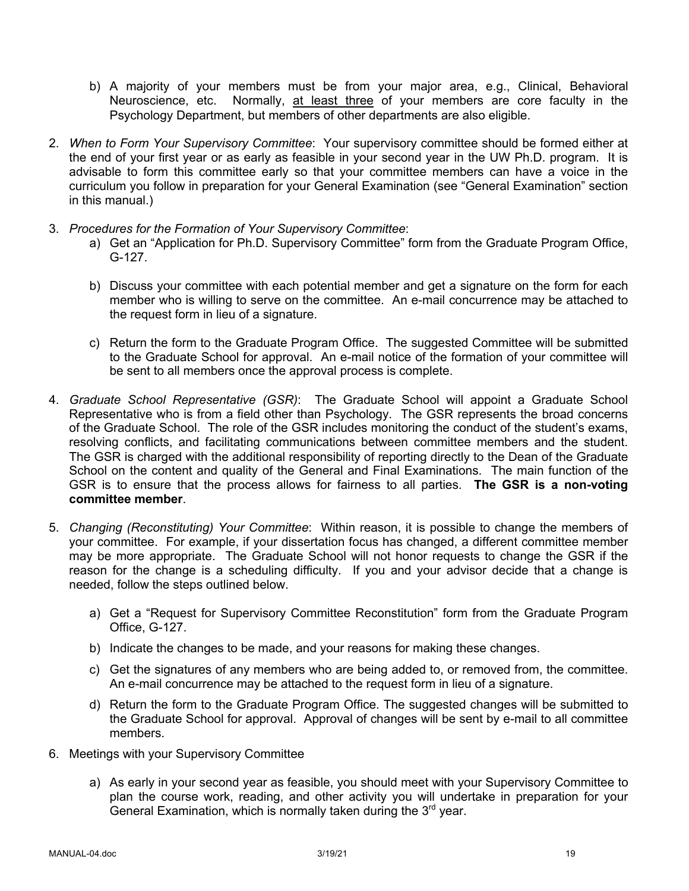b) A majority of your members must be from your major area, e.g., Clinical, Behavioral Neuroscience, etc. Normally, <u>at least three</u> of your members are core faculty in the Psychology Department, but members of other departments are also eligible.

2. *When to Form Your Supervisory Committee*: Your supervisory committee should be formed either at the end of your first year or as early as feasible in your second year in the UW Ph.D. program. It is advisable to form this committee early so that your committee members can have a voice in the curriculum you follow in preparation for your General Examination (see "General Examination" section in this manual.)

3. *Procedures for the Formation of Your Supervisory Committee*:
   a) Get an "Application for Ph.D. Supervisory Committee" form from the Graduate Program Office, G-127.

   b) Discuss your committee with each potential member and get a signature on the form for each member who is willing to serve on the committee. An e-mail concurrence may be attached to the request form in lieu of a signature.

   c) Return the form to the Graduate Program Office. The suggested Committee will be submitted to the Graduate School for approval. An e-mail notice of the formation of your committee will be sent to all members once the approval process is complete.

4. *Graduate School Representative (GSR)*: The Graduate School will appoint a Graduate School Representative who is from a field other than Psychology. The GSR represents the broad concerns of the Graduate School. The role of the GSR includes monitoring the conduct of the student's exams, resolving conflicts, and facilitating communications between committee members and the student. The GSR is charged with the additional responsibility of reporting directly to the Dean of the Graduate School on the content and quality of the General and Final Examinations. The main function of the GSR is to ensure that the process allows for fairness to all parties. **The GSR is a non-voting committee member**.

5. *Changing (Reconstituting) Your Committee*: Within reason, it is possible to change the members of your committee. For example, if your dissertation focus has changed, a different committee member may be more appropriate. The Graduate School will not honor requests to change the GSR if the reason for the change is a scheduling difficulty. If you and your advisor decide that a change is needed, follow the steps outlined below.

   a) Get a "Request for Supervisory Committee Reconstitution" form from the Graduate Program Office, G-127.

   b) Indicate the changes to be made, and your reasons for making these changes.

   c) Get the signatures of any members who are being added to, or removed from, the committee. An e-mail concurrence may be attached to the request form in lieu of a signature.

   d) Return the form to the Graduate Program Office. The suggested changes will be submitted to the Graduate School for approval. Approval of changes will be sent by e-mail to all committee members.

6. Meetings with your Supervisory Committee

   a) As early in your second year as feasible, you should meet with your Supervisory Committee to plan the course work, reading, and other activity you will undertake in preparation for your General Examination, which is normally taken during the 3rd year.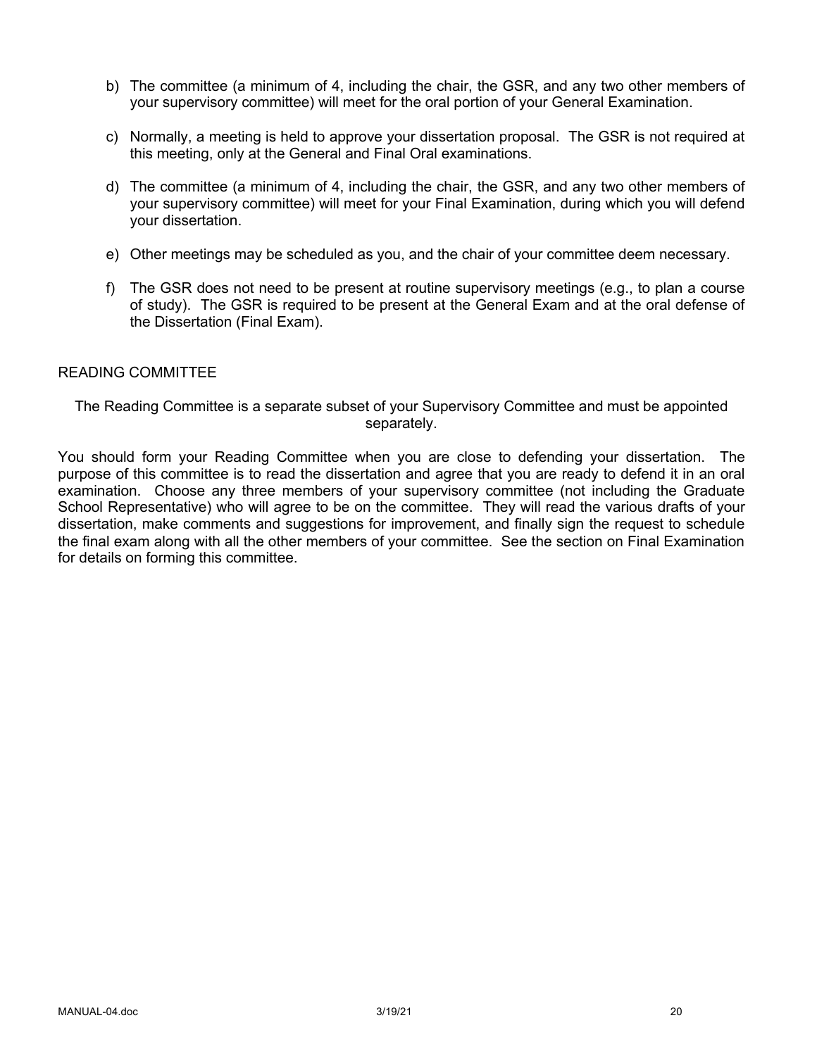b) The committee (a minimum of 4, including the chair, the GSR, and any two other members of your supervisory committee) will meet for the oral portion of your General Examination.

c) Normally, a meeting is held to approve your dissertation proposal. The GSR is not required at this meeting, only at the General and Final Oral examinations.

d) The committee (a minimum of 4, including the chair, the GSR, and any two other members of your supervisory committee) will meet for your Final Examination, during which you will defend your dissertation.

e) Other meetings may be scheduled as you, and the chair of your committee deem necessary.

f) The GSR does not need to be present at routine supervisory meetings (e.g., to plan a course of study). The GSR is required to be present at the General Exam and at the oral defense of the Dissertation (Final Exam).

## READING COMMITTEE

The Reading Committee is a separate subset of your Supervisory Committee and must be appointed separately.

You should form your Reading Committee when you are close to defending your dissertation. The purpose of this committee is to read the dissertation and agree that you are ready to defend it in an oral examination. Choose any three members of your supervisory committee (not including the Graduate School Representative) who will agree to be on the committee. They will read the various drafts of your dissertation, make comments and suggestions for improvement, and finally sign the request to schedule the final exam along with all the other members of your committee. See the section on Final Examination for details on forming this committee.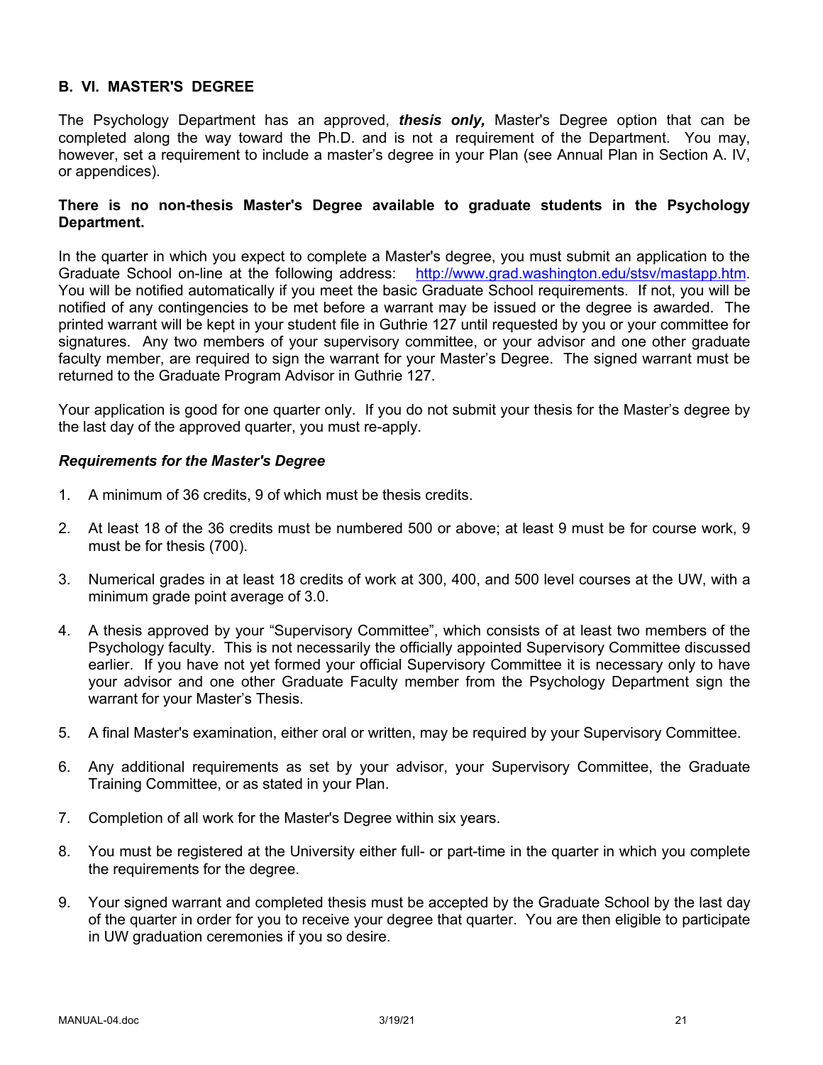## B. VI. MASTER'S DEGREE

The Psychology Department has an approved, ***thesis only,*** Master's Degree option that can be completed along the way toward the Ph.D. and is not a requirement of the Department. You may, however, set a requirement to include a master's degree in your Plan (see Annual Plan in Section A. IV, or appendices).

**There is no non-thesis Master's Degree available to graduate students in the Psychology Department.**

In the quarter in which you expect to complete a Master's degree, you must submit an application to the Graduate School on-line at the following address: http://www.grad.washington.edu/stsv/mastapp.htm. You will be notified automatically if you meet the basic Graduate School requirements. If not, you will be notified of any contingencies to be met before a warrant may be issued or the degree is awarded. The printed warrant will be kept in your student file in Guthrie 127 until requested by you or your committee for signatures. Any two members of your supervisory committee, or your advisor and one other graduate faculty member, are required to sign the warrant for your Master's Degree. The signed warrant must be returned to the Graduate Program Advisor in Guthrie 127.

Your application is good for one quarter only. If you do not submit your thesis for the Master's degree by the last day of the approved quarter, you must re-apply.

### *Requirements for the Master's Degree*

1. A minimum of 36 credits, 9 of which must be thesis credits.
2. At least 18 of the 36 credits must be numbered 500 or above; at least 9 must be for course work, 9 must be for thesis (700).
3. Numerical grades in at least 18 credits of work at 300, 400, and 500 level courses at the UW, with a minimum grade point average of 3.0.
4. A thesis approved by your "Supervisory Committee", which consists of at least two members of the Psychology faculty. This is not necessarily the officially appointed Supervisory Committee discussed earlier. If you have not yet formed your official Supervisory Committee it is necessary only to have your advisor and one other Graduate Faculty member from the Psychology Department sign the warrant for your Master's Thesis.
5. A final Master's examination, either oral or written, may be required by your Supervisory Committee.
6. Any additional requirements as set by your advisor, your Supervisory Committee, the Graduate Training Committee, or as stated in your Plan.
7. Completion of all work for the Master's Degree within six years.
8. You must be registered at the University either full- or part-time in the quarter in which you complete the requirements for the degree.
9. Your signed warrant and completed thesis must be accepted by the Graduate School by the last day of the quarter in order for you to receive your degree that quarter. You are then eligible to participate in UW graduation ceremonies if you so desire.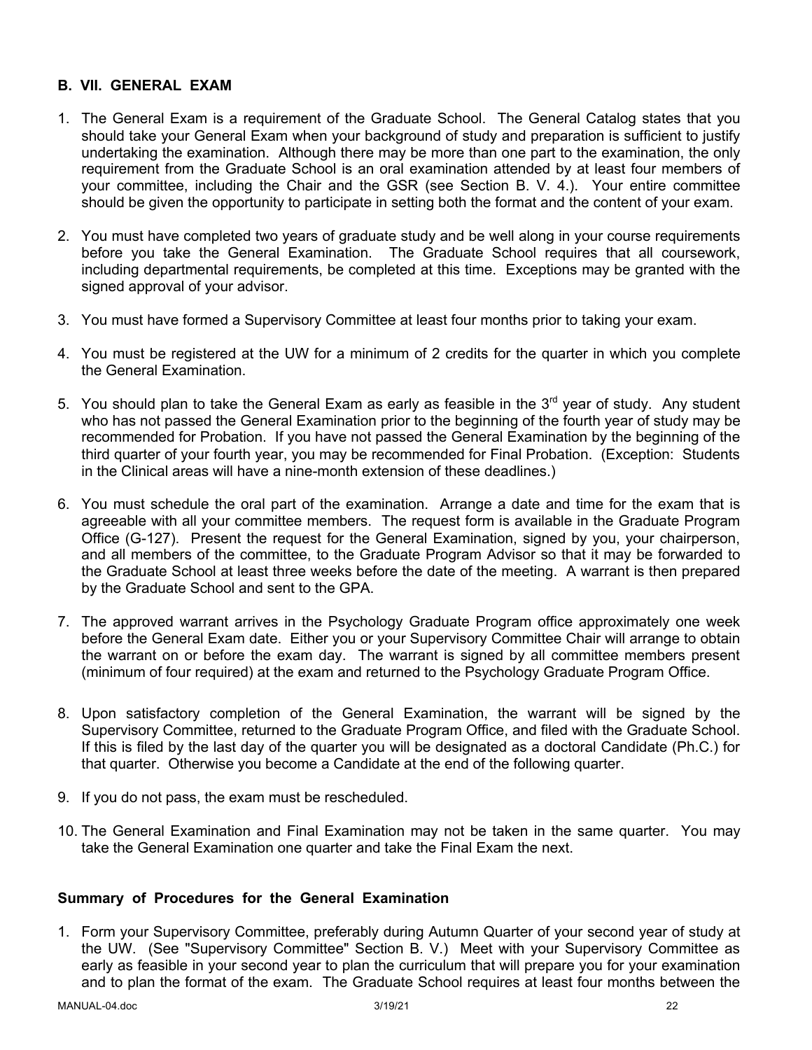## B. VII. GENERAL EXAM

1. The General Exam is a requirement of the Graduate School. The General Catalog states that you should take your General Exam when your background of study and preparation is sufficient to justify undertaking the examination. Although there may be more than one part to the examination, the only requirement from the Graduate School is an oral examination attended by at least four members of your committee, including the Chair and the GSR (see Section B. V. 4.). Your entire committee should be given the opportunity to participate in setting both the format and the content of your exam.

2. You must have completed two years of graduate study and be well along in your course requirements before you take the General Examination. The Graduate School requires that all coursework, including departmental requirements, be completed at this time. Exceptions may be granted with the signed approval of your advisor.

3. You must have formed a Supervisory Committee at least four months prior to taking your exam.

4. You must be registered at the UW for a minimum of 2 credits for the quarter in which you complete the General Examination.

5. You should plan to take the General Exam as early as feasible in the 3rd year of study. Any student who has not passed the General Examination prior to the beginning of the fourth year of study may be recommended for Probation. If you have not passed the General Examination by the beginning of the third quarter of your fourth year, you may be recommended for Final Probation. (Exception: Students in the Clinical areas will have a nine-month extension of these deadlines.)

6. You must schedule the oral part of the examination. Arrange a date and time for the exam that is agreeable with all your committee members. The request form is available in the Graduate Program Office (G-127). Present the request for the General Examination, signed by you, your chairperson, and all members of the committee, to the Graduate Program Advisor so that it may be forwarded to the Graduate School at least three weeks before the date of the meeting. A warrant is then prepared by the Graduate School and sent to the GPA.

7. The approved warrant arrives in the Psychology Graduate Program office approximately one week before the General Exam date. Either you or your Supervisory Committee Chair will arrange to obtain the warrant on or before the exam day. The warrant is signed by all committee members present (minimum of four required) at the exam and returned to the Psychology Graduate Program Office.

8. Upon satisfactory completion of the General Examination, the warrant will be signed by the Supervisory Committee, returned to the Graduate Program Office, and filed with the Graduate School. If this is filed by the last day of the quarter you will be designated as a doctoral Candidate (Ph.C.) for that quarter. Otherwise you become a Candidate at the end of the following quarter.

9. If you do not pass, the exam must be rescheduled.

10. The General Examination and Final Examination may not be taken in the same quarter. You may take the General Examination one quarter and take the Final Exam the next.

### Summary of Procedures for the General Examination

1. Form your Supervisory Committee, preferably during Autumn Quarter of your second year of study at the UW. (See "Supervisory Committee" Section B. V.) Meet with your Supervisory Committee as early as feasible in your second year to plan the curriculum that will prepare you for your examination and to plan the format of the exam. The Graduate School requires at least four months between the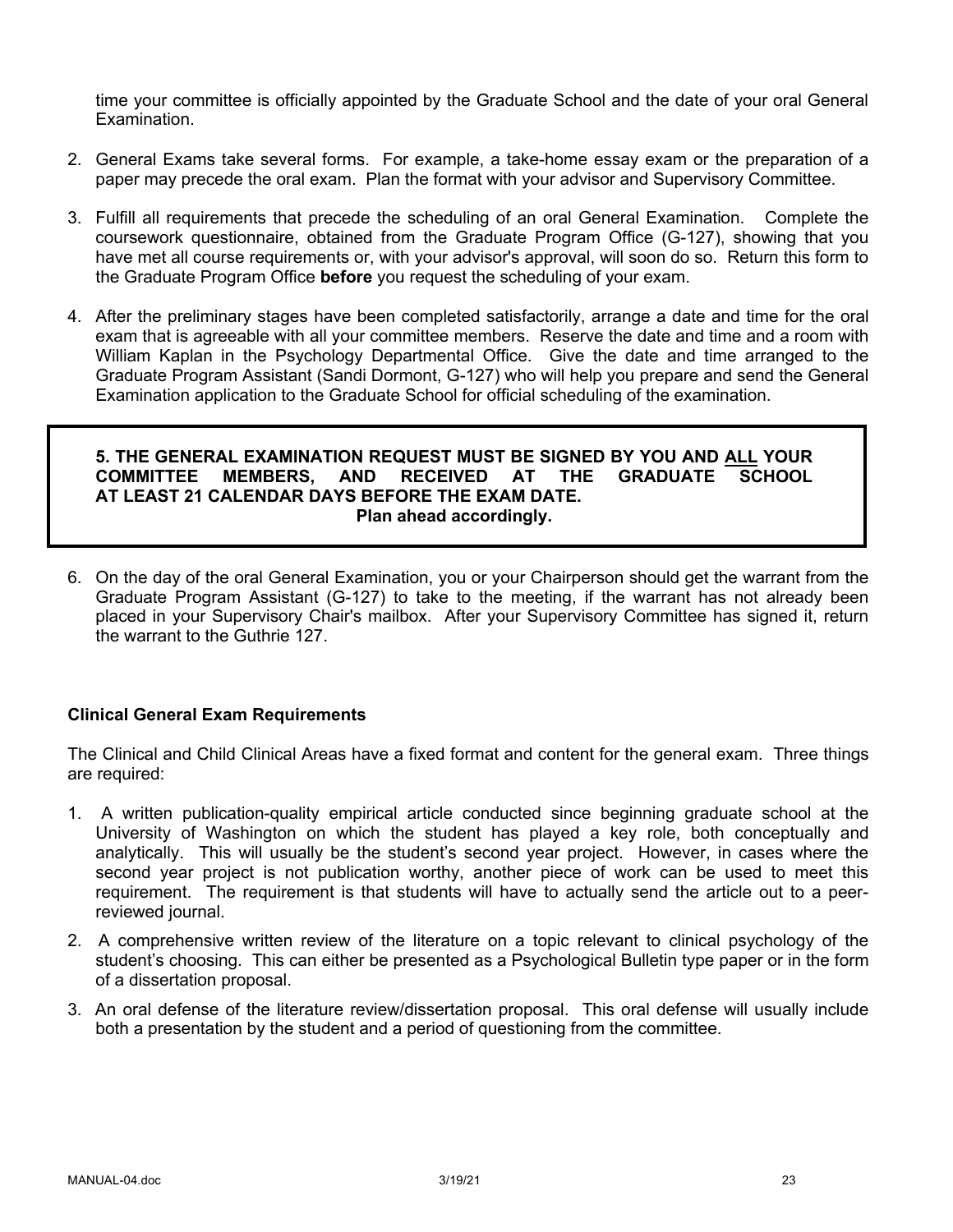time your committee is officially appointed by the Graduate School and the date of your oral General Examination.

2. General Exams take several forms. For example, a take-home essay exam or the preparation of a paper may precede the oral exam. Plan the format with your advisor and Supervisory Committee.

3. Fulfill all requirements that precede the scheduling of an oral General Examination. Complete the coursework questionnaire, obtained from the Graduate Program Office (G-127), showing that you have met all course requirements or, with your advisor's approval, will soon do so. Return this form to the Graduate Program Office **before** you request the scheduling of your exam.

4. After the preliminary stages have been completed satisfactorily, arrange a date and time for the oral exam that is agreeable with all your committee members. Reserve the date and time and a room with William Kaplan in the Psychology Departmental Office. Give the date and time arranged to the Graduate Program Assistant (Sandi Dormont, G-127) who will help you prepare and send the General Examination application to the Graduate School for official scheduling of the examination.

**5. THE GENERAL EXAMINATION REQUEST MUST BE SIGNED BY YOU AND ALL YOUR COMMITTEE MEMBERS, AND RECEIVED AT THE GRADUATE SCHOOL AT LEAST 21 CALENDAR DAYS BEFORE THE EXAM DATE.**
**Plan ahead accordingly.**

6. On the day of the oral General Examination, you or your Chairperson should get the warrant from the Graduate Program Assistant (G-127) to take to the meeting, if the warrant has not already been placed in your Supervisory Chair's mailbox. After your Supervisory Committee has signed it, return the warrant to the Guthrie 127.

**Clinical General Exam Requirements**

The Clinical and Child Clinical Areas have a fixed format and content for the general exam. Three things are required:

1. A written publication-quality empirical article conducted since beginning graduate school at the University of Washington on which the student has played a key role, both conceptually and analytically. This will usually be the student's second year project. However, in cases where the second year project is not publication worthy, another piece of work can be used to meet this requirement. The requirement is that students will have to actually send the article out to a peer-reviewed journal.

2. A comprehensive written review of the literature on a topic relevant to clinical psychology of the student's choosing. This can either be presented as a Psychological Bulletin type paper or in the form of a dissertation proposal.

3. An oral defense of the literature review/dissertation proposal. This oral defense will usually include both a presentation by the student and a period of questioning from the committee.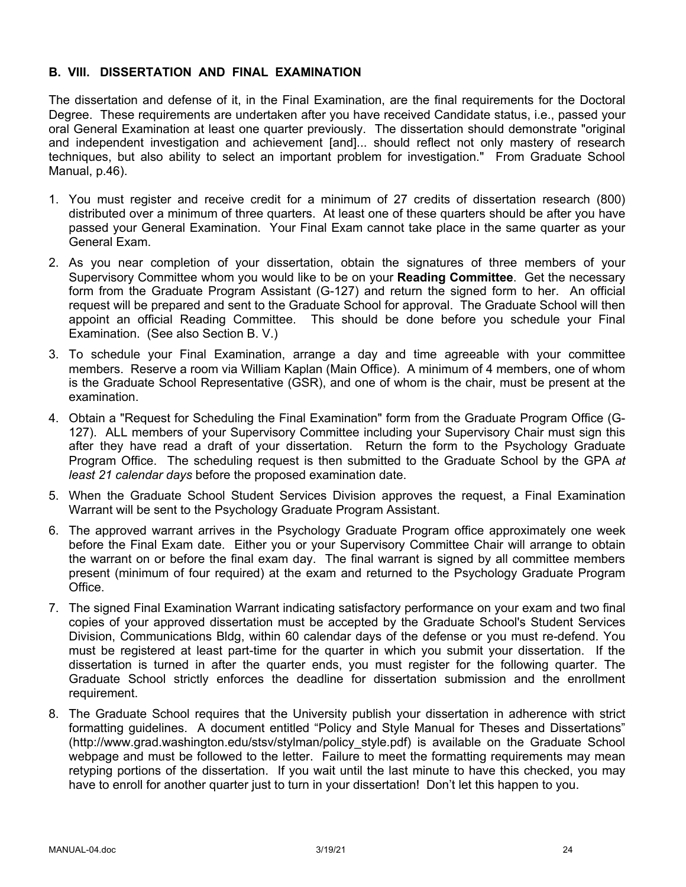### B. VIII. DISSERTATION AND FINAL EXAMINATION

The dissertation and defense of it, in the Final Examination, are the final requirements for the Doctoral Degree. These requirements are undertaken after you have received Candidate status, i.e., passed your oral General Examination at least one quarter previously. The dissertation should demonstrate "original and independent investigation and achievement [and]... should reflect not only mastery of research techniques, but also ability to select an important problem for investigation." From Graduate School Manual, p.46).

1. You must register and receive credit for a minimum of 27 credits of dissertation research (800) distributed over a minimum of three quarters. At least one of these quarters should be after you have passed your General Examination. Your Final Exam cannot take place in the same quarter as your General Exam.
2. As you near completion of your dissertation, obtain the signatures of three members of your Supervisory Committee whom you would like to be on your **Reading Committee**. Get the necessary form from the Graduate Program Assistant (G-127) and return the signed form to her. An official request will be prepared and sent to the Graduate School for approval. The Graduate School will then appoint an official Reading Committee. This should be done before you schedule your Final Examination. (See also Section B. V.)
3. To schedule your Final Examination, arrange a day and time agreeable with your committee members. Reserve a room via William Kaplan (Main Office). A minimum of 4 members, one of whom is the Graduate School Representative (GSR), and one of whom is the chair, must be present at the examination.
4. Obtain a "Request for Scheduling the Final Examination" form from the Graduate Program Office (G-127). ALL members of your Supervisory Committee including your Supervisory Chair must sign this after they have read a draft of your dissertation. Return the form to the Psychology Graduate Program Office. The scheduling request is then submitted to the Graduate School by the GPA *at least 21 calendar days* before the proposed examination date.
5. When the Graduate School Student Services Division approves the request, a Final Examination Warrant will be sent to the Psychology Graduate Program Assistant.
6. The approved warrant arrives in the Psychology Graduate Program office approximately one week before the Final Exam date. Either you or your Supervisory Committee Chair will arrange to obtain the warrant on or before the final exam day. The final warrant is signed by all committee members present (minimum of four required) at the exam and returned to the Psychology Graduate Program Office.
7. The signed Final Examination Warrant indicating satisfactory performance on your exam and two final copies of your approved dissertation must be accepted by the Graduate School's Student Services Division, Communications Bldg, within 60 calendar days of the defense or you must re-defend. You must be registered at least part-time for the quarter in which you submit your dissertation. If the dissertation is turned in after the quarter ends, you must register for the following quarter. The Graduate School strictly enforces the deadline for dissertation submission and the enrollment requirement.
8. The Graduate School requires that the University publish your dissertation in adherence with strict formatting guidelines. A document entitled "Policy and Style Manual for Theses and Dissertations" (http://www.grad.washington.edu/stsv/stylman/policy_style.pdf) is available on the Graduate School webpage and must be followed to the letter. Failure to meet the formatting requirements may mean retyping portions of the dissertation. If you wait until the last minute to have this checked, you may have to enroll for another quarter just to turn in your dissertation! Don't let this happen to you.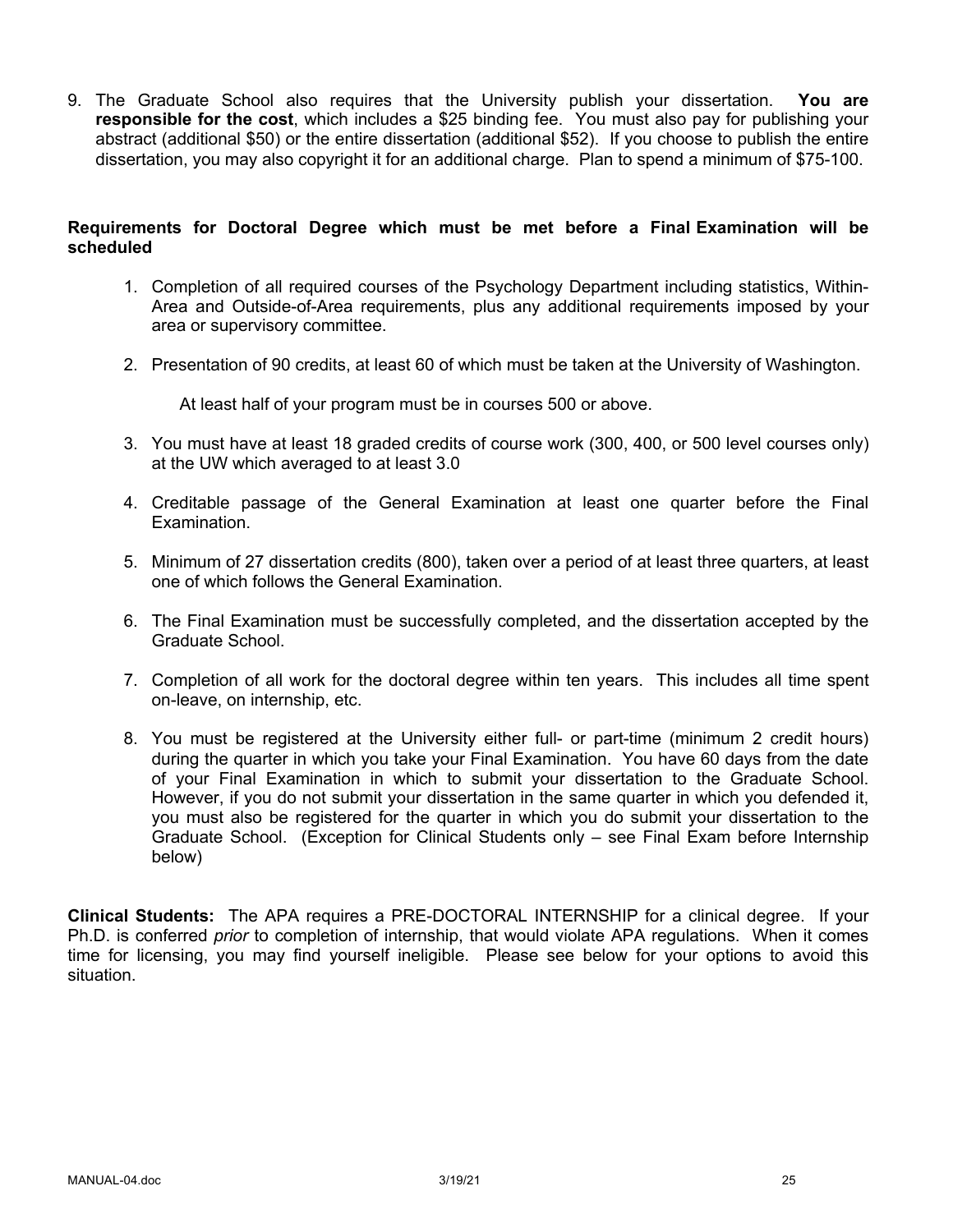9. The Graduate School also requires that the University publish your dissertation. **You are responsible for the cost**, which includes a $25 binding fee. You must also pay for publishing your abstract (additional $50) or the entire dissertation (additional $52). If you choose to publish the entire dissertation, you may also copyright it for an additional charge. Plan to spend a minimum of $75-100.

**Requirements for Doctoral Degree which must be met before a Final Examination will be scheduled**

1. Completion of all required courses of the Psychology Department including statistics, Within-Area and Outside-of-Area requirements, plus any additional requirements imposed by your area or supervisory committee.
2. Presentation of 90 credits, at least 60 of which must be taken at the University of Washington.

   At least half of your program must be in courses 500 or above.

3. You must have at least 18 graded credits of course work (300, 400, or 500 level courses only) at the UW which averaged to at least 3.0
4. Creditable passage of the General Examination at least one quarter before the Final Examination.
5. Minimum of 27 dissertation credits (800), taken over a period of at least three quarters, at least one of which follows the General Examination.
6. The Final Examination must be successfully completed, and the dissertation accepted by the Graduate School.
7. Completion of all work for the doctoral degree within ten years. This includes all time spent on-leave, on internship, etc.
8. You must be registered at the University either full- or part-time (minimum 2 credit hours) during the quarter in which you take your Final Examination. You have 60 days from the date of your Final Examination in which to submit your dissertation to the Graduate School. However, if you do not submit your dissertation in the same quarter in which you defended it, you must also be registered for the quarter in which you do submit your dissertation to the Graduate School. (Exception for Clinical Students only – see Final Exam before Internship below)

**Clinical Students:** The APA requires a PRE-DOCTORAL INTERNSHIP for a clinical degree. If your Ph.D. is conferred *prior* to completion of internship, that would violate APA regulations. When it comes time for licensing, you may find yourself ineligible. Please see below for your options to avoid this situation.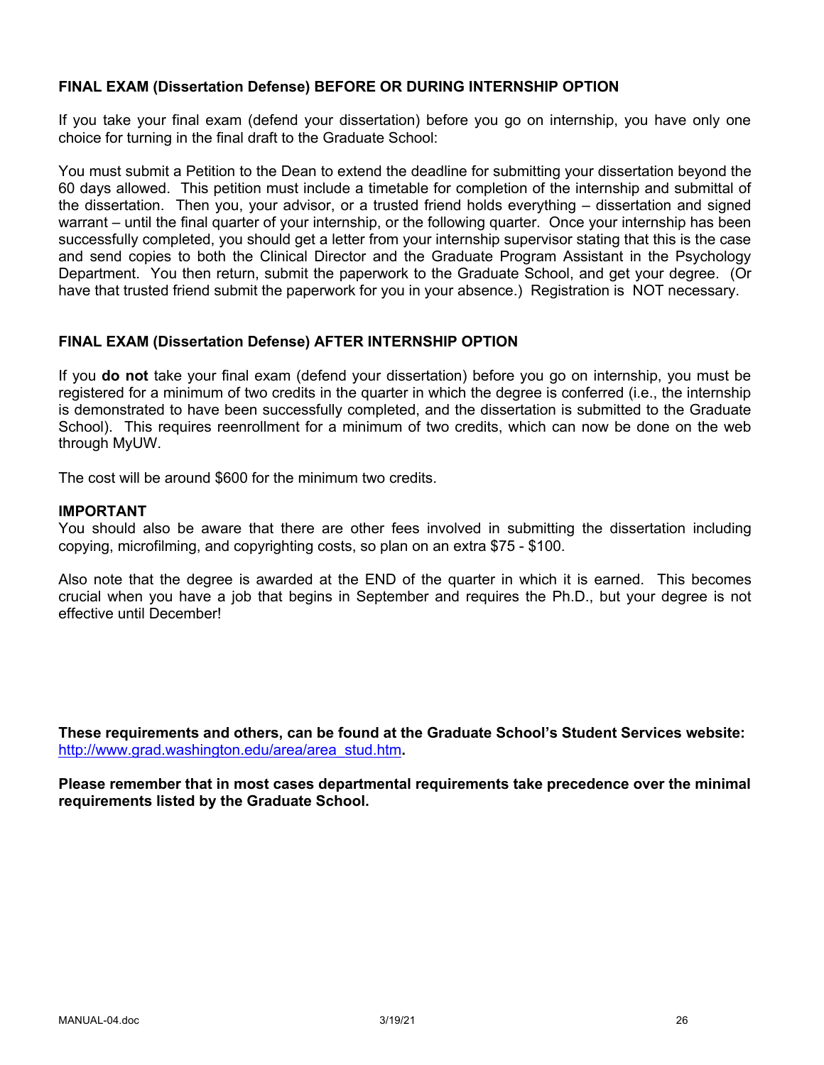### FINAL EXAM (Dissertation Defense) BEFORE OR DURING INTERNSHIP OPTION

If you take your final exam (defend your dissertation) before you go on internship, you have only one choice for turning in the final draft to the Graduate School:

You must submit a Petition to the Dean to extend the deadline for submitting your dissertation beyond the 60 days allowed. This petition must include a timetable for completion of the internship and submittal of the dissertation. Then you, your advisor, or a trusted friend holds everything – dissertation and signed warrant – until the final quarter of your internship, or the following quarter. Once your internship has been successfully completed, you should get a letter from your internship supervisor stating that this is the case and send copies to both the Clinical Director and the Graduate Program Assistant in the Psychology Department. You then return, submit the paperwork to the Graduate School, and get your degree. (Or have that trusted friend submit the paperwork for you in your absence.) Registration is NOT necessary.

### FINAL EXAM (Dissertation Defense) AFTER INTERNSHIP OPTION

If you **do not** take your final exam (defend your dissertation) before you go on internship, you must be registered for a minimum of two credits in the quarter in which the degree is conferred (i.e., the internship is demonstrated to have been successfully completed, and the dissertation is submitted to the Graduate School). This requires reenrollment for a minimum of two credits, which can now be done on the web through MyUW.

The cost will be around $600 for the minimum two credits.

**IMPORTANT**

You should also be aware that there are other fees involved in submitting the dissertation including copying, microfilming, and copyrighting costs, so plan on an extra $75 - $100.

Also note that the degree is awarded at the END of the quarter in which it is earned. This becomes crucial when you have a job that begins in September and requires the Ph.D., but your degree is not effective until December!

**These requirements and others, can be found at the Graduate School's Student Services website:** http://www.grad.washington.edu/area/area_stud.htm**.**

**Please remember that in most cases departmental requirements take precedence over the minimal requirements listed by the Graduate School.**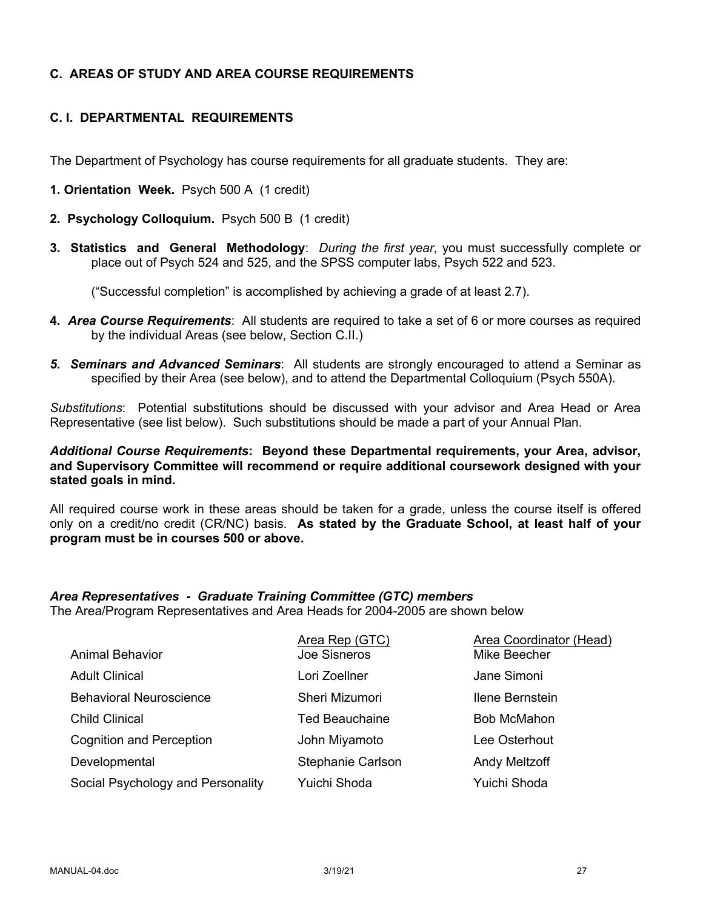## C. AREAS OF STUDY AND AREA COURSE REQUIREMENTS

### C. I. DEPARTMENTAL REQUIREMENTS

The Department of Psychology has course requirements for all graduate students. They are:

**1. Orientation Week.** Psych 500 A (1 credit)

**2. Psychology Colloquium.** Psych 500 B (1 credit)

**3. Statistics and General Methodology**: *During the first year*, you must successfully complete or place out of Psych 524 and 525, and the SPSS computer labs, Psych 522 and 523.

("Successful completion" is accomplished by achieving a grade of at least 2.7).

**4.** ***Area Course Requirements***: All students are required to take a set of 6 or more courses as required by the individual Areas (see below, Section C.II.)

***5. Seminars and Advanced Seminars***: All students are strongly encouraged to attend a Seminar as specified by their Area (see below), and to attend the Departmental Colloquium (Psych 550A).

*Substitutions*: Potential substitutions should be discussed with your advisor and Area Head or Area Representative (see list below). Such substitutions should be made a part of your Annual Plan.

***Additional Course Requirements*****: Beyond these Departmental requirements, your Area, advisor, and Supervisory Committee will recommend or require additional coursework designed with your stated goals in mind.**

All required course work in these areas should be taken for a grade, unless the course itself is offered only on a credit/no credit (CR/NC) basis. **As stated by the Graduate School, at least half of your program must be in courses 500 or above.**

***Area Representatives - Graduate Training Committee (GTC) members***
The Area/Program Representatives and Area Heads for 2004-2005 are shown below

| | Area Rep (GTC) | Area Coordinator (Head) |
|---|---|---|
| Animal Behavior | Joe Sisneros | Mike Beecher |
| Adult Clinical | Lori Zoellner | Jane Simoni |
| Behavioral Neuroscience | Sheri Mizumori | Ilene Bernstein |
| Child Clinical | Ted Beauchaine | Bob McMahon |
| Cognition and Perception | John Miyamoto | Lee Osterhout |
| Developmental | Stephanie Carlson | Andy Meltzoff |
| Social Psychology and Personality | Yuichi Shoda | Yuichi Shoda |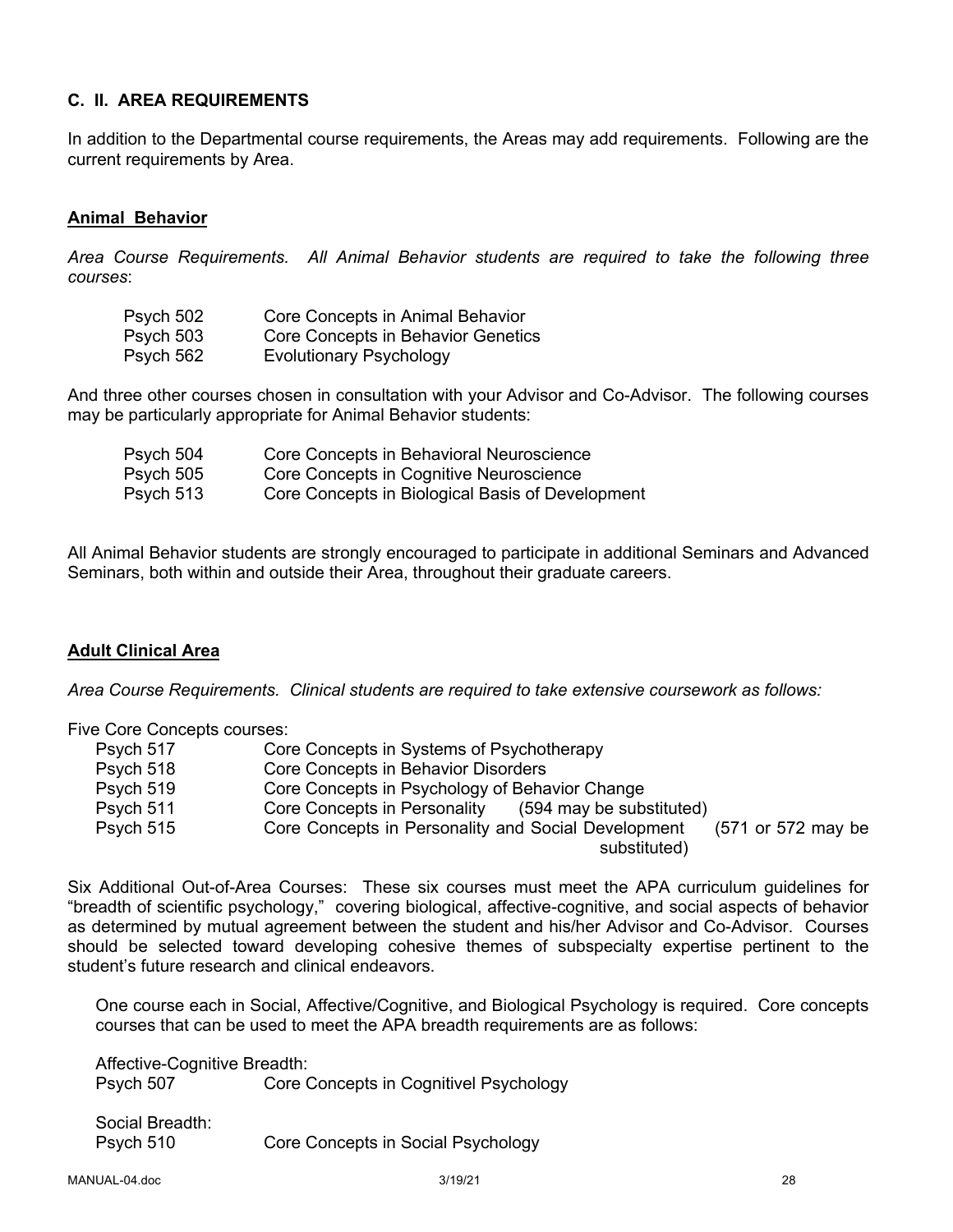### C. II. AREA REQUIREMENTS

In addition to the Departmental course requirements, the Areas may add requirements. Following are the current requirements by Area.

#### <u>Animal Behavior</u>

*Area Course Requirements. All Animal Behavior students are required to take the following three courses*:

| | |
|---|---|
| Psych 502 | Core Concepts in Animal Behavior |
| Psych 503 | Core Concepts in Behavior Genetics |
| Psych 562 | Evolutionary Psychology |

And three other courses chosen in consultation with your Advisor and Co-Advisor. The following courses may be particularly appropriate for Animal Behavior students:

| | |
|---|---|
| Psych 504 | Core Concepts in Behavioral Neuroscience |
| Psych 505 | Core Concepts in Cognitive Neuroscience |
| Psych 513 | Core Concepts in Biological Basis of Development |

All Animal Behavior students are strongly encouraged to participate in additional Seminars and Advanced Seminars, both within and outside their Area, throughout their graduate careers.

#### <u>Adult Clinical Area</u>

*Area Course Requirements. Clinical students are required to take extensive coursework as follows:*

Five Core Concepts courses:

| | | |
|---|---|---|
| Psych 517 | Core Concepts in Systems of Psychotherapy | |
| Psych 518 | Core Concepts in Behavior Disorders | |
| Psych 519 | Core Concepts in Psychology of Behavior Change | |
| Psych 511 | Core Concepts in Personality | (594 may be substituted) |
| Psych 515 | Core Concepts in Personality and Social Development | (571 or 572 may be substituted) |

Six Additional Out-of-Area Courses: These six courses must meet the APA curriculum guidelines for "breadth of scientific psychology," covering biological, affective-cognitive, and social aspects of behavior as determined by mutual agreement between the student and his/her Advisor and Co-Advisor. Courses should be selected toward developing cohesive themes of subspecialty expertise pertinent to the student's future research and clinical endeavors.

One course each in Social, Affective/Cognitive, and Biological Psychology is required. Core concepts courses that can be used to meet the APA breadth requirements are as follows:

Affective-Cognitive Breadth:
Psych 507 Core Concepts in Cognitivel Psychology

Social Breadth:
Psych 510 Core Concepts in Social Psychology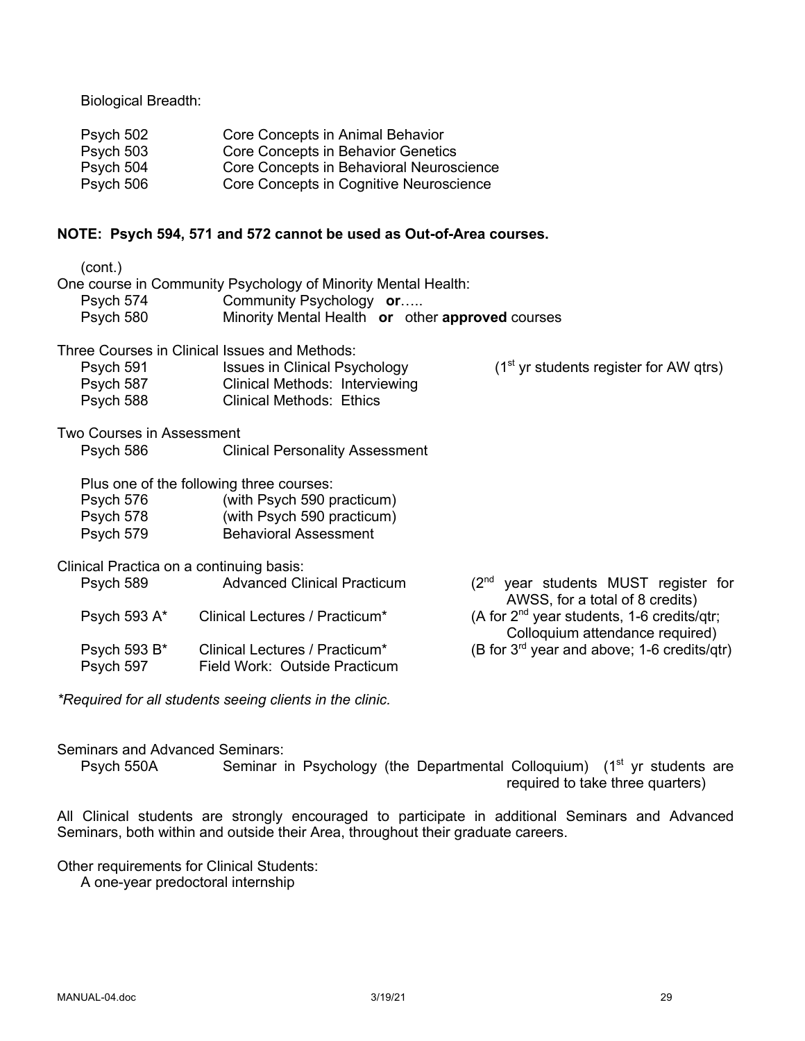Biological Breadth:

| | |
|---|---|
| Psych 502 | Core Concepts in Animal Behavior |
| Psych 503 | Core Concepts in Behavior Genetics |
| Psych 504 | Core Concepts in Behavioral Neuroscience |
| Psych 506 | Core Concepts in Cognitive Neuroscience |

**NOTE: Psych 594, 571 and 572 cannot be used as Out-of-Area courses.**

(cont.)

One course in Community Psychology of Minority Mental Health:

| | |
|---|---|
| Psych 574 | Community Psychology **or**….. |
| Psych 580 | Minority Mental Health **or** other **approved** courses |

Three Courses in Clinical Issues and Methods:

| | | |
|---|---|---|
| Psych 591 | Issues in Clinical Psychology | (1st yr students register for AW qtrs) |
| Psych 587 | Clinical Methods: Interviewing | |
| Psych 588 | Clinical Methods: Ethics | |

Two Courses in Assessment

| | |
|---|---|
| Psych 586 | Clinical Personality Assessment |

Plus one of the following three courses:

| | |
|---|---|
| Psych 576 | (with Psych 590 practicum) |
| Psych 578 | (with Psych 590 practicum) |
| Psych 579 | Behavioral Assessment |

Clinical Practica on a continuing basis:

| | | |
|---|---|---|
| Psych 589 | Advanced Clinical Practicum | (2nd year students MUST register for AWSS, for a total of 8 credits) |
| Psych 593 A* | Clinical Lectures / Practicum* | (A for 2nd year students, 1-6 credits/qtr; Colloquium attendance required) |
| Psych 593 B* | Clinical Lectures / Practicum* | (B for 3rd year and above; 1-6 credits/qtr) |
| Psych 597 | Field Work: Outside Practicum | |

*\*Required for all students seeing clients in the clinic.*

Seminars and Advanced Seminars:

Psych 550A Seminar in Psychology (the Departmental Colloquium) (1st yr students are required to take three quarters)

All Clinical students are strongly encouraged to participate in additional Seminars and Advanced Seminars, both within and outside their Area, throughout their graduate careers.

Other requirements for Clinical Students:

A one-year predoctoral internship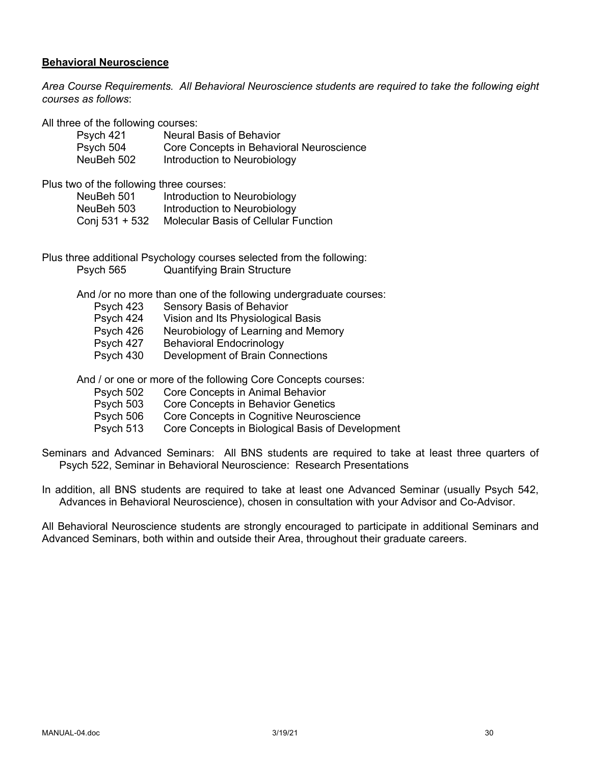## Behavioral Neuroscience

*Area Course Requirements. All Behavioral Neuroscience students are required to take the following eight courses as follows*:

All three of the following courses:

| | |
|---|---|
| Psych 421 | Neural Basis of Behavior |
| Psych 504 | Core Concepts in Behavioral Neuroscience |
| NeuBeh 502 | Introduction to Neurobiology |

Plus two of the following three courses:

| | |
|---|---|
| NeuBeh 501 | Introduction to Neurobiology |
| NeuBeh 503 | Introduction to Neurobiology |
| Conj 531 + 532 | Molecular Basis of Cellular Function |

Plus three additional Psychology courses selected from the following:

| | |
|---|---|
| Psych 565 | Quantifying Brain Structure |

And /or no more than one of the following undergraduate courses:

| | |
|---|---|
| Psych 423 | Sensory Basis of Behavior |
| Psych 424 | Vision and Its Physiological Basis |
| Psych 426 | Neurobiology of Learning and Memory |
| Psych 427 | Behavioral Endocrinology |
| Psych 430 | Development of Brain Connections |

And / or one or more of the following Core Concepts courses:

| | |
|---|---|
| Psych 502 | Core Concepts in Animal Behavior |
| Psych 503 | Core Concepts in Behavior Genetics |
| Psych 506 | Core Concepts in Cognitive Neuroscience |
| Psych 513 | Core Concepts in Biological Basis of Development |

Seminars and Advanced Seminars: All BNS students are required to take at least three quarters of Psych 522, Seminar in Behavioral Neuroscience: Research Presentations

In addition, all BNS students are required to take at least one Advanced Seminar (usually Psych 542, Advances in Behavioral Neuroscience), chosen in consultation with your Advisor and Co-Advisor.

All Behavioral Neuroscience students are strongly encouraged to participate in additional Seminars and Advanced Seminars, both within and outside their Area, throughout their graduate careers.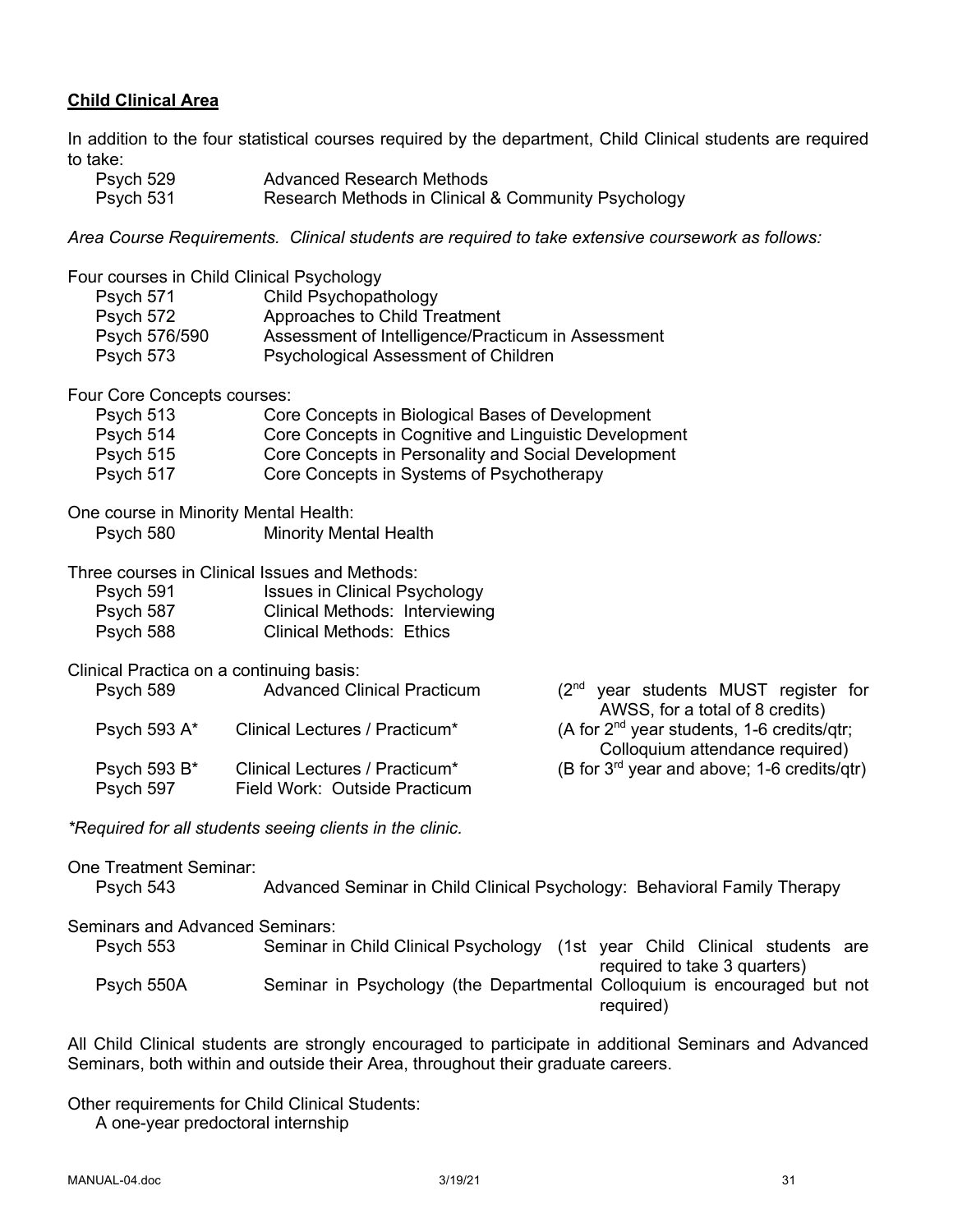## Child Clinical Area

In addition to the four statistical courses required by the department, Child Clinical students are required to take:

| | |
|---|---|
| Psych 529 | Advanced Research Methods |
| Psych 531 | Research Methods in Clinical & Community Psychology |

*Area Course Requirements. Clinical students are required to take extensive coursework as follows:*

Four courses in Child Clinical Psychology

| | |
|---|---|
| Psych 571 | Child Psychopathology |
| Psych 572 | Approaches to Child Treatment |
| Psych 576/590 | Assessment of Intelligence/Practicum in Assessment |
| Psych 573 | Psychological Assessment of Children |

Four Core Concepts courses:

| | |
|---|---|
| Psych 513 | Core Concepts in Biological Bases of Development |
| Psych 514 | Core Concepts in Cognitive and Linguistic Development |
| Psych 515 | Core Concepts in Personality and Social Development |
| Psych 517 | Core Concepts in Systems of Psychotherapy |

One course in Minority Mental Health:

| | |
|---|---|
| Psych 580 | Minority Mental Health |

Three courses in Clinical Issues and Methods:

| | |
|---|---|
| Psych 591 | Issues in Clinical Psychology |
| Psych 587 | Clinical Methods: Interviewing |
| Psych 588 | Clinical Methods: Ethics |

Clinical Practica on a continuing basis:

| | | |
|---|---|---|
| Psych 589 | Advanced Clinical Practicum | (2nd year students MUST register for AWSS, for a total of 8 credits) |
| Psych 593 A* | Clinical Lectures / Practicum* | (A for 2nd year students, 1-6 credits/qtr; Colloquium attendance required) |
| Psych 593 B* | Clinical Lectures / Practicum* | (B for 3rd year and above; 1-6 credits/qtr) |
| Psych 597 | Field Work: Outside Practicum | |

*\*Required for all students seeing clients in the clinic.*

One Treatment Seminar:

| | |
|---|---|
| Psych 543 | Advanced Seminar in Child Clinical Psychology: Behavioral Family Therapy |

Seminars and Advanced Seminars:

| | | |
|---|---|---|
| Psych 553 | Seminar in Child Clinical Psychology | (1st year Child Clinical students are required to take 3 quarters) |
| Psych 550A | Seminar in Psychology | (the Departmental Colloquium is encouraged but not required) |

All Child Clinical students are strongly encouraged to participate in additional Seminars and Advanced Seminars, both within and outside their Area, throughout their graduate careers.

Other requirements for Child Clinical Students:

A one-year predoctoral internship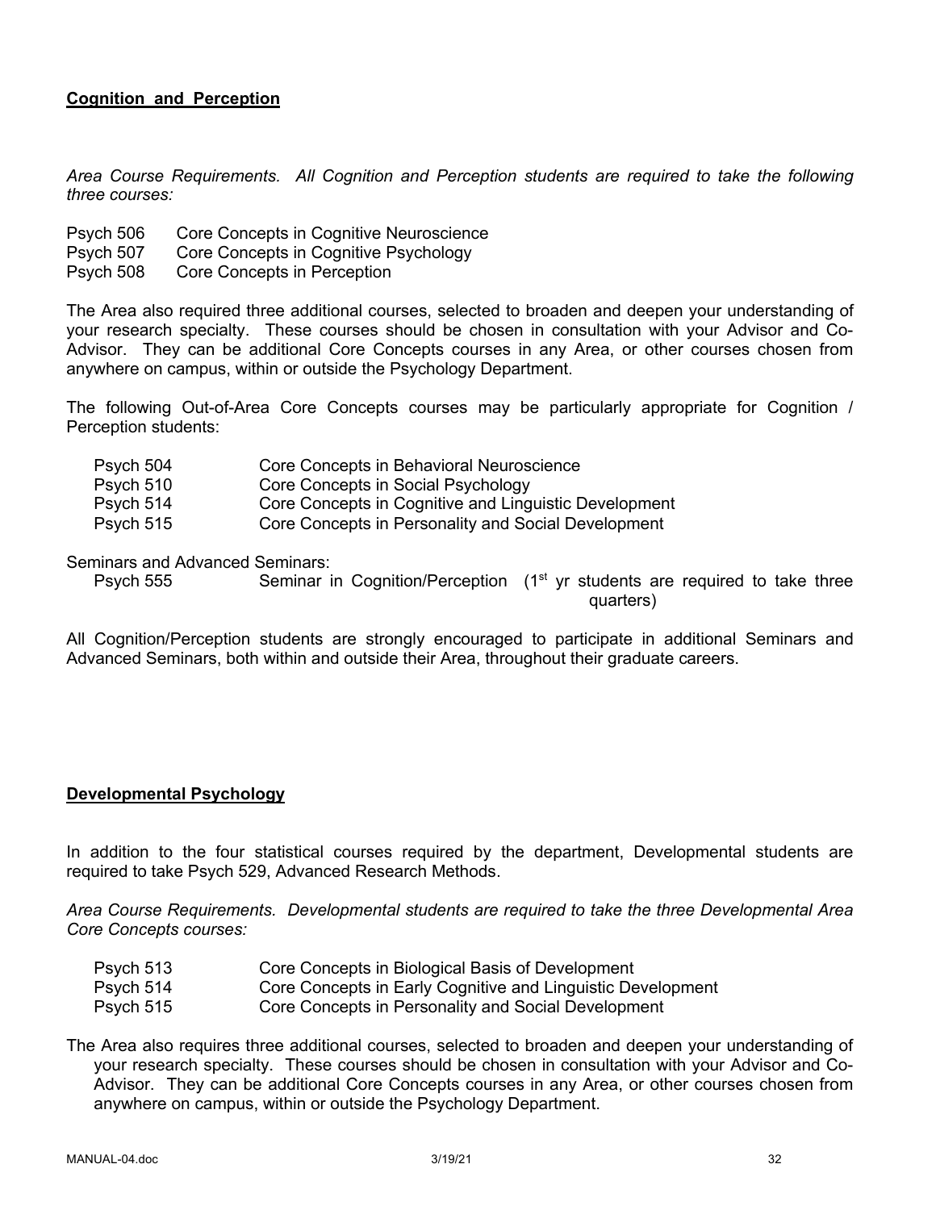## Cognition and Perception

*Area Course Requirements. All Cognition and Perception students are required to take the following three courses:*

| | |
|---|---|
| Psych 506 | Core Concepts in Cognitive Neuroscience |
| Psych 507 | Core Concepts in Cognitive Psychology |
| Psych 508 | Core Concepts in Perception |

The Area also required three additional courses, selected to broaden and deepen your understanding of your research specialty. These courses should be chosen in consultation with your Advisor and Co-Advisor. They can be additional Core Concepts courses in any Area, or other courses chosen from anywhere on campus, within or outside the Psychology Department.

The following Out-of-Area Core Concepts courses may be particularly appropriate for Cognition / Perception students:

| | |
|---|---|
| Psych 504 | Core Concepts in Behavioral Neuroscience |
| Psych 510 | Core Concepts in Social Psychology |
| Psych 514 | Core Concepts in Cognitive and Linguistic Development |
| Psych 515 | Core Concepts in Personality and Social Development |

Seminars and Advanced Seminars:

Psych 555 Seminar in Cognition/Perception (1st yr students are required to take three quarters)

All Cognition/Perception students are strongly encouraged to participate in additional Seminars and Advanced Seminars, both within and outside their Area, throughout their graduate careers.

## Developmental Psychology

In addition to the four statistical courses required by the department, Developmental students are required to take Psych 529, Advanced Research Methods.

*Area Course Requirements. Developmental students are required to take the three Developmental Area Core Concepts courses:*

| | |
|---|---|
| Psych 513 | Core Concepts in Biological Basis of Development |
| Psych 514 | Core Concepts in Early Cognitive and Linguistic Development |
| Psych 515 | Core Concepts in Personality and Social Development |

The Area also requires three additional courses, selected to broaden and deepen your understanding of your research specialty. These courses should be chosen in consultation with your Advisor and Co-Advisor. They can be additional Core Concepts courses in any Area, or other courses chosen from anywhere on campus, within or outside the Psychology Department.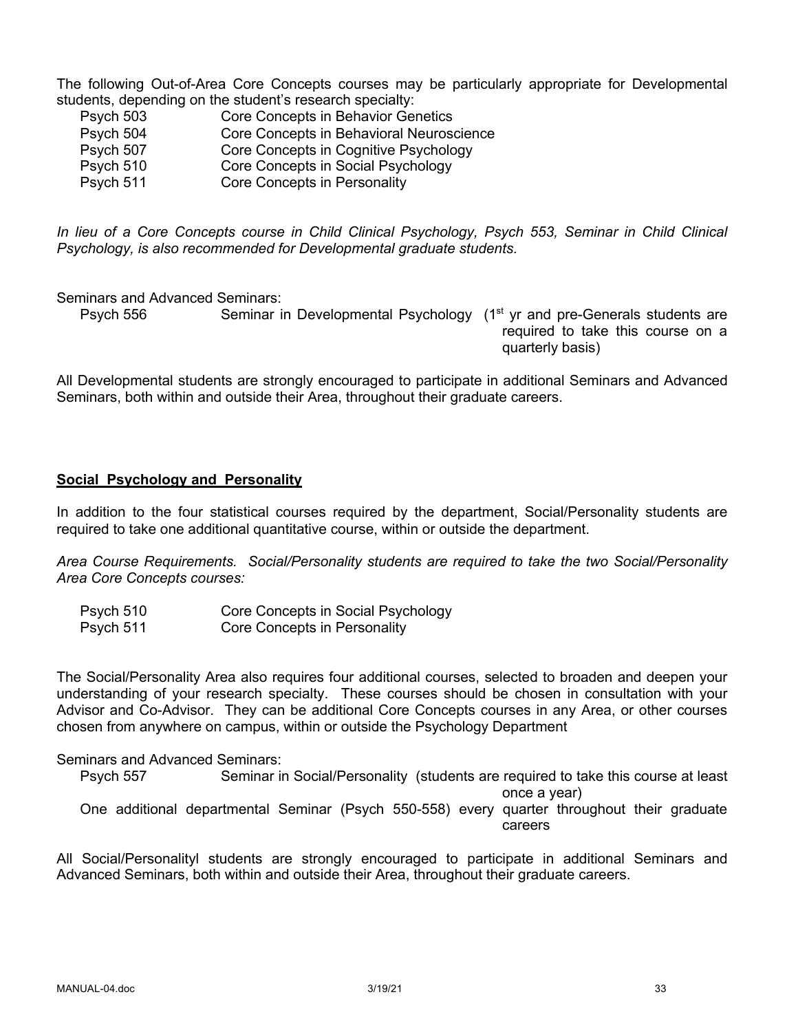The following Out-of-Area Core Concepts courses may be particularly appropriate for Developmental students, depending on the student's research specialty:

| | |
|---|---|
| Psych 503 | Core Concepts in Behavior Genetics |
| Psych 504 | Core Concepts in Behavioral Neuroscience |
| Psych 507 | Core Concepts in Cognitive Psychology |
| Psych 510 | Core Concepts in Social Psychology |
| Psych 511 | Core Concepts in Personality |

*In lieu of a Core Concepts course in Child Clinical Psychology, Psych 553, Seminar in Child Clinical Psychology, is also recommended for Developmental graduate students.*

Seminars and Advanced Seminars:

Psych 556 Seminar in Developmental Psychology (1st yr and pre-Generals students are required to take this course on a quarterly basis)

All Developmental students are strongly encouraged to participate in additional Seminars and Advanced Seminars, both within and outside their Area, throughout their graduate careers.

## Social Psychology and Personality

In addition to the four statistical courses required by the department, Social/Personality students are required to take one additional quantitative course, within or outside the department.

*Area Course Requirements. Social/Personality students are required to take the two Social/Personality Area Core Concepts courses:*

| | |
|---|---|
| Psych 510 | Core Concepts in Social Psychology |
| Psych 511 | Core Concepts in Personality |

The Social/Personality Area also requires four additional courses, selected to broaden and deepen your understanding of your research specialty. These courses should be chosen in consultation with your Advisor and Co-Advisor. They can be additional Core Concepts courses in any Area, or other courses chosen from anywhere on campus, within or outside the Psychology Department

Seminars and Advanced Seminars:

Psych 557 Seminar in Social/Personality (students are required to take this course at least once a year)

One additional departmental Seminar (Psych 550-558) every quarter throughout their graduate careers

All Social/Personalityl students are strongly encouraged to participate in additional Seminars and Advanced Seminars, both within and outside their Area, throughout their graduate careers.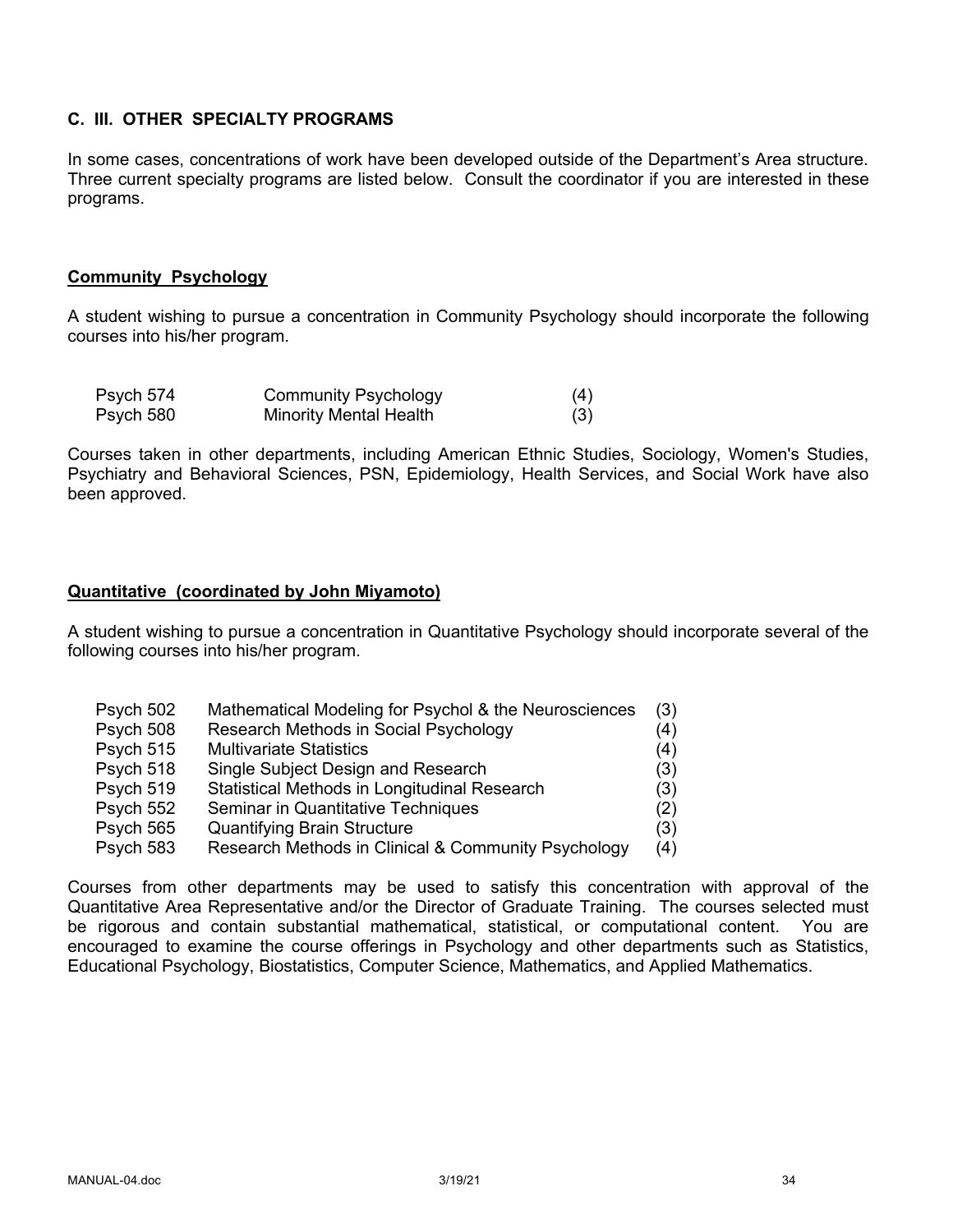## C. III. OTHER SPECIALTY PROGRAMS

In some cases, concentrations of work have been developed outside of the Department's Area structure. Three current specialty programs are listed below. Consult the coordinator if you are interested in these programs.

### Community Psychology

A student wishing to pursue a concentration in Community Psychology should incorporate the following courses into his/her program.

| | | |
|---|---|---|
| Psych 574 | Community Psychology | (4) |
| Psych 580 | Minority Mental Health | (3) |

Courses taken in other departments, including American Ethnic Studies, Sociology, Women's Studies, Psychiatry and Behavioral Sciences, PSN, Epidemiology, Health Services, and Social Work have also been approved.

### Quantitative (coordinated by John Miyamoto)

A student wishing to pursue a concentration in Quantitative Psychology should incorporate several of the following courses into his/her program.

| | | |
|---|---|---|
| Psych 502 | Mathematical Modeling for Psychol & the Neurosciences | (3) |
| Psych 508 | Research Methods in Social Psychology | (4) |
| Psych 515 | Multivariate Statistics | (4) |
| Psych 518 | Single Subject Design and Research | (3) |
| Psych 519 | Statistical Methods in Longitudinal Research | (3) |
| Psych 552 | Seminar in Quantitative Techniques | (2) |
| Psych 565 | Quantifying Brain Structure | (3) |
| Psych 583 | Research Methods in Clinical & Community Psychology | (4) |

Courses from other departments may be used to satisfy this concentration with approval of the Quantitative Area Representative and/or the Director of Graduate Training. The courses selected must be rigorous and contain substantial mathematical, statistical, or computational content. You are encouraged to examine the course offerings in Psychology and other departments such as Statistics, Educational Psychology, Biostatistics, Computer Science, Mathematics, and Applied Mathematics.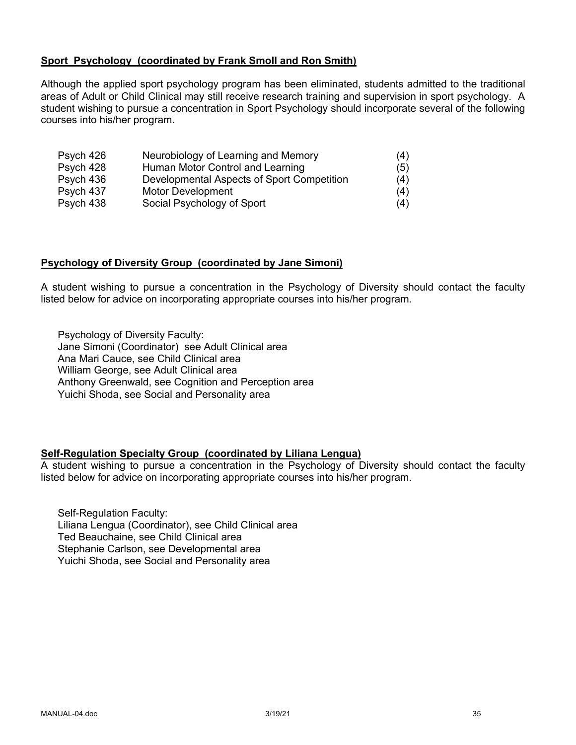**Sport Psychology (coordinated by Frank Smoll and Ron Smith)**

Although the applied sport psychology program has been eliminated, students admitted to the traditional areas of Adult or Child Clinical may still receive research training and supervision in sport psychology. A student wishing to pursue a concentration in Sport Psychology should incorporate several of the following courses into his/her program.

| | | |
|---|---|---|
| Psych 426 | Neurobiology of Learning and Memory | (4) |
| Psych 428 | Human Motor Control and Learning | (5) |
| Psych 436 | Developmental Aspects of Sport Competition | (4) |
| Psych 437 | Motor Development | (4) |
| Psych 438 | Social Psychology of Sport | (4) |

**Psychology of Diversity Group (coordinated by Jane Simoni)**

A student wishing to pursue a concentration in the Psychology of Diversity should contact the faculty listed below for advice on incorporating appropriate courses into his/her program.

Psychology of Diversity Faculty:
Jane Simoni (Coordinator) see Adult Clinical area
Ana Mari Cauce, see Child Clinical area
William George, see Adult Clinical area
Anthony Greenwald, see Cognition and Perception area
Yuichi Shoda, see Social and Personality area

**Self-Regulation Specialty Group (coordinated by Liliana Lengua)**

A student wishing to pursue a concentration in the Psychology of Diversity should contact the faculty listed below for advice on incorporating appropriate courses into his/her program.

Self-Regulation Faculty:
Liliana Lengua (Coordinator), see Child Clinical area
Ted Beauchaine, see Child Clinical area
Stephanie Carlson, see Developmental area
Yuichi Shoda, see Social and Personality area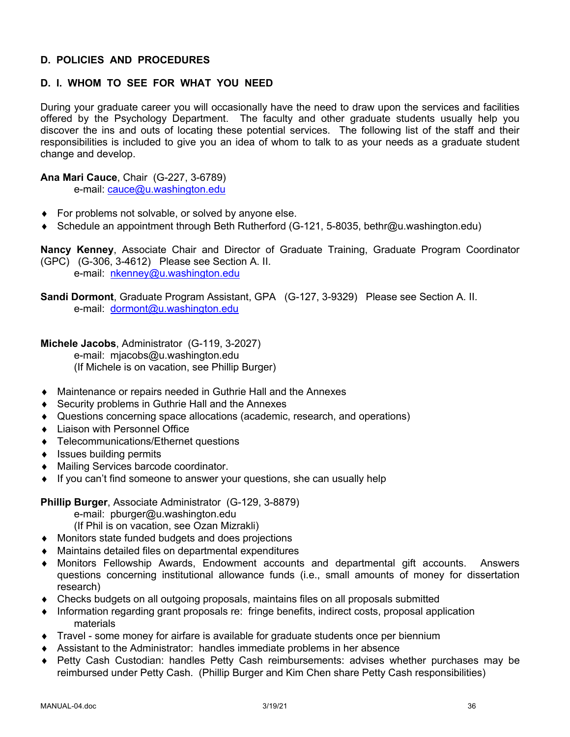## D. POLICIES AND PROCEDURES

### D. I. WHOM TO SEE FOR WHAT YOU NEED

During your graduate career you will occasionally have the need to draw upon the services and facilities offered by the Psychology Department. The faculty and other graduate students usually help you discover the ins and outs of locating these potential services. The following list of the staff and their responsibilities is included to give you an idea of whom to talk to as your needs as a graduate student change and develop.

**Ana Mari Cauce**, Chair (G-227, 3-6789)
e-mail: cauce@u.washington.edu

- For problems not solvable, or solved by anyone else.
- Schedule an appointment through Beth Rutherford (G-121, 5-8035, bethr@u.washington.edu)

**Nancy Kenney**, Associate Chair and Director of Graduate Training, Graduate Program Coordinator (GPC) (G-306, 3-4612) Please see Section A. II.
e-mail: nkenney@u.washington.edu

**Sandi Dormont**, Graduate Program Assistant, GPA (G-127, 3-9329) Please see Section A. II.
e-mail: dormont@u.washington.edu

**Michele Jacobs**, Administrator (G-119, 3-2027)
e-mail: mjacobs@u.washington.edu
(If Michele is on vacation, see Phillip Burger)

- Maintenance or repairs needed in Guthrie Hall and the Annexes
- Security problems in Guthrie Hall and the Annexes
- Questions concerning space allocations (academic, research, and operations)
- Liaison with Personnel Office
- Telecommunications/Ethernet questions
- Issues building permits
- Mailing Services barcode coordinator.
- If you can't find someone to answer your questions, she can usually help

**Phillip Burger**, Associate Administrator (G-129, 3-8879)
e-mail: pburger@u.washington.edu
(If Phil is on vacation, see Ozan Mizrakli)

- Monitors state funded budgets and does projections
- Maintains detailed files on departmental expenditures
- Monitors Fellowship Awards, Endowment accounts and departmental gift accounts. Answers questions concerning institutional allowance funds (i.e., small amounts of money for dissertation research)
- Checks budgets on all outgoing proposals, maintains files on all proposals submitted
- Information regarding grant proposals re: fringe benefits, indirect costs, proposal application materials
- Travel - some money for airfare is available for graduate students once per biennium
- Assistant to the Administrator: handles immediate problems in her absence
- Petty Cash Custodian: handles Petty Cash reimbursements: advises whether purchases may be reimbursed under Petty Cash. (Phillip Burger and Kim Chen share Petty Cash responsibilities)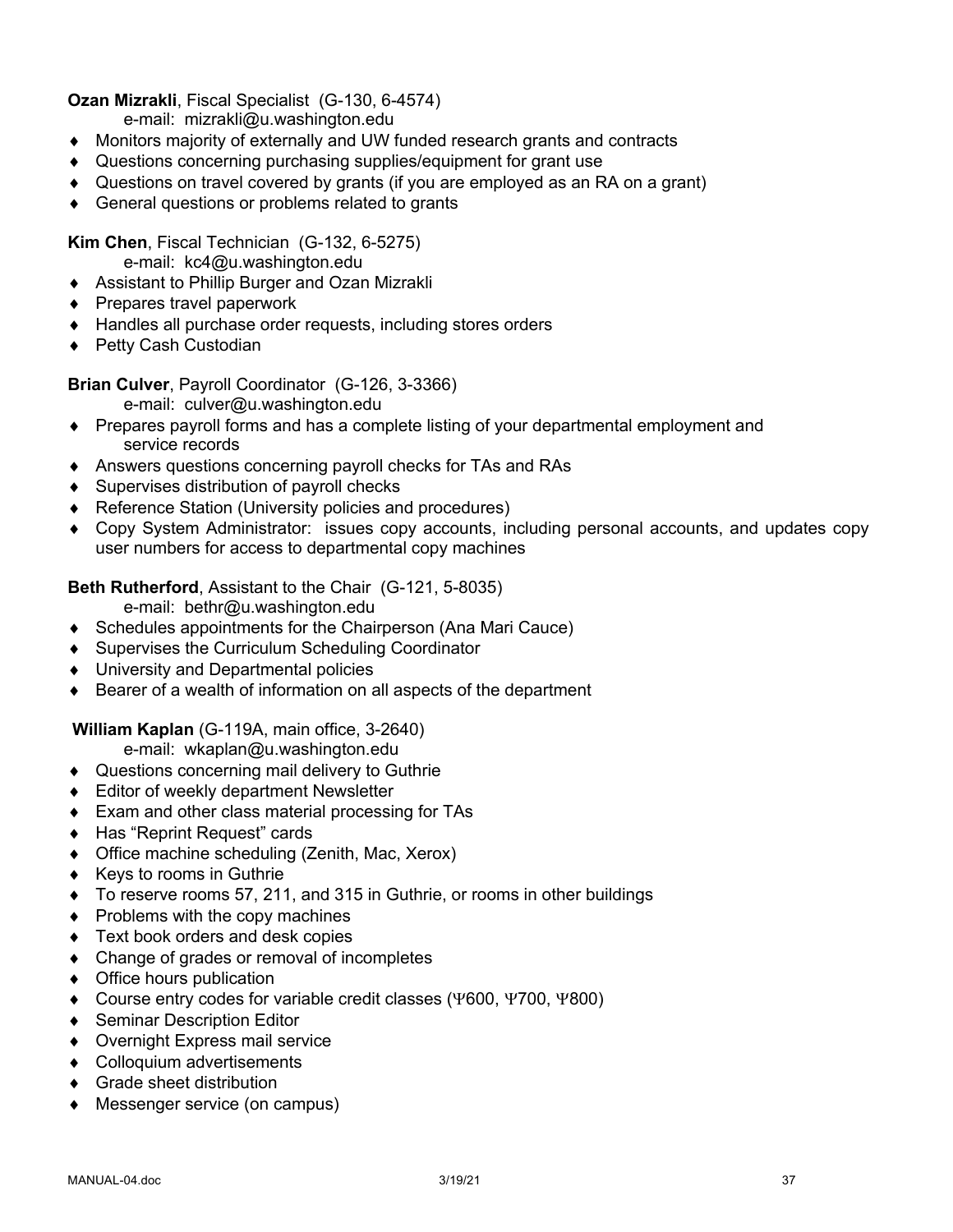**Ozan Mizrakli**, Fiscal Specialist (G-130, 6-4574)

e-mail: mizrakli@u.washington.edu

- Monitors majority of externally and UW funded research grants and contracts
- Questions concerning purchasing supplies/equipment for grant use
- Questions on travel covered by grants (if you are employed as an RA on a grant)
- General questions or problems related to grants

**Kim Chen**, Fiscal Technician (G-132, 6-5275)

e-mail: kc4@u.washington.edu

- Assistant to Phillip Burger and Ozan Mizrakli
- Prepares travel paperwork
- Handles all purchase order requests, including stores orders
- Petty Cash Custodian

**Brian Culver**, Payroll Coordinator (G-126, 3-3366)

e-mail: culver@u.washington.edu

- Prepares payroll forms and has a complete listing of your departmental employment and service records
- Answers questions concerning payroll checks for TAs and RAs
- Supervises distribution of payroll checks
- Reference Station (University policies and procedures)
- Copy System Administrator: issues copy accounts, including personal accounts, and updates copy user numbers for access to departmental copy machines

**Beth Rutherford**, Assistant to the Chair (G-121, 5-8035)

e-mail: bethr@u.washington.edu

- Schedules appointments for the Chairperson (Ana Mari Cauce)
- Supervises the Curriculum Scheduling Coordinator
- University and Departmental policies
- Bearer of a wealth of information on all aspects of the department

**William Kaplan** (G-119A, main office, 3-2640)

e-mail: wkaplan@u.washington.edu

- Questions concerning mail delivery to Guthrie
- Editor of weekly department Newsletter
- Exam and other class material processing for TAs
- Has "Reprint Request" cards
- Office machine scheduling (Zenith, Mac, Xerox)
- Keys to rooms in Guthrie
- To reserve rooms 57, 211, and 315 in Guthrie, or rooms in other buildings
- Problems with the copy machines
- Text book orders and desk copies
- Change of grades or removal of incompletes
- Office hours publication
- Course entry codes for variable credit classes (Ψ600, Ψ700, Ψ800)
- Seminar Description Editor
- Overnight Express mail service
- Colloquium advertisements
- Grade sheet distribution
- Messenger service (on campus)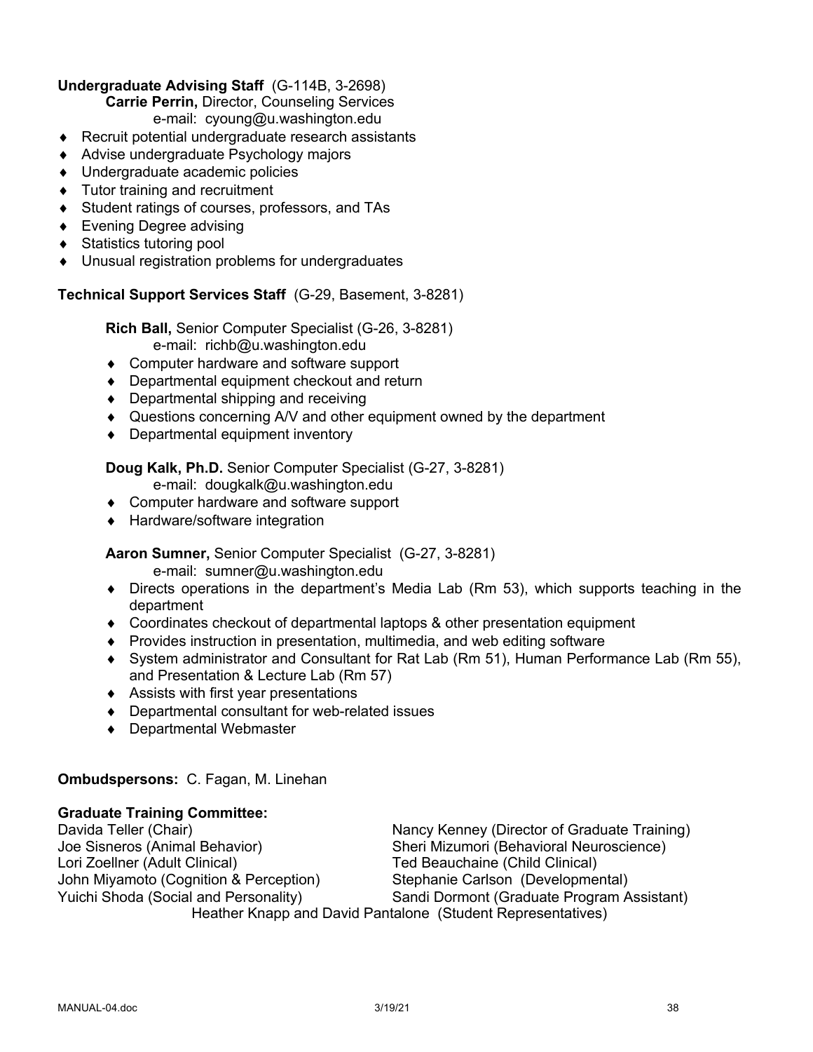**Undergraduate Advising Staff** (G-114B, 3-2698)

**Carrie Perrin,** Director, Counseling Services
e-mail: cyoung@u.washington.edu

- Recruit potential undergraduate research assistants
- Advise undergraduate Psychology majors
- Undergraduate academic policies
- Tutor training and recruitment
- Student ratings of courses, professors, and TAs
- Evening Degree advising
- Statistics tutoring pool
- Unusual registration problems for undergraduates

**Technical Support Services Staff** (G-29, Basement, 3-8281)

**Rich Ball,** Senior Computer Specialist (G-26, 3-8281)
e-mail: richb@u.washington.edu

- Computer hardware and software support
- Departmental equipment checkout and return
- Departmental shipping and receiving
- Questions concerning A/V and other equipment owned by the department
- Departmental equipment inventory

**Doug Kalk, Ph.D.** Senior Computer Specialist (G-27, 3-8281)
e-mail: dougkalk@u.washington.edu

- Computer hardware and software support
- Hardware/software integration

**Aaron Sumner,** Senior Computer Specialist (G-27, 3-8281)
e-mail: sumner@u.washington.edu

- Directs operations in the department's Media Lab (Rm 53), which supports teaching in the department
- Coordinates checkout of departmental laptops & other presentation equipment
- Provides instruction in presentation, multimedia, and web editing software
- System administrator and Consultant for Rat Lab (Rm 51), Human Performance Lab (Rm 55), and Presentation & Lecture Lab (Rm 57)
- Assists with first year presentations
- Departmental consultant for web-related issues
- Departmental Webmaster

**Ombudspersons:** C. Fagan, M. Linehan

**Graduate Training Committee:**

Davida Teller (Chair)
Joe Sisneros (Animal Behavior)
Lori Zoellner (Adult Clinical)
John Miyamoto (Cognition & Perception)
Yuichi Shoda (Social and Personality)
Nancy Kenney (Director of Graduate Training)
Sheri Mizumori (Behavioral Neuroscience)
Ted Beauchaine (Child Clinical)
Stephanie Carlson (Developmental)
Sandi Dormont (Graduate Program Assistant)
Heather Knapp and David Pantalone (Student Representatives)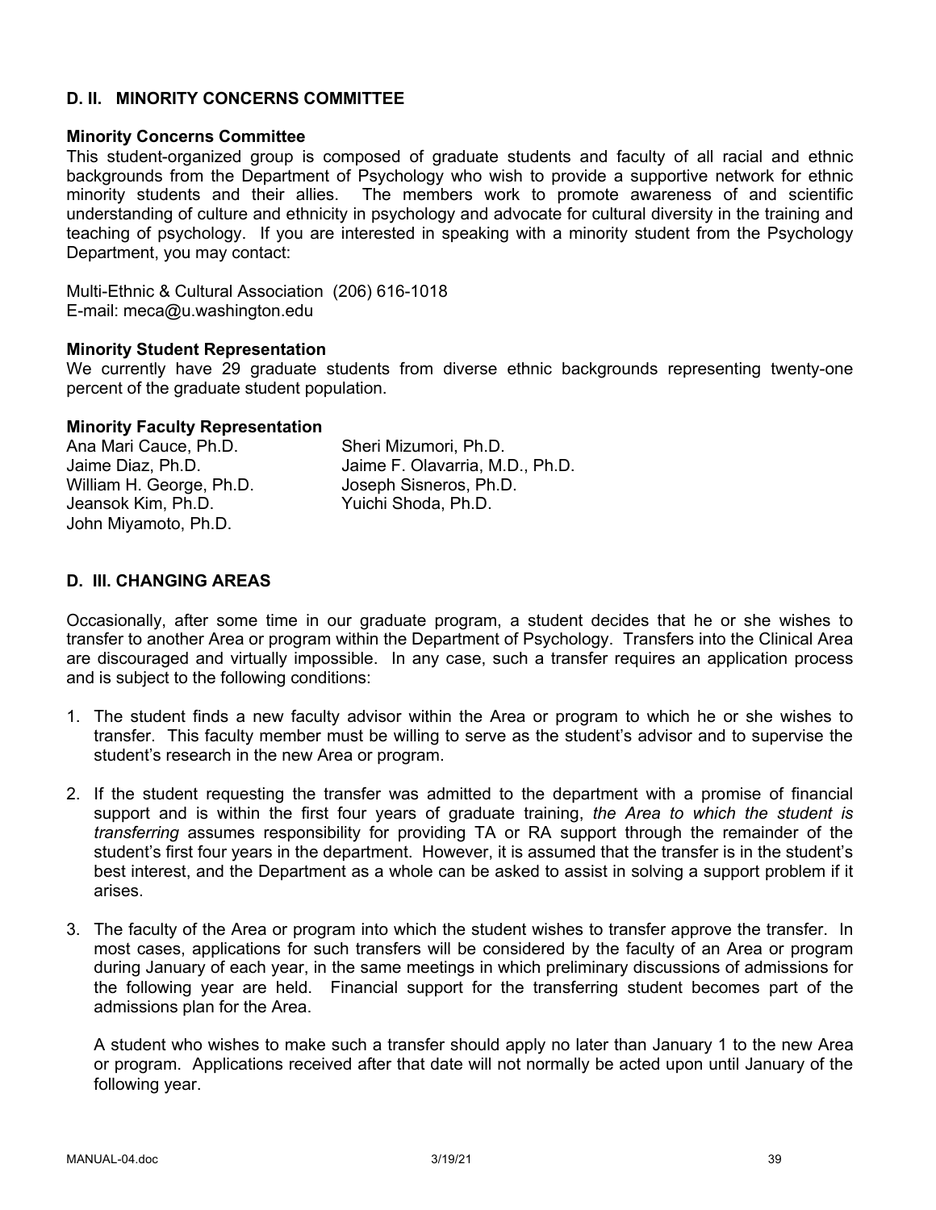## D. II. MINORITY CONCERNS COMMITTEE

### Minority Concerns Committee

This student-organized group is composed of graduate students and faculty of all racial and ethnic backgrounds from the Department of Psychology who wish to provide a supportive network for ethnic minority students and their allies. The members work to promote awareness of and scientific understanding of culture and ethnicity in psychology and advocate for cultural diversity in the training and teaching of psychology. If you are interested in speaking with a minority student from the Psychology Department, you may contact:

Multi-Ethnic & Cultural Association (206) 616-1018
E-mail: meca@u.washington.edu

### Minority Student Representation

We currently have 29 graduate students from diverse ethnic backgrounds representing twenty-one percent of the graduate student population.

### Minority Faculty Representation

Ana Mari Cauce, Ph.D.
Jaime Diaz, Ph.D.
William H. George, Ph.D.
Jeansok Kim, Ph.D.
John Miyamoto, Ph.D.
Sheri Mizumori, Ph.D.
Jaime F. Olavarria, M.D., Ph.D.
Joseph Sisneros, Ph.D.
Yuichi Shoda, Ph.D.

## D. III. CHANGING AREAS

Occasionally, after some time in our graduate program, a student decides that he or she wishes to transfer to another Area or program within the Department of Psychology. Transfers into the Clinical Area are discouraged and virtually impossible. In any case, such a transfer requires an application process and is subject to the following conditions:

1. The student finds a new faculty advisor within the Area or program to which he or she wishes to transfer. This faculty member must be willing to serve as the student's advisor and to supervise the student's research in the new Area or program.

2. If the student requesting the transfer was admitted to the department with a promise of financial support and is within the first four years of graduate training, *the Area to which the student is transferring* assumes responsibility for providing TA or RA support through the remainder of the student's first four years in the department. However, it is assumed that the transfer is in the student's best interest, and the Department as a whole can be asked to assist in solving a support problem if it arises.

3. The faculty of the Area or program into which the student wishes to transfer approve the transfer. In most cases, applications for such transfers will be considered by the faculty of an Area or program during January of each year, in the same meetings in which preliminary discussions of admissions for the following year are held. Financial support for the transferring student becomes part of the admissions plan for the Area.

   A student who wishes to make such a transfer should apply no later than January 1 to the new Area or program. Applications received after that date will not normally be acted upon until January of the following year.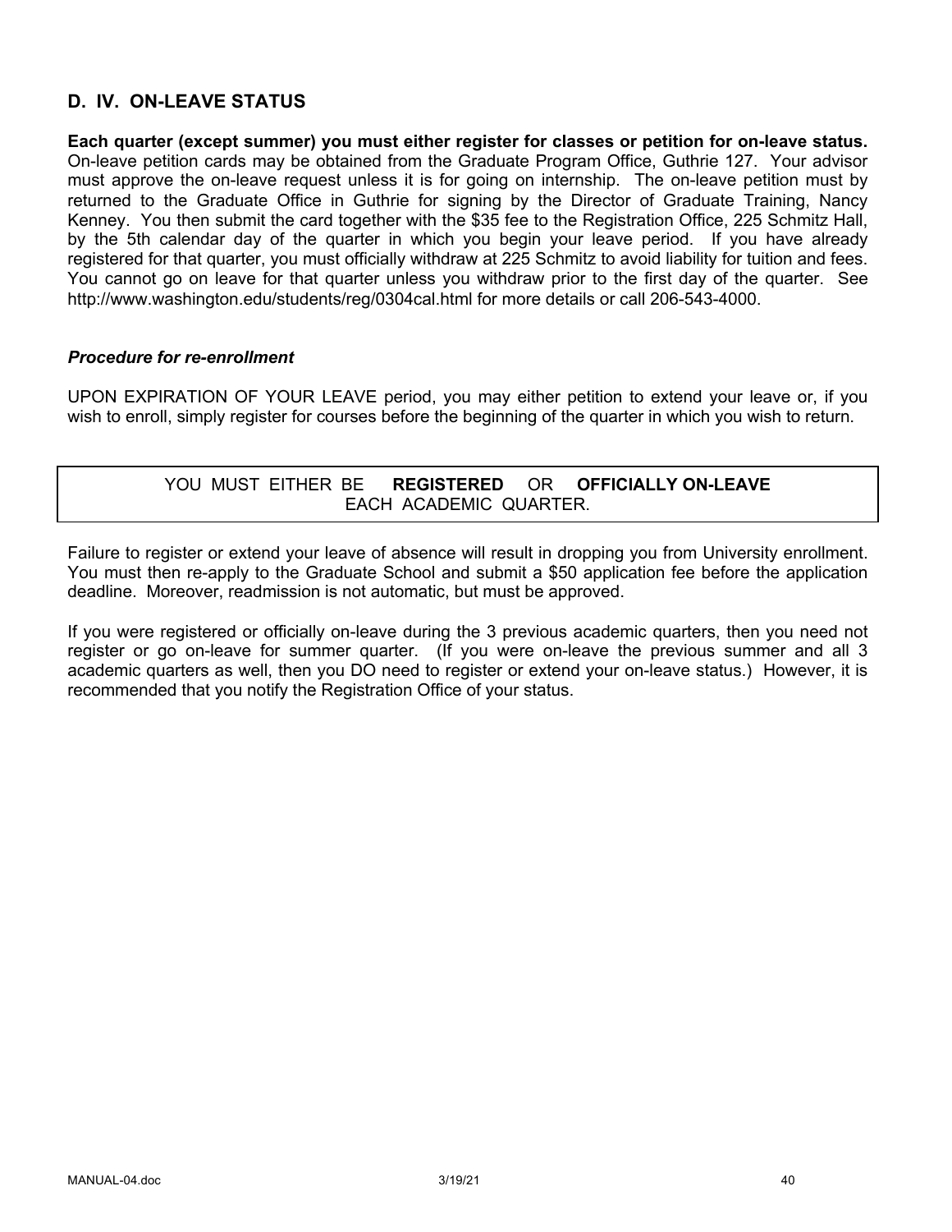## D. IV. ON-LEAVE STATUS

**Each quarter (except summer) you must either register for classes or petition for on-leave status.** On-leave petition cards may be obtained from the Graduate Program Office, Guthrie 127. Your advisor must approve the on-leave request unless it is for going on internship. The on-leave petition must by returned to the Graduate Office in Guthrie for signing by the Director of Graduate Training, Nancy Kenney. You then submit the card together with the $35 fee to the Registration Office, 225 Schmitz Hall, by the 5th calendar day of the quarter in which you begin your leave period. If you have already registered for that quarter, you must officially withdraw at 225 Schmitz to avoid liability for tuition and fees. You cannot go on leave for that quarter unless you withdraw prior to the first day of the quarter. See http://www.washington.edu/students/reg/0304cal.html for more details or call 206-543-4000.

### *Procedure for re-enrollment*

UPON EXPIRATION OF YOUR LEAVE period, you may either petition to extend your leave or, if you wish to enroll, simply register for courses before the beginning of the quarter in which you wish to return.

YOU MUST EITHER BE **REGISTERED** OR **OFFICIALLY ON-LEAVE** EACH ACADEMIC QUARTER.

Failure to register or extend your leave of absence will result in dropping you from University enrollment. You must then re-apply to the Graduate School and submit a $50 application fee before the application deadline. Moreover, readmission is not automatic, but must be approved.

If you were registered or officially on-leave during the 3 previous academic quarters, then you need not register or go on-leave for summer quarter. (If you were on-leave the previous summer and all 3 academic quarters as well, then you DO need to register or extend your on-leave status.) However, it is recommended that you notify the Registration Office of your status.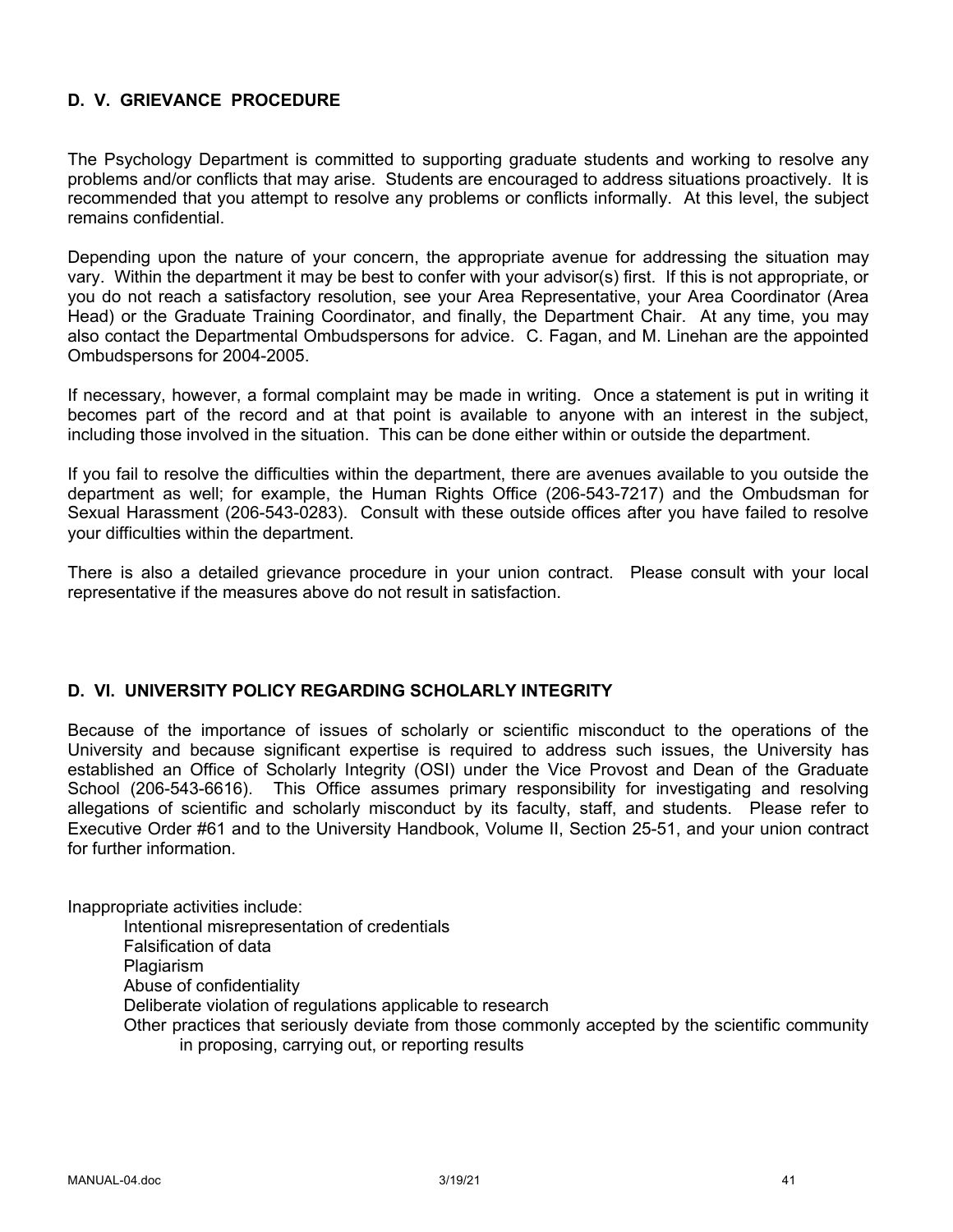## D. V. GRIEVANCE PROCEDURE

The Psychology Department is committed to supporting graduate students and working to resolve any problems and/or conflicts that may arise. Students are encouraged to address situations proactively. It is recommended that you attempt to resolve any problems or conflicts informally. At this level, the subject remains confidential.

Depending upon the nature of your concern, the appropriate avenue for addressing the situation may vary. Within the department it may be best to confer with your advisor(s) first. If this is not appropriate, or you do not reach a satisfactory resolution, see your Area Representative, your Area Coordinator (Area Head) or the Graduate Training Coordinator, and finally, the Department Chair. At any time, you may also contact the Departmental Ombudspersons for advice. C. Fagan, and M. Linehan are the appointed Ombudspersons for 2004-2005.

If necessary, however, a formal complaint may be made in writing. Once a statement is put in writing it becomes part of the record and at that point is available to anyone with an interest in the subject, including those involved in the situation. This can be done either within or outside the department.

If you fail to resolve the difficulties within the department, there are avenues available to you outside the department as well; for example, the Human Rights Office (206-543-7217) and the Ombudsman for Sexual Harassment (206-543-0283). Consult with these outside offices after you have failed to resolve your difficulties within the department.

There is also a detailed grievance procedure in your union contract. Please consult with your local representative if the measures above do not result in satisfaction.

## D. VI. UNIVERSITY POLICY REGARDING SCHOLARLY INTEGRITY

Because of the importance of issues of scholarly or scientific misconduct to the operations of the University and because significant expertise is required to address such issues, the University has established an Office of Scholarly Integrity (OSI) under the Vice Provost and Dean of the Graduate School (206-543-6616). This Office assumes primary responsibility for investigating and resolving allegations of scientific and scholarly misconduct by its faculty, staff, and students. Please refer to Executive Order #61 and to the University Handbook, Volume II, Section 25-51, and your union contract for further information.

Inappropriate activities include:

- Intentional misrepresentation of credentials
- Falsification of data
- Plagiarism
- Abuse of confidentiality
- Deliberate violation of regulations applicable to research
- Other practices that seriously deviate from those commonly accepted by the scientific community in proposing, carrying out, or reporting results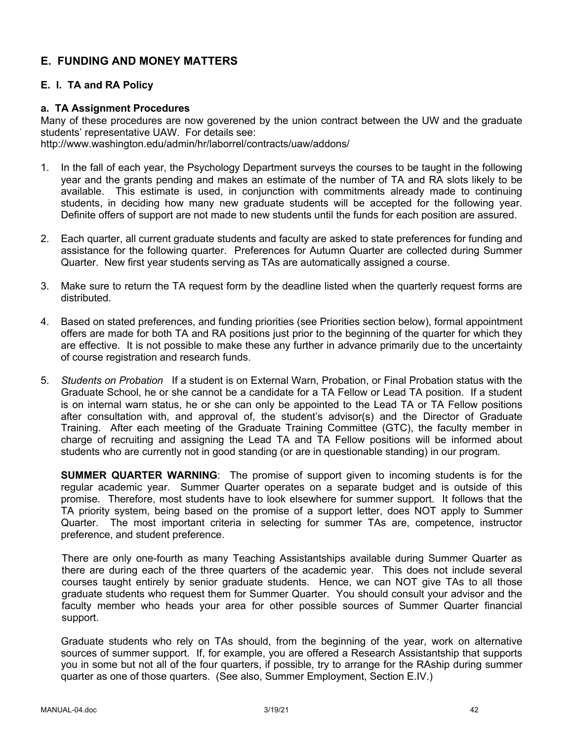## E. FUNDING AND MONEY MATTERS

### E. I. TA and RA Policy

#### a. TA Assignment Procedures

Many of these procedures are now goverened by the union contract between the UW and the graduate students' representative UAW. For details see:
http://www.washington.edu/admin/hr/laborrel/contracts/uaw/addons/

1. In the fall of each year, the Psychology Department surveys the courses to be taught in the following year and the grants pending and makes an estimate of the number of TA and RA slots likely to be available. This estimate is used, in conjunction with commitments already made to continuing students, in deciding how many new graduate students will be accepted for the following year. Definite offers of support are not made to new students until the funds for each position are assured.

2. Each quarter, all current graduate students and faculty are asked to state preferences for funding and assistance for the following quarter. Preferences for Autumn Quarter are collected during Summer Quarter. New first year students serving as TAs are automatically assigned a course.

3. Make sure to return the TA request form by the deadline listed when the quarterly request forms are distributed.

4. Based on stated preferences, and funding priorities (see Priorities section below), formal appointment offers are made for both TA and RA positions just prior to the beginning of the quarter for which they are effective. It is not possible to make these any further in advance primarily due to the uncertainty of course registration and research funds.

5. *Students on Probation* If a student is on External Warn, Probation, or Final Probation status with the Graduate School, he or she cannot be a candidate for a TA Fellow or Lead TA position. If a student is on internal warn status, he or she can only be appointed to the Lead TA or TA Fellow positions after consultation with, and approval of, the student's advisor(s) and the Director of Graduate Training. After each meeting of the Graduate Training Committee (GTC), the faculty member in charge of recruiting and assigning the Lead TA and TA Fellow positions will be informed about students who are currently not in good standing (or are in questionable standing) in our program.

   **SUMMER QUARTER WARNING**: The promise of support given to incoming students is for the regular academic year. Summer Quarter operates on a separate budget and is outside of this promise. Therefore, most students have to look elsewhere for summer support. It follows that the TA priority system, being based on the promise of a support letter, does NOT apply to Summer Quarter. The most important criteria in selecting for summer TAs are, competence, instructor preference, and student preference.

   There are only one-fourth as many Teaching Assistantships available during Summer Quarter as there are during each of the three quarters of the academic year. This does not include several courses taught entirely by senior graduate students. Hence, we can NOT give TAs to all those graduate students who request them for Summer Quarter. You should consult your advisor and the faculty member who heads your area for other possible sources of Summer Quarter financial support.

   Graduate students who rely on TAs should, from the beginning of the year, work on alternative sources of summer support. If, for example, you are offered a Research Assistantship that supports you in some but not all of the four quarters, if possible, try to arrange for the RAship during summer quarter as one of those quarters. (See also, Summer Employment, Section E.IV.)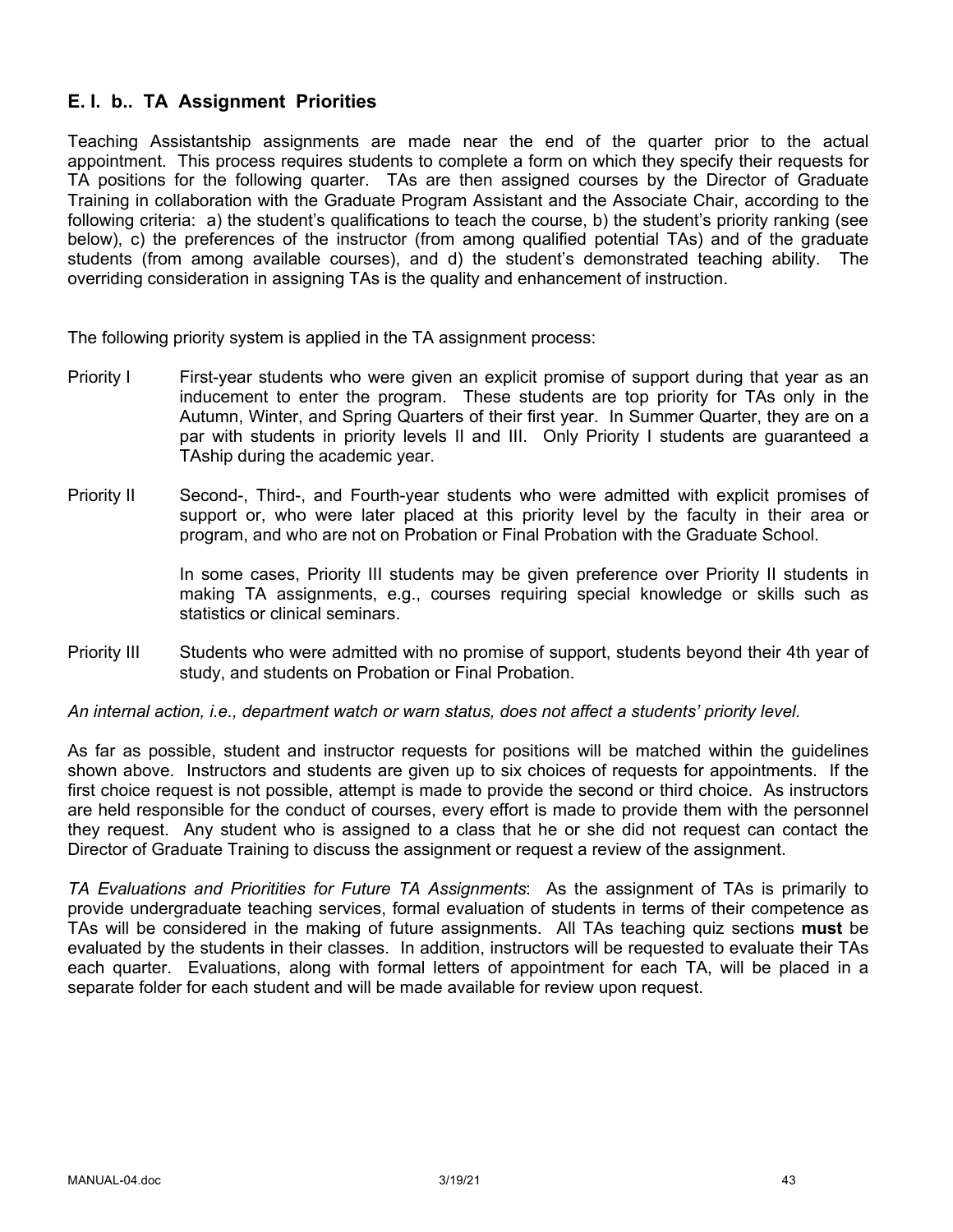## E. I. b.. TA Assignment Priorities

Teaching Assistantship assignments are made near the end of the quarter prior to the actual appointment. This process requires students to complete a form on which they specify their requests for TA positions for the following quarter. TAs are then assigned courses by the Director of Graduate Training in collaboration with the Graduate Program Assistant and the Associate Chair, according to the following criteria: a) the student's qualifications to teach the course, b) the student's priority ranking (see below), c) the preferences of the instructor (from among qualified potential TAs) and of the graduate students (from among available courses), and d) the student's demonstrated teaching ability. The overriding consideration in assigning TAs is the quality and enhancement of instruction.

The following priority system is applied in the TA assignment process:

Priority I — First-year students who were given an explicit promise of support during that year as an inducement to enter the program. These students are top priority for TAs only in the Autumn, Winter, and Spring Quarters of their first year. In Summer Quarter, they are on a par with students in priority levels II and III. Only Priority I students are guaranteed a TAship during the academic year.

Priority II — Second-, Third-, and Fourth-year students who were admitted with explicit promises of support or, who were later placed at this priority level by the faculty in their area or program, and who are not on Probation or Final Probation with the Graduate School.

In some cases, Priority III students may be given preference over Priority II students in making TA assignments, e.g., courses requiring special knowledge or skills such as statistics or clinical seminars.

Priority III — Students who were admitted with no promise of support, students beyond their 4th year of study, and students on Probation or Final Probation.

*An internal action, i.e., department watch or warn status, does not affect a students' priority level.*

As far as possible, student and instructor requests for positions will be matched within the guidelines shown above. Instructors and students are given up to six choices of requests for appointments. If the first choice request is not possible, attempt is made to provide the second or third choice. As instructors are held responsible for the conduct of courses, every effort is made to provide them with the personnel they request. Any student who is assigned to a class that he or she did not request can contact the Director of Graduate Training to discuss the assignment or request a review of the assignment.

*TA Evaluations and Prioritities for Future TA Assignments*: As the assignment of TAs is primarily to provide undergraduate teaching services, formal evaluation of students in terms of their competence as TAs will be considered in the making of future assignments. All TAs teaching quiz sections **must** be evaluated by the students in their classes. In addition, instructors will be requested to evaluate their TAs each quarter. Evaluations, along with formal letters of appointment for each TA, will be placed in a separate folder for each student and will be made available for review upon request.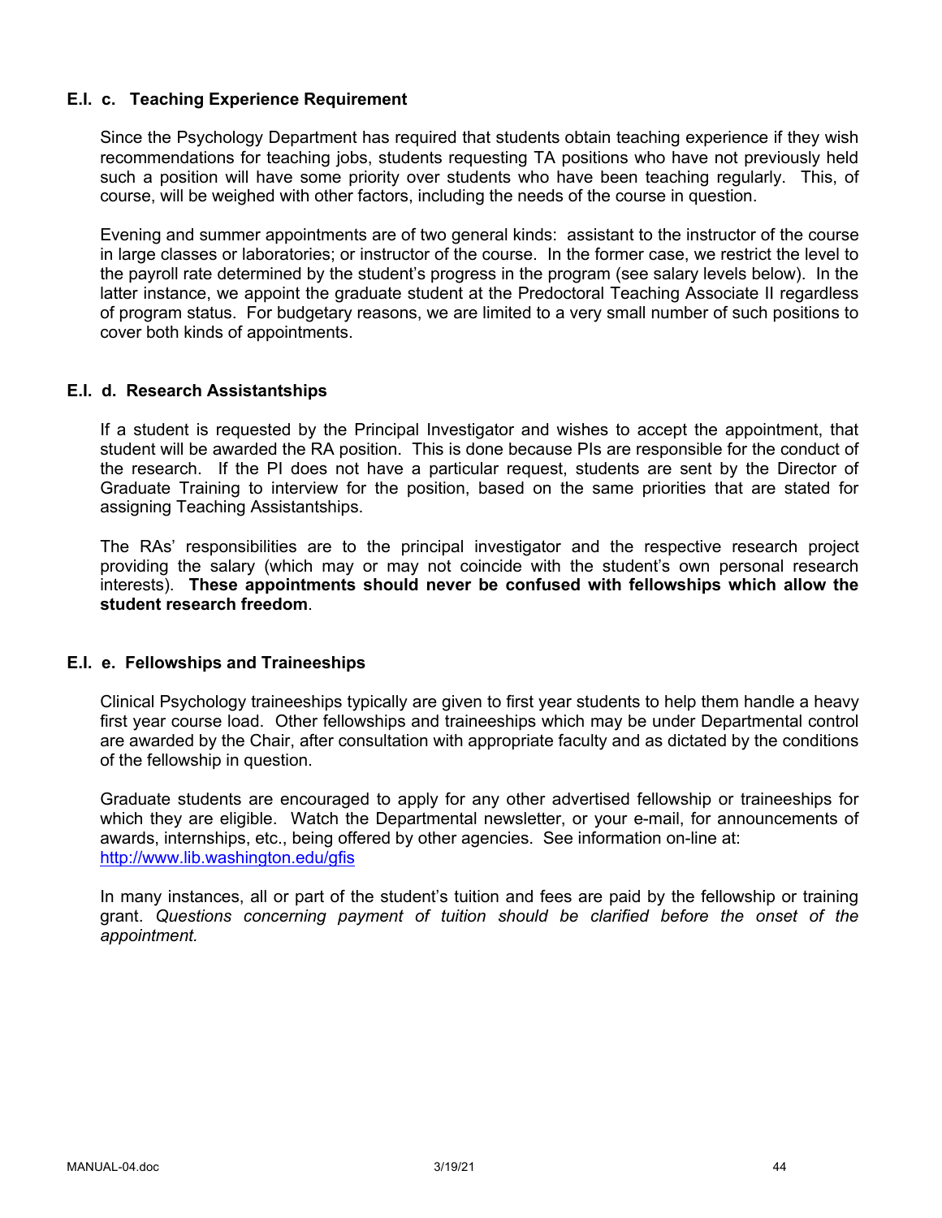### E.I. c. Teaching Experience Requirement

Since the Psychology Department has required that students obtain teaching experience if they wish recommendations for teaching jobs, students requesting TA positions who have not previously held such a position will have some priority over students who have been teaching regularly. This, of course, will be weighed with other factors, including the needs of the course in question.

Evening and summer appointments are of two general kinds: assistant to the instructor of the course in large classes or laboratories; or instructor of the course. In the former case, we restrict the level to the payroll rate determined by the student's progress in the program (see salary levels below). In the latter instance, we appoint the graduate student at the Predoctoral Teaching Associate II regardless of program status. For budgetary reasons, we are limited to a very small number of such positions to cover both kinds of appointments.

### E.I. d. Research Assistantships

If a student is requested by the Principal Investigator and wishes to accept the appointment, that student will be awarded the RA position. This is done because PIs are responsible for the conduct of the research. If the PI does not have a particular request, students are sent by the Director of Graduate Training to interview for the position, based on the same priorities that are stated for assigning Teaching Assistantships.

The RAs' responsibilities are to the principal investigator and the respective research project providing the salary (which may or may not coincide with the student's own personal research interests). **These appointments should never be confused with fellowships which allow the student research freedom**.

### E.I. e. Fellowships and Traineeships

Clinical Psychology traineeships typically are given to first year students to help them handle a heavy first year course load. Other fellowships and traineeships which may be under Departmental control are awarded by the Chair, after consultation with appropriate faculty and as dictated by the conditions of the fellowship in question.

Graduate students are encouraged to apply for any other advertised fellowship or traineeships for which they are eligible. Watch the Departmental newsletter, or your e-mail, for announcements of awards, internships, etc., being offered by other agencies. See information on-line at: http://www.lib.washington.edu/gfis

In many instances, all or part of the student's tuition and fees are paid by the fellowship or training grant. *Questions concerning payment of tuition should be clarified before the onset of the appointment.*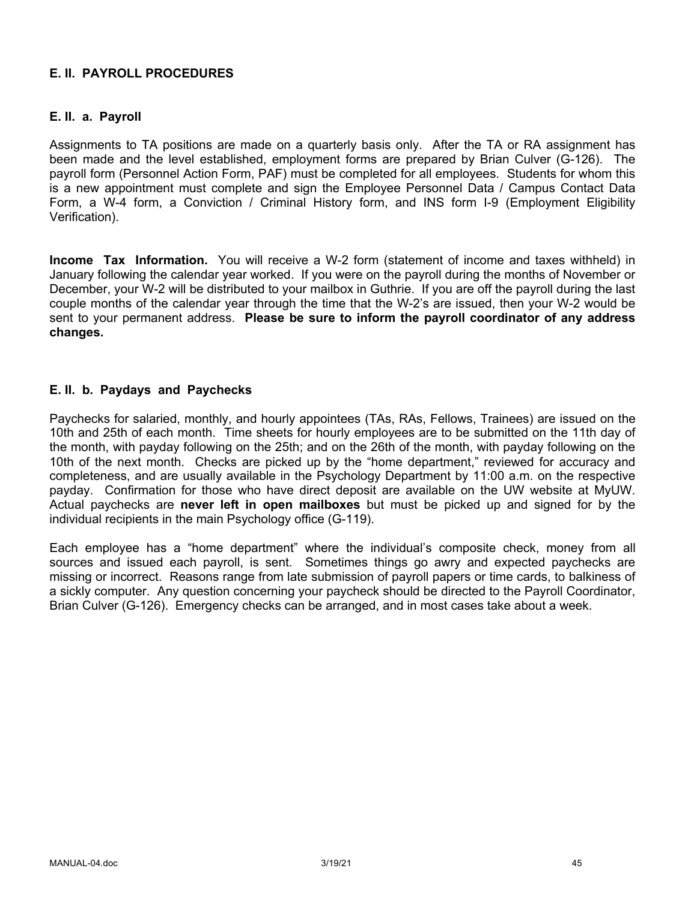## E. II. PAYROLL PROCEDURES

### E. II. a. Payroll

Assignments to TA positions are made on a quarterly basis only. After the TA or RA assignment has been made and the level established, employment forms are prepared by Brian Culver (G-126). The payroll form (Personnel Action Form, PAF) must be completed for all employees. Students for whom this is a new appointment must complete and sign the Employee Personnel Data / Campus Contact Data Form, a W-4 form, a Conviction / Criminal History form, and INS form I-9 (Employment Eligibility Verification).

**Income Tax Information.** You will receive a W-2 form (statement of income and taxes withheld) in January following the calendar year worked. If you were on the payroll during the months of November or December, your W-2 will be distributed to your mailbox in Guthrie. If you are off the payroll during the last couple months of the calendar year through the time that the W-2's are issued, then your W-2 would be sent to your permanent address. **Please be sure to inform the payroll coordinator of any address changes.**

### E. II. b. Paydays and Paychecks

Paychecks for salaried, monthly, and hourly appointees (TAs, RAs, Fellows, Trainees) are issued on the 10th and 25th of each month. Time sheets for hourly employees are to be submitted on the 11th day of the month, with payday following on the 25th; and on the 26th of the month, with payday following on the 10th of the next month. Checks are picked up by the "home department," reviewed for accuracy and completeness, and are usually available in the Psychology Department by 11:00 a.m. on the respective payday. Confirmation for those who have direct deposit are available on the UW website at MyUW. Actual paychecks are **never left in open mailboxes** but must be picked up and signed for by the individual recipients in the main Psychology office (G-119).

Each employee has a "home department" where the individual's composite check, money from all sources and issued each payroll, is sent. Sometimes things go awry and expected paychecks are missing or incorrect. Reasons range from late submission of payroll papers or time cards, to balkiness of a sickly computer. Any question concerning your paycheck should be directed to the Payroll Coordinator, Brian Culver (G-126). Emergency checks can be arranged, and in most cases take about a week.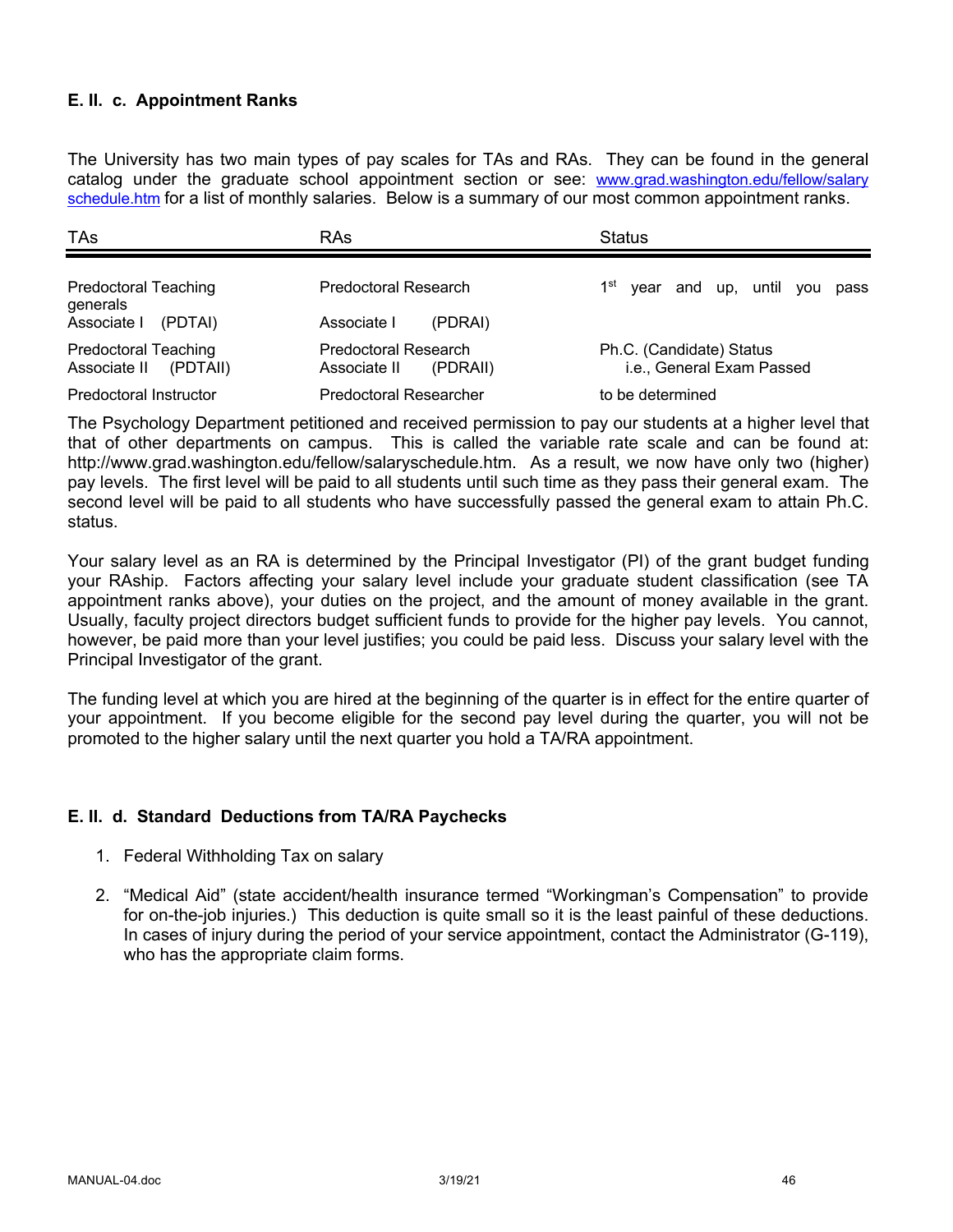### E. II. c. Appointment Ranks

The University has two main types of pay scales for TAs and RAs. They can be found in the general catalog under the graduate school appointment section or see: www.grad.washington.edu/fellow/salary schedule.htm for a list of monthly salaries. Below is a summary of our most common appointment ranks.

| TAs | RAs | Status |
|---|---|---|
| Predoctoral Teaching Associate I (PDTAI) | Predoctoral Research Associate I (PDRAI) | 1st year and up, until you pass generals |
| Predoctoral Teaching Associate II (PDTAII) | Predoctoral Research Associate II (PDRAII) | Ph.C. (Candidate) Status i.e., General Exam Passed |
| Predoctoral Instructor | Predoctoral Researcher | to be determined |

The Psychology Department petitioned and received permission to pay our students at a higher level that that of other departments on campus. This is called the variable rate scale and can be found at: http://www.grad.washington.edu/fellow/salaryschedule.htm. As a result, we now have only two (higher) pay levels. The first level will be paid to all students until such time as they pass their general exam. The second level will be paid to all students who have successfully passed the general exam to attain Ph.C. status.

Your salary level as an RA is determined by the Principal Investigator (PI) of the grant budget funding your RAship. Factors affecting your salary level include your graduate student classification (see TA appointment ranks above), your duties on the project, and the amount of money available in the grant. Usually, faculty project directors budget sufficient funds to provide for the higher pay levels. You cannot, however, be paid more than your level justifies; you could be paid less. Discuss your salary level with the Principal Investigator of the grant.

The funding level at which you are hired at the beginning of the quarter is in effect for the entire quarter of your appointment. If you become eligible for the second pay level during the quarter, you will not be promoted to the higher salary until the next quarter you hold a TA/RA appointment.

### E. II. d. Standard Deductions from TA/RA Paychecks

1. Federal Withholding Tax on salary
2. "Medical Aid" (state accident/health insurance termed "Workingman's Compensation" to provide for on-the-job injuries.) This deduction is quite small so it is the least painful of these deductions. In cases of injury during the period of your service appointment, contact the Administrator (G-119), who has the appropriate claim forms.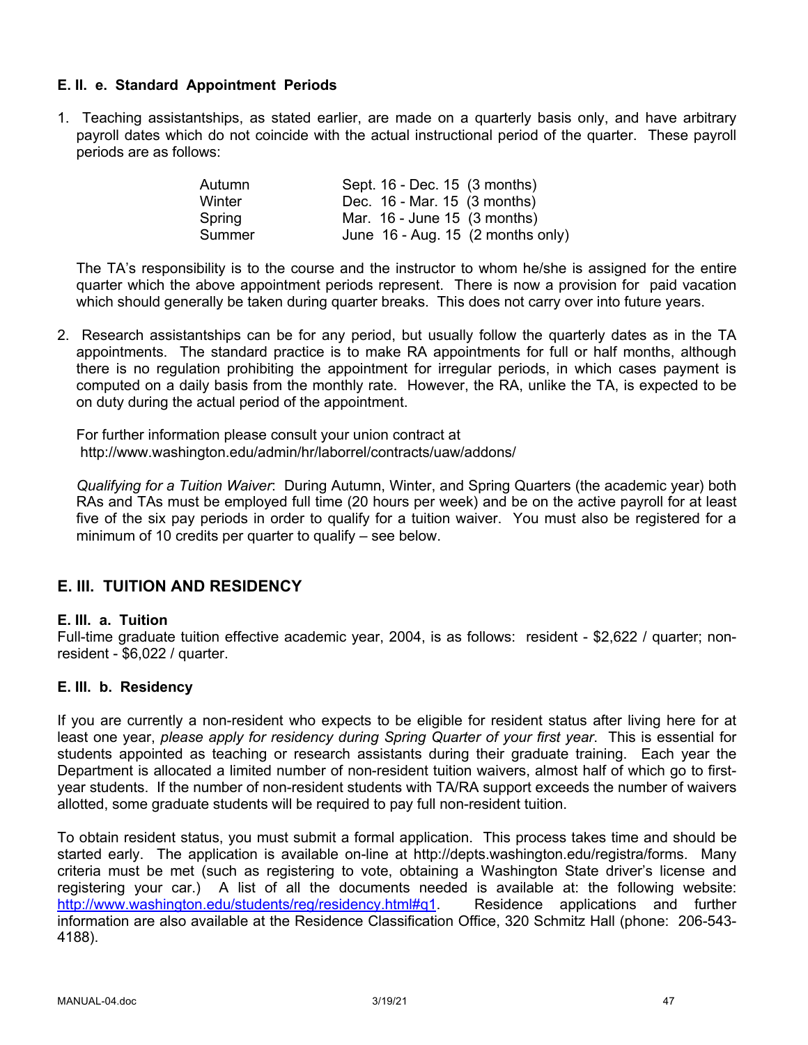### E. II. e. Standard Appointment Periods

1. Teaching assistantships, as stated earlier, are made on a quarterly basis only, and have arbitrary payroll dates which do not coincide with the actual instructional period of the quarter. These payroll periods are as follows:

   | | |
   |---|---|
   | Autumn | Sept. 16 - Dec. 15 (3 months) |
   | Winter | Dec. 16 - Mar. 15 (3 months) |
   | Spring | Mar. 16 - June 15 (3 months) |
   | Summer | June 16 - Aug. 15 (2 months only) |

   The TA's responsibility is to the course and the instructor to whom he/she is assigned for the entire quarter which the above appointment periods represent. There is now a provision for paid vacation which should generally be taken during quarter breaks. This does not carry over into future years.

2. Research assistantships can be for any period, but usually follow the quarterly dates as in the TA appointments. The standard practice is to make RA appointments for full or half months, although there is no regulation prohibiting the appointment for irregular periods, in which cases payment is computed on a daily basis from the monthly rate. However, the RA, unlike the TA, is expected to be on duty during the actual period of the appointment.

   For further information please consult your union contract at http://www.washington.edu/admin/hr/laborrel/contracts/uaw/addons/

   *Qualifying for a Tuition Waiver*: During Autumn, Winter, and Spring Quarters (the academic year) both RAs and TAs must be employed full time (20 hours per week) and be on the active payroll for at least five of the six pay periods in order to qualify for a tuition waiver. You must also be registered for a minimum of 10 credits per quarter to qualify – see below.

## E. III. TUITION AND RESIDENCY

### E. III. a. Tuition

Full-time graduate tuition effective academic year, 2004, is as follows: resident - $2,622 / quarter; non-resident - $6,022 / quarter.

### E. III. b. Residency

If you are currently a non-resident who expects to be eligible for resident status after living here for at least one year, *please apply for residency during Spring Quarter of your first year*. This is essential for students appointed as teaching or research assistants during their graduate training. Each year the Department is allocated a limited number of non-resident tuition waivers, almost half of which go to first-year students. If the number of non-resident students with TA/RA support exceeds the number of waivers allotted, some graduate students will be required to pay full non-resident tuition.

To obtain resident status, you must submit a formal application. This process takes time and should be started early. The application is available on-line at http://depts.washington.edu/registra/forms. Many criteria must be met (such as registering to vote, obtaining a Washington State driver's license and registering your car.) A list of all the documents needed is available at: the following website: http://www.washington.edu/students/reg/residency.html#q1. Residence applications and further information are also available at the Residence Classification Office, 320 Schmitz Hall (phone: 206-543-4188).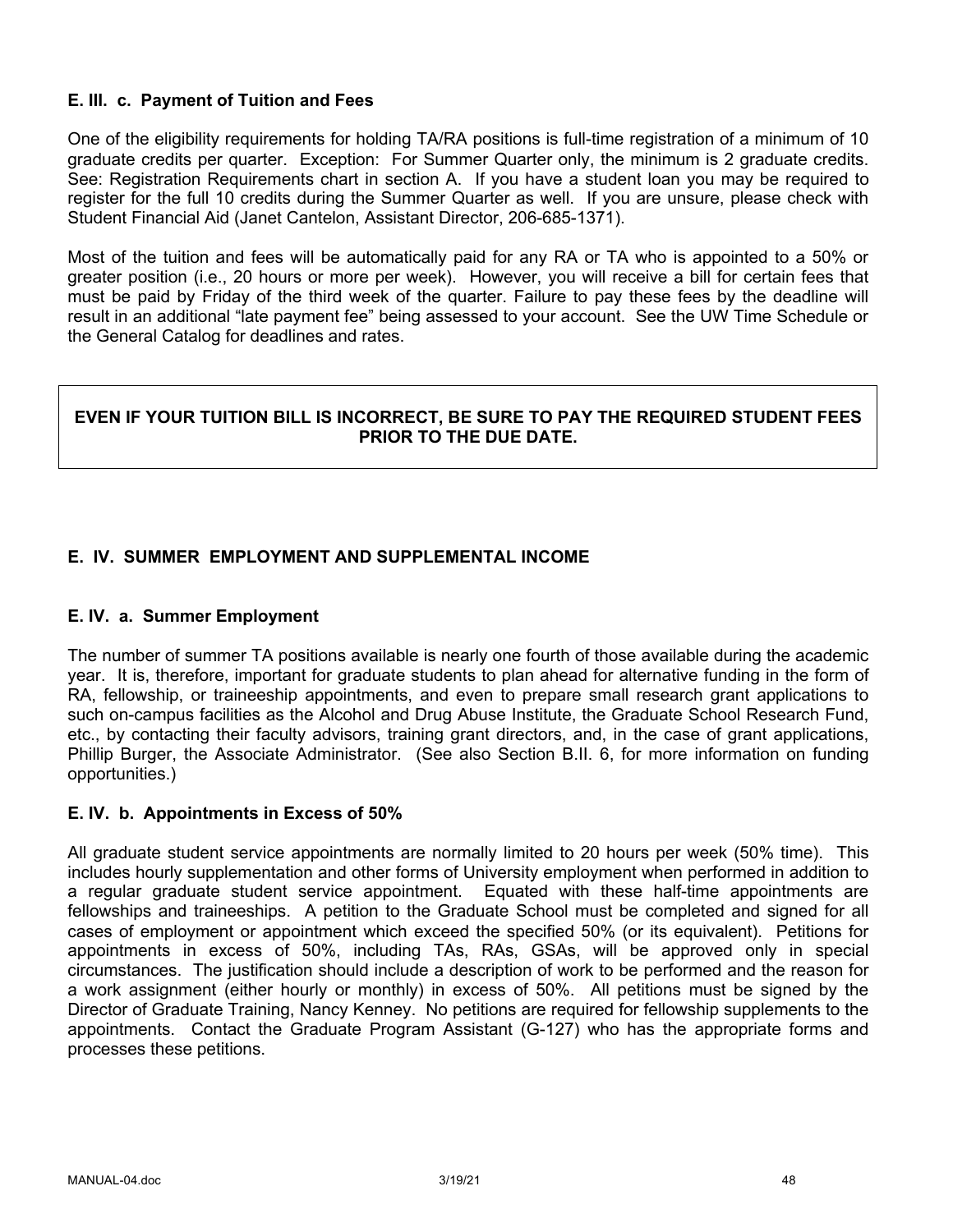### E. III. c. Payment of Tuition and Fees

One of the eligibility requirements for holding TA/RA positions is full-time registration of a minimum of 10 graduate credits per quarter. Exception: For Summer Quarter only, the minimum is 2 graduate credits. See: Registration Requirements chart in section A. If you have a student loan you may be required to register for the full 10 credits during the Summer Quarter as well. If you are unsure, please check with Student Financial Aid (Janet Cantelon, Assistant Director, 206-685-1371).

Most of the tuition and fees will be automatically paid for any RA or TA who is appointed to a 50% or greater position (i.e., 20 hours or more per week). However, you will receive a bill for certain fees that must be paid by Friday of the third week of the quarter. Failure to pay these fees by the deadline will result in an additional "late payment fee" being assessed to your account. See the UW Time Schedule or the General Catalog for deadlines and rates.

**EVEN IF YOUR TUITION BILL IS INCORRECT, BE SURE TO PAY THE REQUIRED STUDENT FEES PRIOR TO THE DUE DATE.**

## E. IV. SUMMER EMPLOYMENT AND SUPPLEMENTAL INCOME

### E. IV. a. Summer Employment

The number of summer TA positions available is nearly one fourth of those available during the academic year. It is, therefore, important for graduate students to plan ahead for alternative funding in the form of RA, fellowship, or traineeship appointments, and even to prepare small research grant applications to such on-campus facilities as the Alcohol and Drug Abuse Institute, the Graduate School Research Fund, etc., by contacting their faculty advisors, training grant directors, and, in the case of grant applications, Phillip Burger, the Associate Administrator. (See also Section B.II. 6, for more information on funding opportunities.)

### E. IV. b. Appointments in Excess of 50%

All graduate student service appointments are normally limited to 20 hours per week (50% time). This includes hourly supplementation and other forms of University employment when performed in addition to a regular graduate student service appointment. Equated with these half-time appointments are fellowships and traineeships. A petition to the Graduate School must be completed and signed for all cases of employment or appointment which exceed the specified 50% (or its equivalent). Petitions for appointments in excess of 50%, including TAs, RAs, GSAs, will be approved only in special circumstances. The justification should include a description of work to be performed and the reason for a work assignment (either hourly or monthly) in excess of 50%. All petitions must be signed by the Director of Graduate Training, Nancy Kenney. No petitions are required for fellowship supplements to the appointments. Contact the Graduate Program Assistant (G-127) who has the appropriate forms and processes these petitions.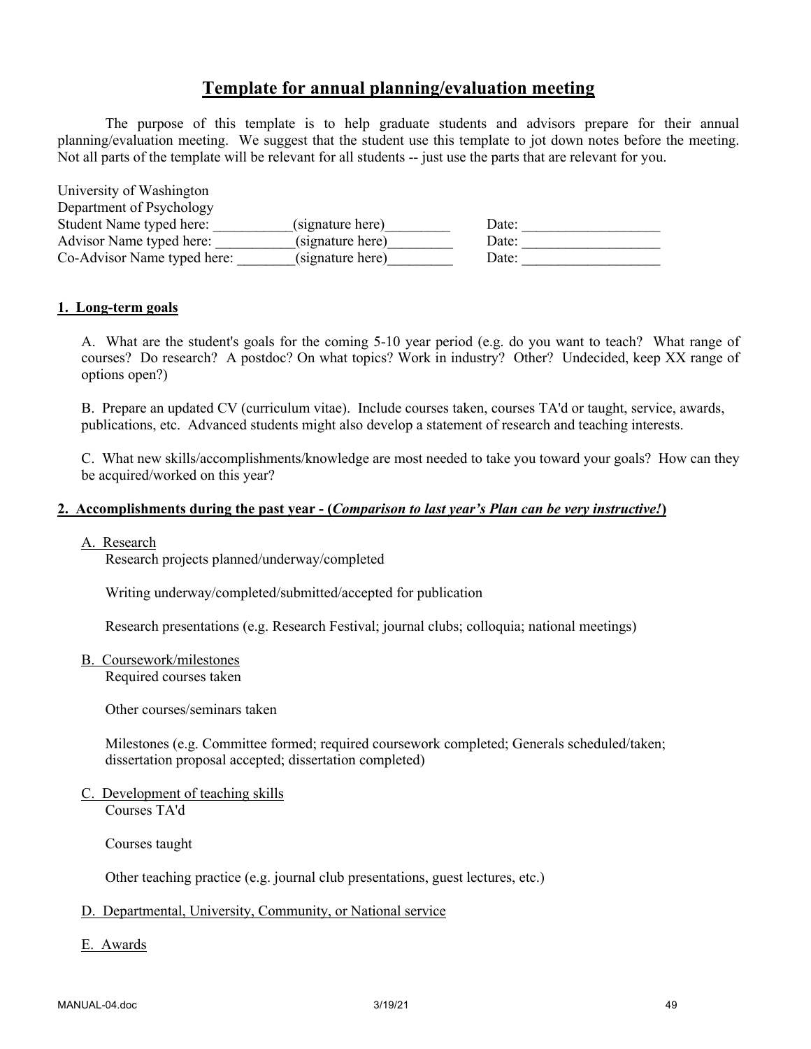# Template for annual planning/evaluation meeting

The purpose of this template is to help graduate students and advisors prepare for their annual planning/evaluation meeting. We suggest that the student use this template to jot down notes before the meeting. Not all parts of the template will be relevant for all students -- just use the parts that are relevant for you.

University of Washington
Department of Psychology
Student Name typed here: ___________(signature here)_________ Date: ___________________
Advisor Name typed here: ___________(signature here)_________ Date: ___________________
Co-Advisor Name typed here: ________(signature here)_________ Date: ___________________

## 1. Long-term goals

A. What are the student's goals for the coming 5-10 year period (e.g. do you want to teach? What range of courses? Do research? A postdoc? On what topics? Work in industry? Other? Undecided, keep XX range of options open?)

B. Prepare an updated CV (curriculum vitae). Include courses taken, courses TA'd or taught, service, awards, publications, etc. Advanced students might also develop a statement of research and teaching interests.

C. What new skills/accomplishments/knowledge are most needed to take you toward your goals? How can they be acquired/worked on this year?

## 2. Accomplishments during the past year - (*Comparison to last year's Plan can be very instructive!*)

A. Research

Research projects planned/underway/completed

Writing underway/completed/submitted/accepted for publication

Research presentations (e.g. Research Festival; journal clubs; colloquia; national meetings)

B. Coursework/milestones

Required courses taken

Other courses/seminars taken

Milestones (e.g. Committee formed; required coursework completed; Generals scheduled/taken; dissertation proposal accepted; dissertation completed)

C. Development of teaching skills

Courses TA'd

Courses taught

Other teaching practice (e.g. journal club presentations, guest lectures, etc.)

D. Departmental, University, Community, or National service

E. Awards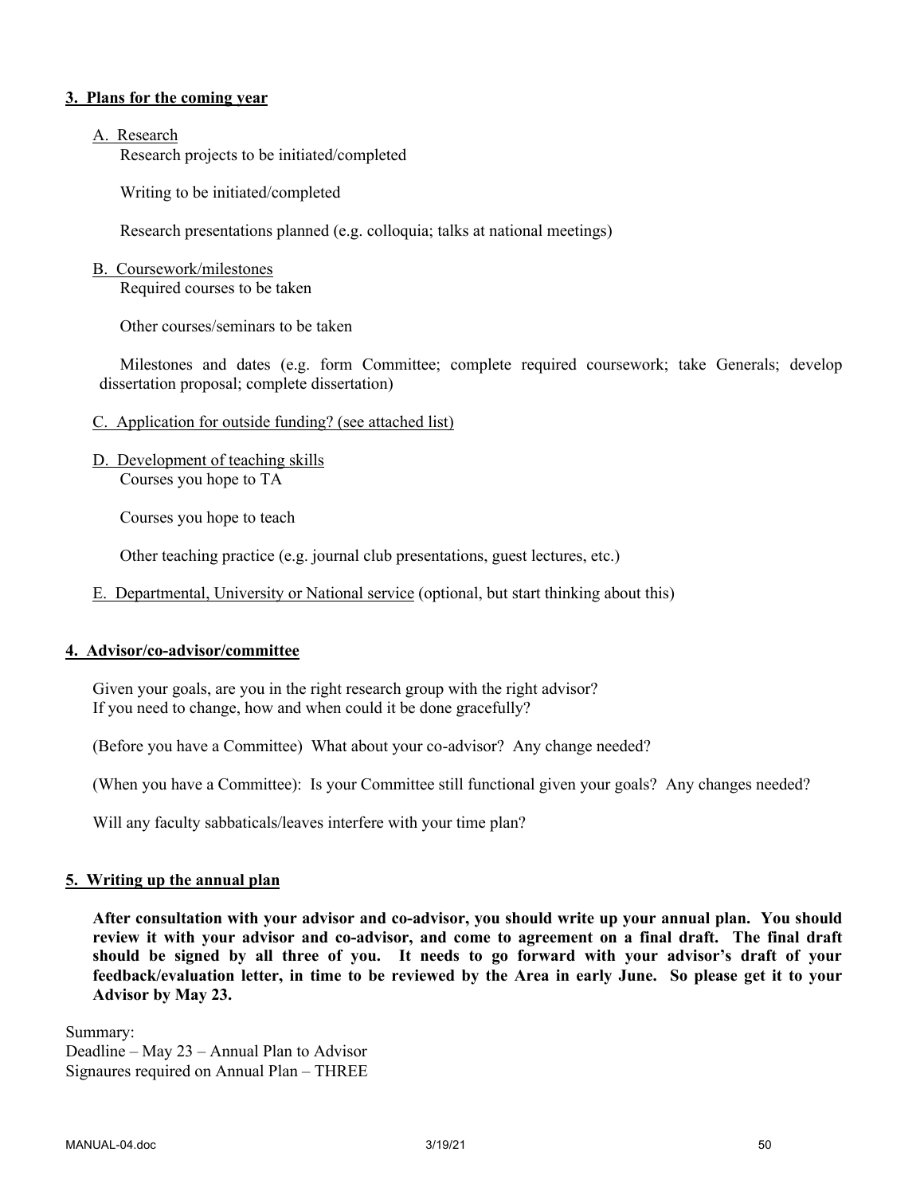### 3. Plans for the coming year

A. Research

Research projects to be initiated/completed

Writing to be initiated/completed

Research presentations planned (e.g. colloquia; talks at national meetings)

B. Coursework/milestones

Required courses to be taken

Other courses/seminars to be taken

Milestones and dates (e.g. form Committee; complete required coursework; take Generals; develop dissertation proposal; complete dissertation)

C. Application for outside funding? (see attached list)

D. Development of teaching skills

Courses you hope to TA

Courses you hope to teach

Other teaching practice (e.g. journal club presentations, guest lectures, etc.)

E. Departmental, University or National service (optional, but start thinking about this)

### 4. Advisor/co-advisor/committee

Given your goals, are you in the right research group with the right advisor?
If you need to change, how and when could it be done gracefully?

(Before you have a Committee) What about your co-advisor? Any change needed?

(When you have a Committee): Is your Committee still functional given your goals? Any changes needed?

Will any faculty sabbaticals/leaves interfere with your time plan?

### 5. Writing up the annual plan

**After consultation with your advisor and co-advisor, you should write up your annual plan. You should review it with your advisor and co-advisor, and come to agreement on a final draft. The final draft should be signed by all three of you. It needs to go forward with your advisor's draft of your feedback/evaluation letter, in time to be reviewed by the Area in early June. So please get it to your Advisor by May 23.**

Summary:
Deadline – May 23 – Annual Plan to Advisor
Signaures required on Annual Plan – THREE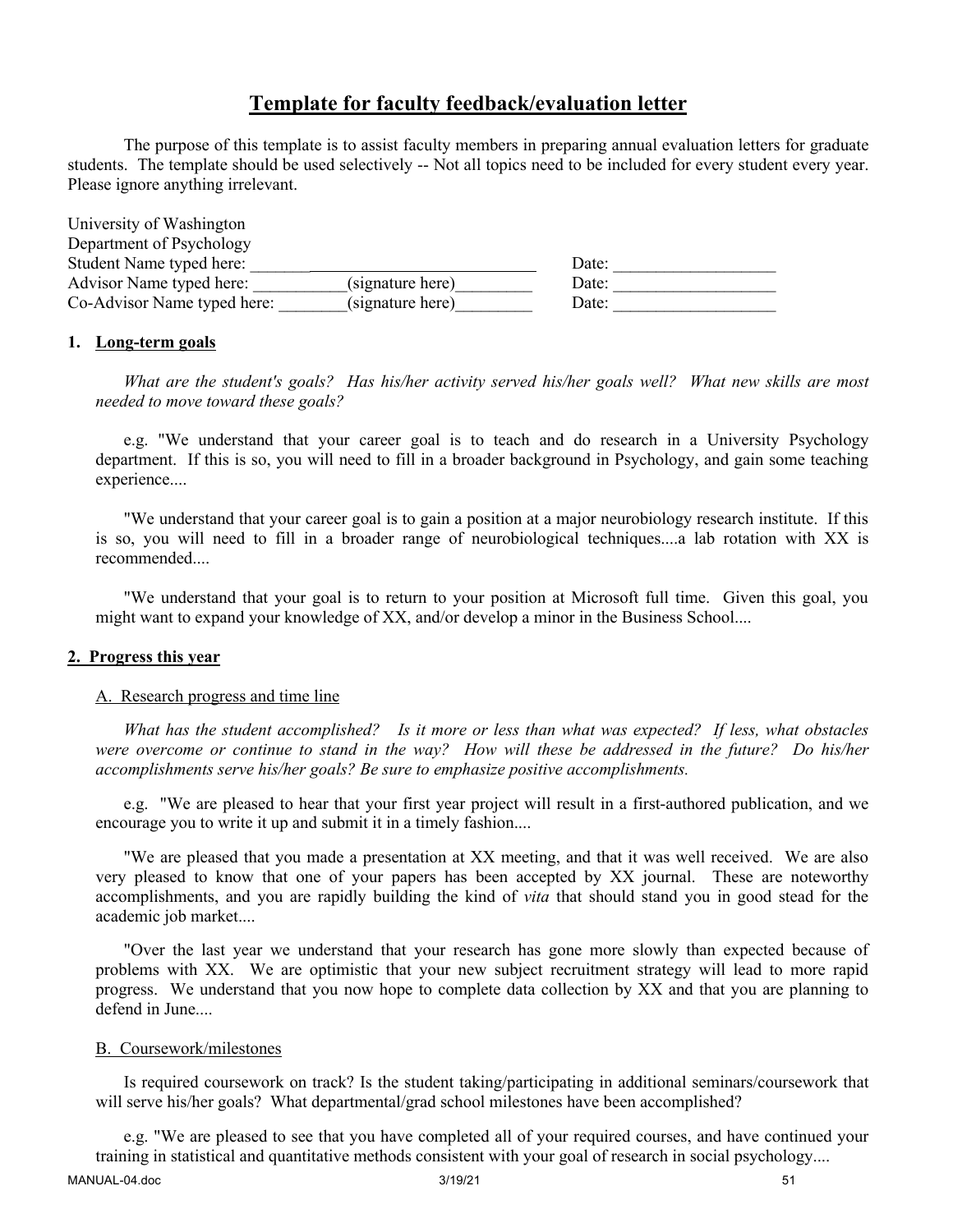# Template for faculty feedback/evaluation letter

The purpose of this template is to assist faculty members in preparing annual evaluation letters for graduate students. The template should be used selectively -- Not all topics need to be included for every student every year. Please ignore anything irrelevant.

University of Washington
Department of Psychology
Student Name typed here: ___________________________________ Date: ___________________
Advisor Name typed here: ___________(signature here)_________ Date: ___________________
Co-Advisor Name typed here: ________(signature here)_________ Date: ___________________

## 1. Long-term goals

*What are the student's goals? Has his/her activity served his/her goals well? What new skills are most needed to move toward these goals?*

e.g. "We understand that your career goal is to teach and do research in a University Psychology department. If this is so, you will need to fill in a broader background in Psychology, and gain some teaching experience....

"We understand that your career goal is to gain a position at a major neurobiology research institute. If this is so, you will need to fill in a broader range of neurobiological techniques....a lab rotation with XX is recommended....

"We understand that your goal is to return to your position at Microsoft full time. Given this goal, you might want to expand your knowledge of XX, and/or develop a minor in the Business School....

## 2. Progress this year

### A. Research progress and time line

*What has the student accomplished? Is it more or less than what was expected? If less, what obstacles were overcome or continue to stand in the way? How will these be addressed in the future? Do his/her accomplishments serve his/her goals? Be sure to emphasize positive accomplishments.*

e.g. "We are pleased to hear that your first year project will result in a first-authored publication, and we encourage you to write it up and submit it in a timely fashion....

"We are pleased that you made a presentation at XX meeting, and that it was well received. We are also very pleased to know that one of your papers has been accepted by XX journal. These are noteworthy accomplishments, and you are rapidly building the kind of *vita* that should stand you in good stead for the academic job market....

"Over the last year we understand that your research has gone more slowly than expected because of problems with XX. We are optimistic that your new subject recruitment strategy will lead to more rapid progress. We understand that you now hope to complete data collection by XX and that you are planning to defend in June....

### B. Coursework/milestones

Is required coursework on track? Is the student taking/participating in additional seminars/coursework that will serve his/her goals? What departmental/grad school milestones have been accomplished?

e.g. "We are pleased to see that you have completed all of your required courses, and have continued your training in statistical and quantitative methods consistent with your goal of research in social psychology....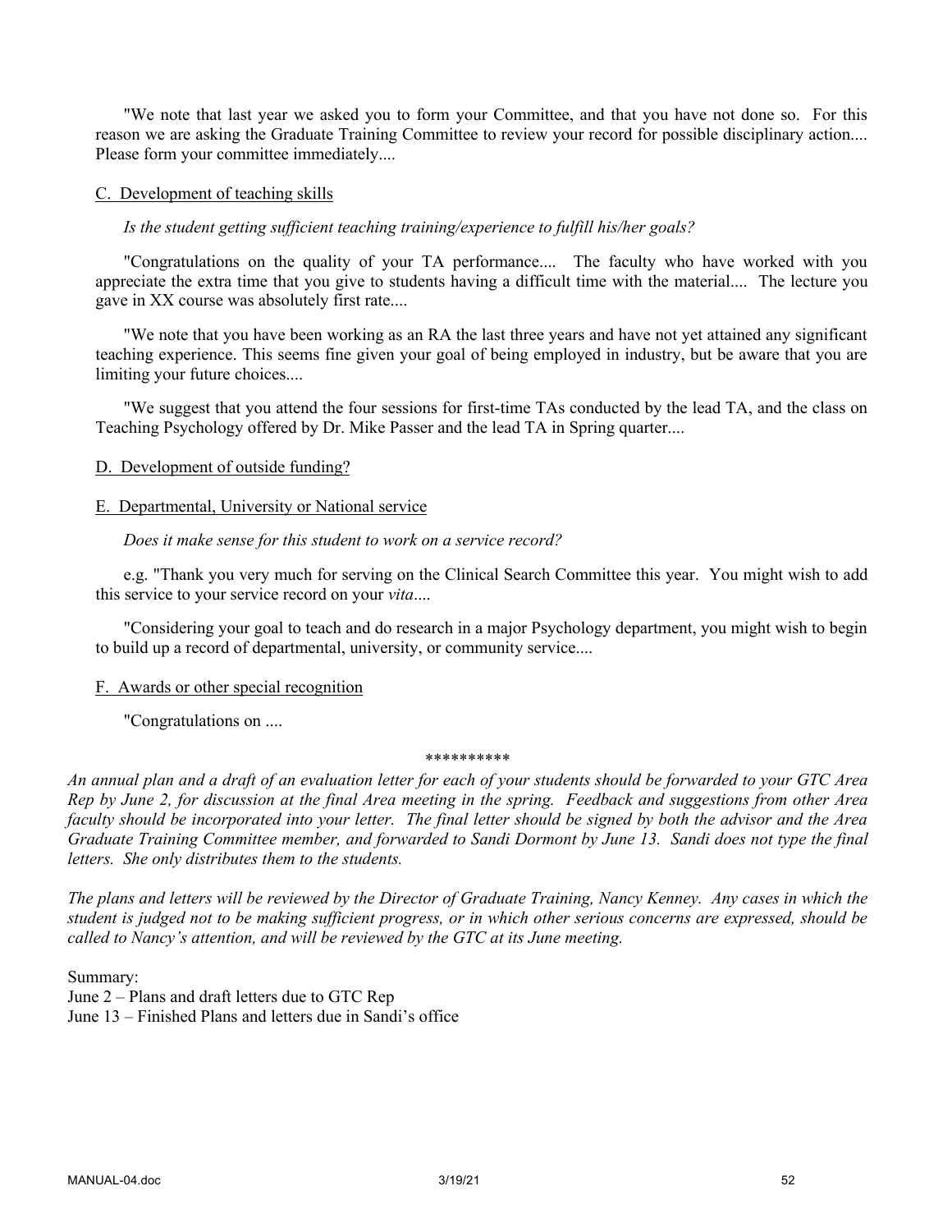"We note that last year we asked you to form your Committee, and that you have not done so. For this reason we are asking the Graduate Training Committee to review your record for possible disciplinary action.... Please form your committee immediately....

C. Development of teaching skills

*Is the student getting sufficient teaching training/experience to fulfill his/her goals?*

"Congratulations on the quality of your TA performance.... The faculty who have worked with you appreciate the extra time that you give to students having a difficult time with the material.... The lecture you gave in XX course was absolutely first rate....

"We note that you have been working as an RA the last three years and have not yet attained any significant teaching experience. This seems fine given your goal of being employed in industry, but be aware that you are limiting your future choices....

"We suggest that you attend the four sessions for first-time TAs conducted by the lead TA, and the class on Teaching Psychology offered by Dr. Mike Passer and the lead TA in Spring quarter....

D. Development of outside funding?

E. Departmental, University or National service

*Does it make sense for this student to work on a service record?*

e.g. "Thank you very much for serving on the Clinical Search Committee this year. You might wish to add this service to your service record on your *vita*....

"Considering your goal to teach and do research in a major Psychology department, you might wish to begin to build up a record of departmental, university, or community service....

F. Awards or other special recognition

"Congratulations on ....

**********

*An annual plan and a draft of an evaluation letter for each of your students should be forwarded to your GTC Area Rep by June 2, for discussion at the final Area meeting in the spring. Feedback and suggestions from other Area faculty should be incorporated into your letter. The final letter should be signed by both the advisor and the Area Graduate Training Committee member, and forwarded to Sandi Dormont by June 13. Sandi does not type the final letters. She only distributes them to the students.*

*The plans and letters will be reviewed by the Director of Graduate Training, Nancy Kenney. Any cases in which the student is judged not to be making sufficient progress, or in which other serious concerns are expressed, should be called to Nancy's attention, and will be reviewed by the GTC at its June meeting.*

Summary:
June 2 – Plans and draft letters due to GTC Rep
June 13 – Finished Plans and letters due in Sandi's office